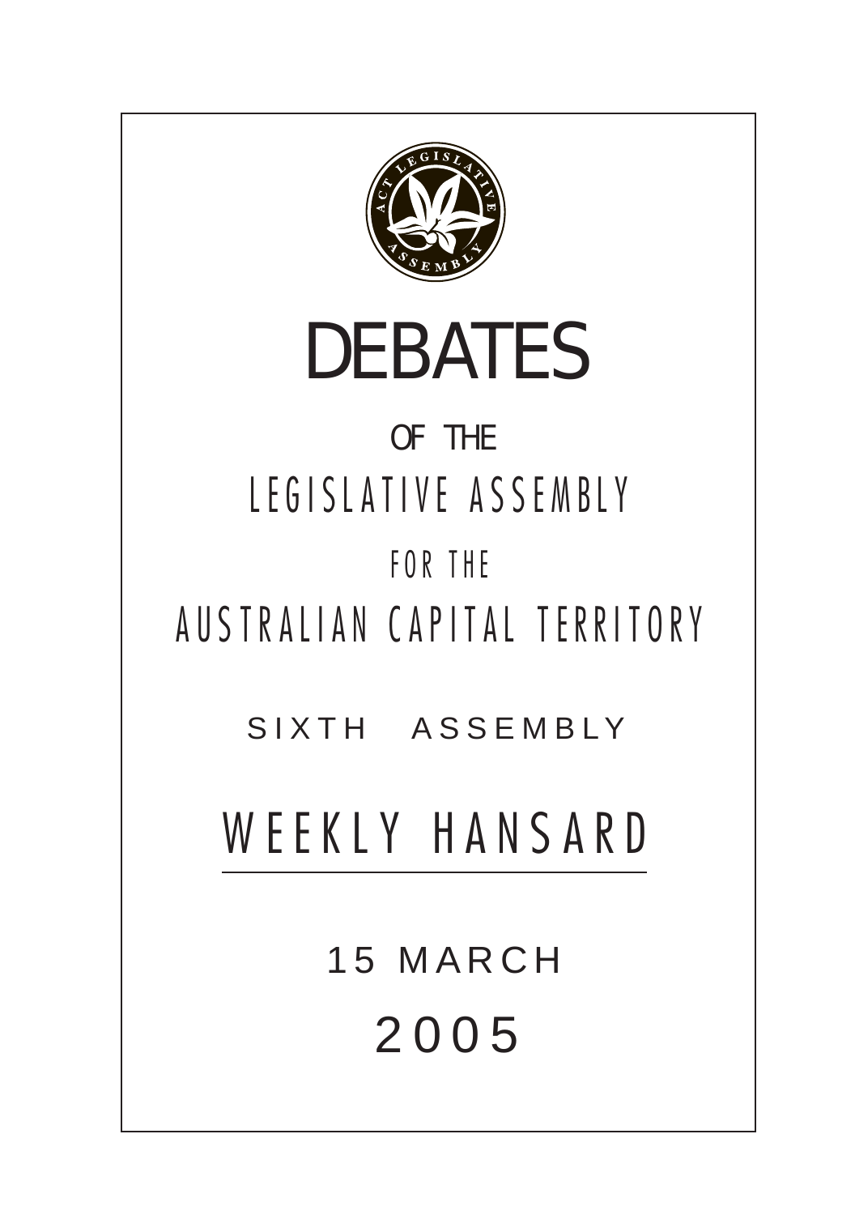# DEBATES

OF THE

LEGISLATIVE ASSEMBLY

FOR THE

AUSTRALIAN CAPITAL TERRITORY

SIXTH ASSEMBLY

## WEEKLY HANSARD

15 MARCH

2005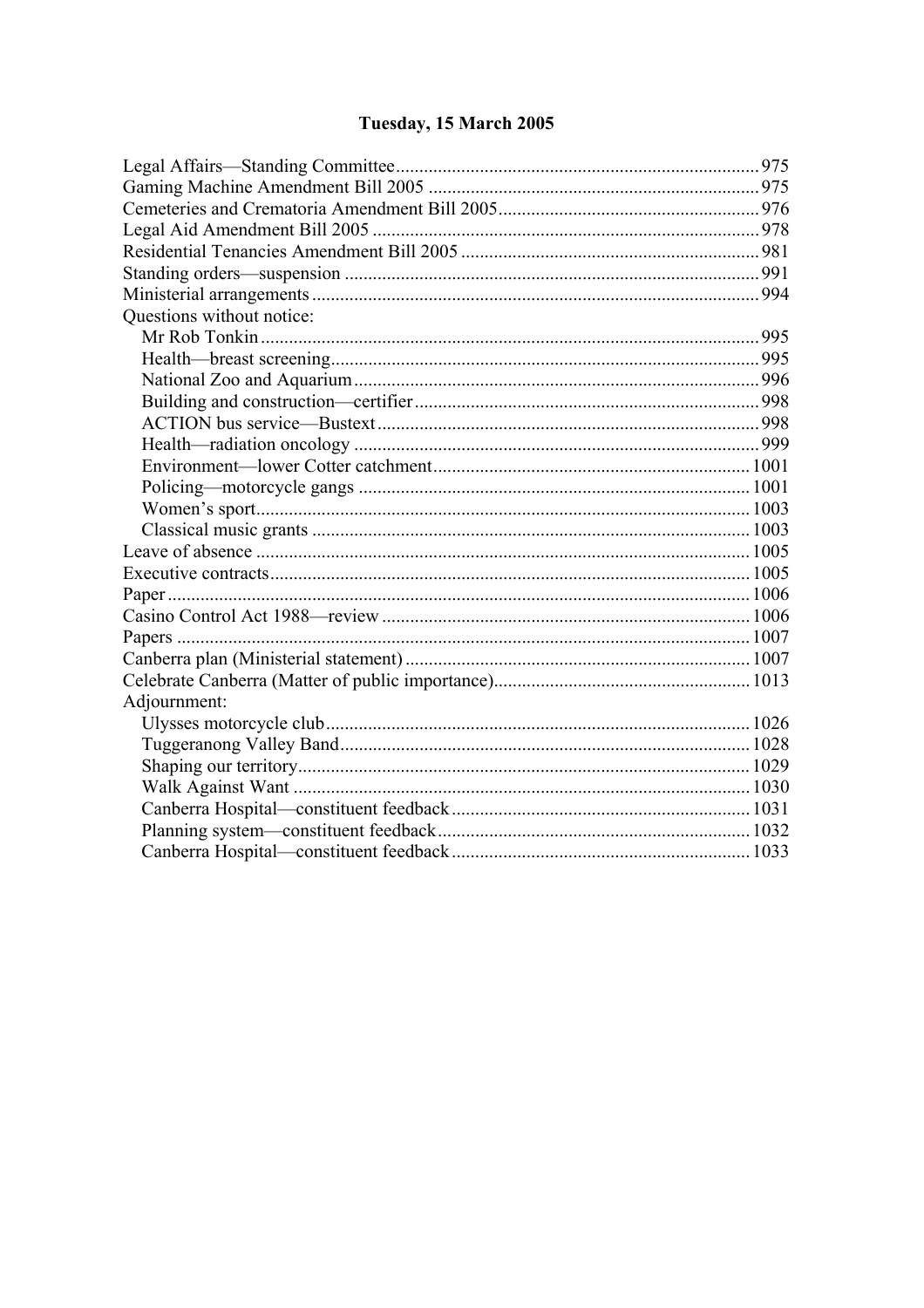# Tuesday, 15 March 2005

| | |
|---|---|
| Legal Affairs—Standing Committee | 975 |
| Gaming Machine Amendment Bill 2005 | 975 |
| Cemeteries and Crematoria Amendment Bill 2005 | 976 |
| Legal Aid Amendment Bill 2005 | 978 |
| Residential Tenancies Amendment Bill 2005 | 981 |
| Standing orders—suspension | 991 |
| Ministerial arrangements | 994 |
| Questions without notice: | |
| Mr Rob Tonkin | 995 |
| Health—breast screening | 995 |
| National Zoo and Aquarium | 996 |
| Building and construction—certifier | 998 |
| ACTION bus service—Bustext | 998 |
| Health—radiation oncology | 999 |
| Environment—lower Cotter catchment | 1001 |
| Policing—motorcycle gangs | 1001 |
| Women's sport | 1003 |
| Classical music grants | 1003 |
| Leave of absence | 1005 |
| Executive contracts | 1005 |
| Paper | 1006 |
| Casino Control Act 1988—review | 1006 |
| Papers | 1007 |
| Canberra plan (Ministerial statement) | 1007 |
| Celebrate Canberra (Matter of public importance) | 1013 |
| Adjournment: | |
| Ulysses motorcycle club | 1026 |
| Tuggeranong Valley Band | 1028 |
| Shaping our territory | 1029 |
| Walk Against Want | 1030 |
| Canberra Hospital—constituent feedback | 1031 |
| Planning system—constituent feedback | 1032 |
| Canberra Hospital—constituent feedback | 1033 |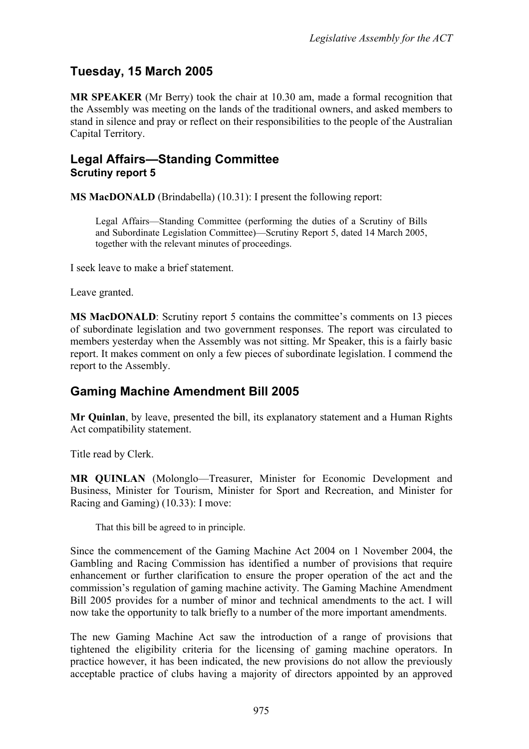## Tuesday, 15 March 2005

**MR SPEAKER** (Mr Berry) took the chair at 10.30 am, made a formal recognition that the Assembly was meeting on the lands of the traditional owners, and asked members to stand in silence and pray or reflect on their responsibilities to the people of the Australian Capital Territory.

## Legal Affairs—Standing Committee
### Scrutiny report 5

**MS MacDONALD** (Brindabella) (10.31): I present the following report:

> Legal Affairs—Standing Committee (performing the duties of a Scrutiny of Bills and Subordinate Legislation Committee)—Scrutiny Report 5, dated 14 March 2005, together with the relevant minutes of proceedings.

I seek leave to make a brief statement.

Leave granted.

**MS MacDONALD**: Scrutiny report 5 contains the committee's comments on 13 pieces of subordinate legislation and two government responses. The report was circulated to members yesterday when the Assembly was not sitting. Mr Speaker, this is a fairly basic report. It makes comment on only a few pieces of subordinate legislation. I commend the report to the Assembly.

## Gaming Machine Amendment Bill 2005

**Mr Quinlan**, by leave, presented the bill, its explanatory statement and a Human Rights Act compatibility statement.

Title read by Clerk.

**MR QUINLAN** (Molonglo—Treasurer, Minister for Economic Development and Business, Minister for Tourism, Minister for Sport and Recreation, and Minister for Racing and Gaming) (10.33): I move:

> That this bill be agreed to in principle.

Since the commencement of the Gaming Machine Act 2004 on 1 November 2004, the Gambling and Racing Commission has identified a number of provisions that require enhancement or further clarification to ensure the proper operation of the act and the commission's regulation of gaming machine activity. The Gaming Machine Amendment Bill 2005 provides for a number of minor and technical amendments to the act. I will now take the opportunity to talk briefly to a number of the more important amendments.

The new Gaming Machine Act saw the introduction of a range of provisions that tightened the eligibility criteria for the licensing of gaming machine operators. In practice however, it has been indicated, the new provisions do not allow the previously acceptable practice of clubs having a majority of directors appointed by an approved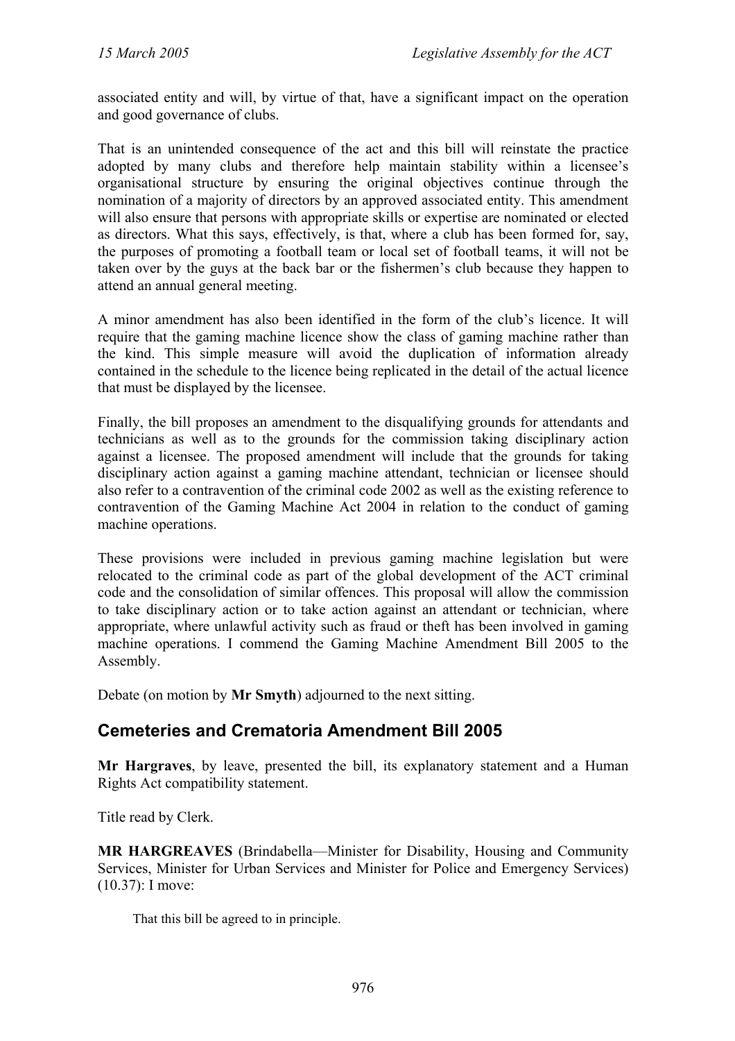associated entity and will, by virtue of that, have a significant impact on the operation and good governance of clubs.

That is an unintended consequence of the act and this bill will reinstate the practice adopted by many clubs and therefore help maintain stability within a licensee's organisational structure by ensuring the original objectives continue through the nomination of a majority of directors by an approved associated entity. This amendment will also ensure that persons with appropriate skills or expertise are nominated or elected as directors. What this says, effectively, is that, where a club has been formed for, say, the purposes of promoting a football team or local set of football teams, it will not be taken over by the guys at the back bar or the fishermen's club because they happen to attend an annual general meeting.

A minor amendment has also been identified in the form of the club's licence. It will require that the gaming machine licence show the class of gaming machine rather than the kind. This simple measure will avoid the duplication of information already contained in the schedule to the licence being replicated in the detail of the actual licence that must be displayed by the licensee.

Finally, the bill proposes an amendment to the disqualifying grounds for attendants and technicians as well as to the grounds for the commission taking disciplinary action against a licensee. The proposed amendment will include that the grounds for taking disciplinary action against a gaming machine attendant, technician or licensee should also refer to a contravention of the criminal code 2002 as well as the existing reference to contravention of the Gaming Machine Act 2004 in relation to the conduct of gaming machine operations.

These provisions were included in previous gaming machine legislation but were relocated to the criminal code as part of the global development of the ACT criminal code and the consolidation of similar offences. This proposal will allow the commission to take disciplinary action or to take action against an attendant or technician, where appropriate, where unlawful activity such as fraud or theft has been involved in gaming machine operations. I commend the Gaming Machine Amendment Bill 2005 to the Assembly.

Debate (on motion by **Mr Smyth**) adjourned to the next sitting.

## Cemeteries and Crematoria Amendment Bill 2005

**Mr Hargraves**, by leave, presented the bill, its explanatory statement and a Human Rights Act compatibility statement.

Title read by Clerk.

**MR HARGREAVES** (Brindabella—Minister for Disability, Housing and Community Services, Minister for Urban Services and Minister for Police and Emergency Services) (10.37): I move:

> That this bill be agreed to in principle.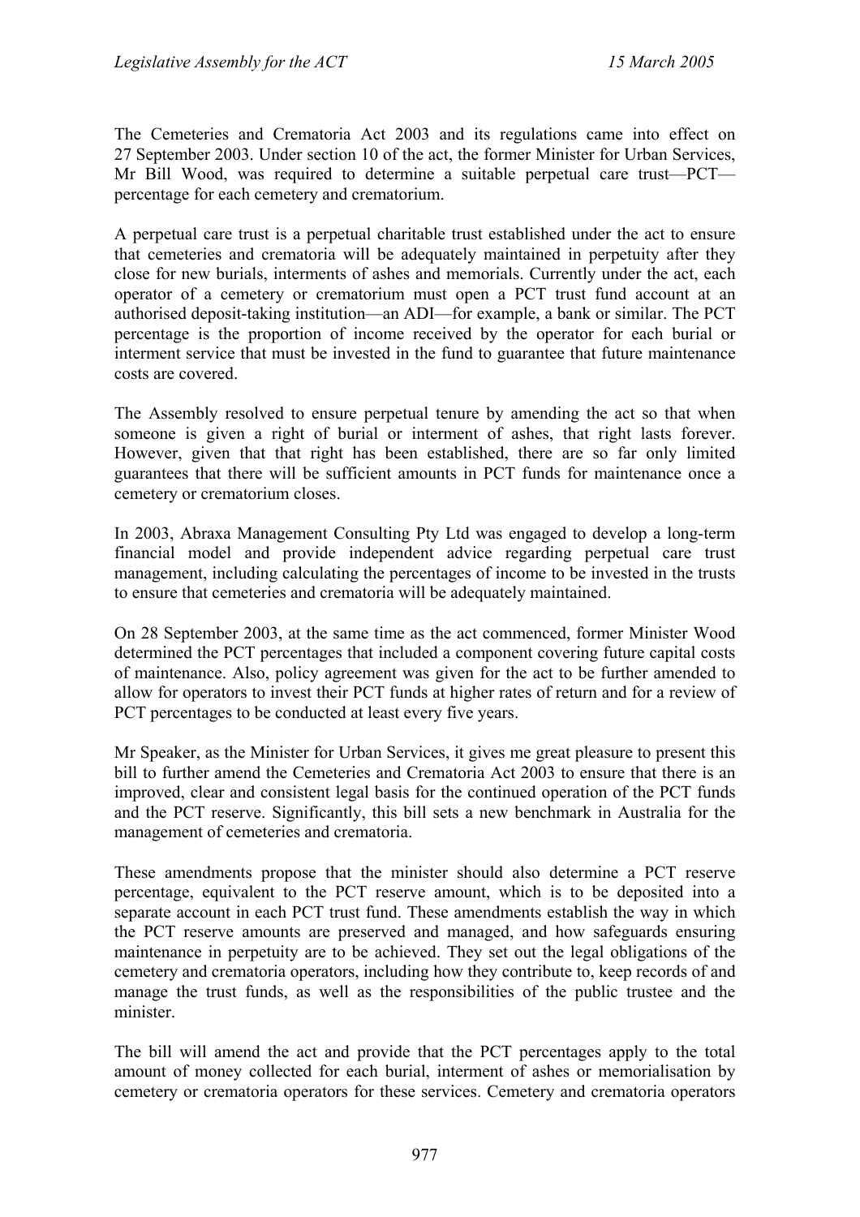The Cemeteries and Crematoria Act 2003 and its regulations came into effect on 27 September 2003. Under section 10 of the act, the former Minister for Urban Services, Mr Bill Wood, was required to determine a suitable perpetual care trust—PCT—percentage for each cemetery and crematorium.

A perpetual care trust is a perpetual charitable trust established under the act to ensure that cemeteries and crematoria will be adequately maintained in perpetuity after they close for new burials, interments of ashes and memorials. Currently under the act, each operator of a cemetery or crematorium must open a PCT trust fund account at an authorised deposit-taking institution—an ADI—for example, a bank or similar. The PCT percentage is the proportion of income received by the operator for each burial or interment service that must be invested in the fund to guarantee that future maintenance costs are covered.

The Assembly resolved to ensure perpetual tenure by amending the act so that when someone is given a right of burial or interment of ashes, that right lasts forever. However, given that that right has been established, there are so far only limited guarantees that there will be sufficient amounts in PCT funds for maintenance once a cemetery or crematorium closes.

In 2003, Abraxa Management Consulting Pty Ltd was engaged to develop a long-term financial model and provide independent advice regarding perpetual care trust management, including calculating the percentages of income to be invested in the trusts to ensure that cemeteries and crematoria will be adequately maintained.

On 28 September 2003, at the same time as the act commenced, former Minister Wood determined the PCT percentages that included a component covering future capital costs of maintenance. Also, policy agreement was given for the act to be further amended to allow for operators to invest their PCT funds at higher rates of return and for a review of PCT percentages to be conducted at least every five years.

Mr Speaker, as the Minister for Urban Services, it gives me great pleasure to present this bill to further amend the Cemeteries and Crematoria Act 2003 to ensure that there is an improved, clear and consistent legal basis for the continued operation of the PCT funds and the PCT reserve. Significantly, this bill sets a new benchmark in Australia for the management of cemeteries and crematoria.

These amendments propose that the minister should also determine a PCT reserve percentage, equivalent to the PCT reserve amount, which is to be deposited into a separate account in each PCT trust fund. These amendments establish the way in which the PCT reserve amounts are preserved and managed, and how safeguards ensuring maintenance in perpetuity are to be achieved. They set out the legal obligations of the cemetery and crematoria operators, including how they contribute to, keep records of and manage the trust funds, as well as the responsibilities of the public trustee and the minister.

The bill will amend the act and provide that the PCT percentages apply to the total amount of money collected for each burial, interment of ashes or memorialisation by cemetery or crematoria operators for these services. Cemetery and crematoria operators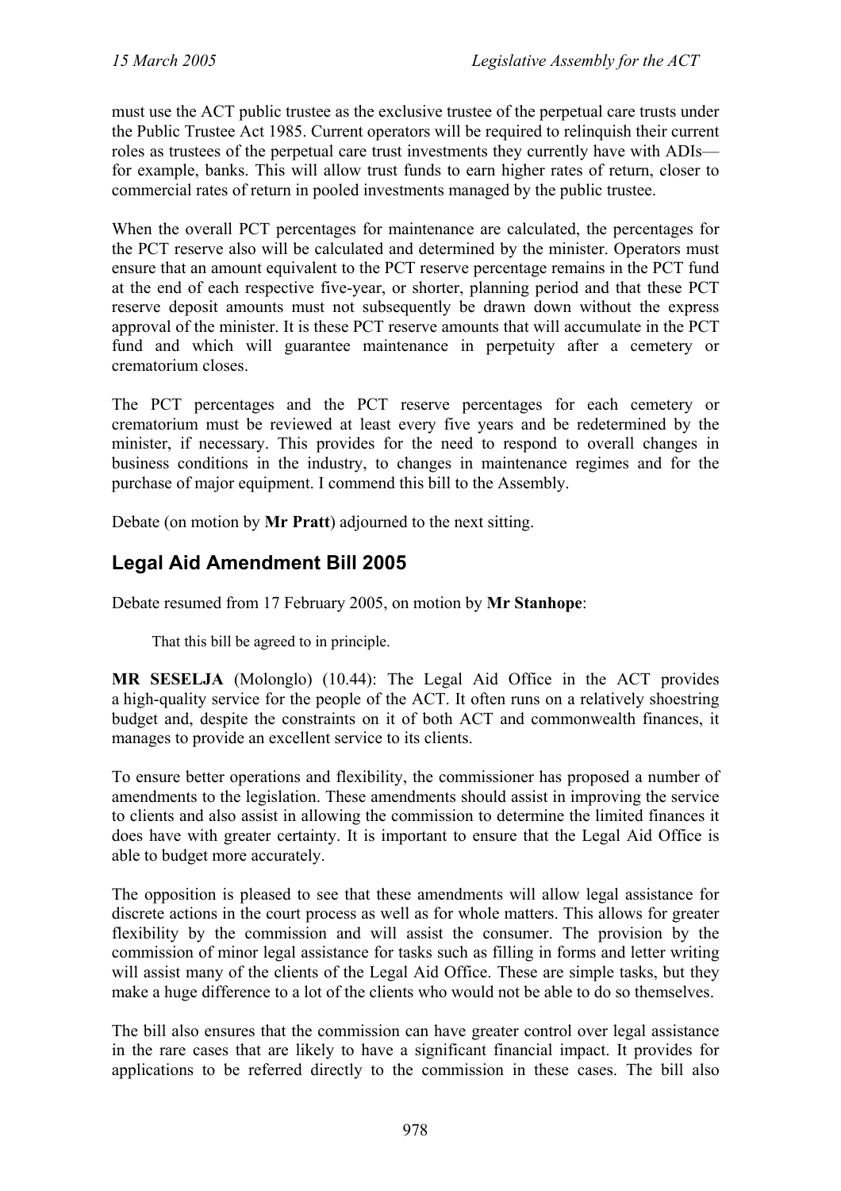must use the ACT public trustee as the exclusive trustee of the perpetual care trusts under the Public Trustee Act 1985. Current operators will be required to relinquish their current roles as trustees of the perpetual care trust investments they currently have with ADIs—for example, banks. This will allow trust funds to earn higher rates of return, closer to commercial rates of return in pooled investments managed by the public trustee.

When the overall PCT percentages for maintenance are calculated, the percentages for the PCT reserve also will be calculated and determined by the minister. Operators must ensure that an amount equivalent to the PCT reserve percentage remains in the PCT fund at the end of each respective five-year, or shorter, planning period and that these PCT reserve deposit amounts must not subsequently be drawn down without the express approval of the minister. It is these PCT reserve amounts that will accumulate in the PCT fund and which will guarantee maintenance in perpetuity after a cemetery or crematorium closes.

The PCT percentages and the PCT reserve percentages for each cemetery or crematorium must be reviewed at least every five years and be redetermined by the minister, if necessary. This provides for the need to respond to overall changes in business conditions in the industry, to changes in maintenance regimes and for the purchase of major equipment. I commend this bill to the Assembly.

Debate (on motion by **Mr Pratt**) adjourned to the next sitting.

## Legal Aid Amendment Bill 2005

Debate resumed from 17 February 2005, on motion by **Mr Stanhope**:

> That this bill be agreed to in principle.

**MR SESELJA** (Molonglo) (10.44): The Legal Aid Office in the ACT provides a high-quality service for the people of the ACT. It often runs on a relatively shoestring budget and, despite the constraints on it of both ACT and commonwealth finances, it manages to provide an excellent service to its clients.

To ensure better operations and flexibility, the commissioner has proposed a number of amendments to the legislation. These amendments should assist in improving the service to clients and also assist in allowing the commission to determine the limited finances it does have with greater certainty. It is important to ensure that the Legal Aid Office is able to budget more accurately.

The opposition is pleased to see that these amendments will allow legal assistance for discrete actions in the court process as well as for whole matters. This allows for greater flexibility by the commission and will assist the consumer. The provision by the commission of minor legal assistance for tasks such as filling in forms and letter writing will assist many of the clients of the Legal Aid Office. These are simple tasks, but they make a huge difference to a lot of the clients who would not be able to do so themselves.

The bill also ensures that the commission can have greater control over legal assistance in the rare cases that are likely to have a significant financial impact. It provides for applications to be referred directly to the commission in these cases. The bill also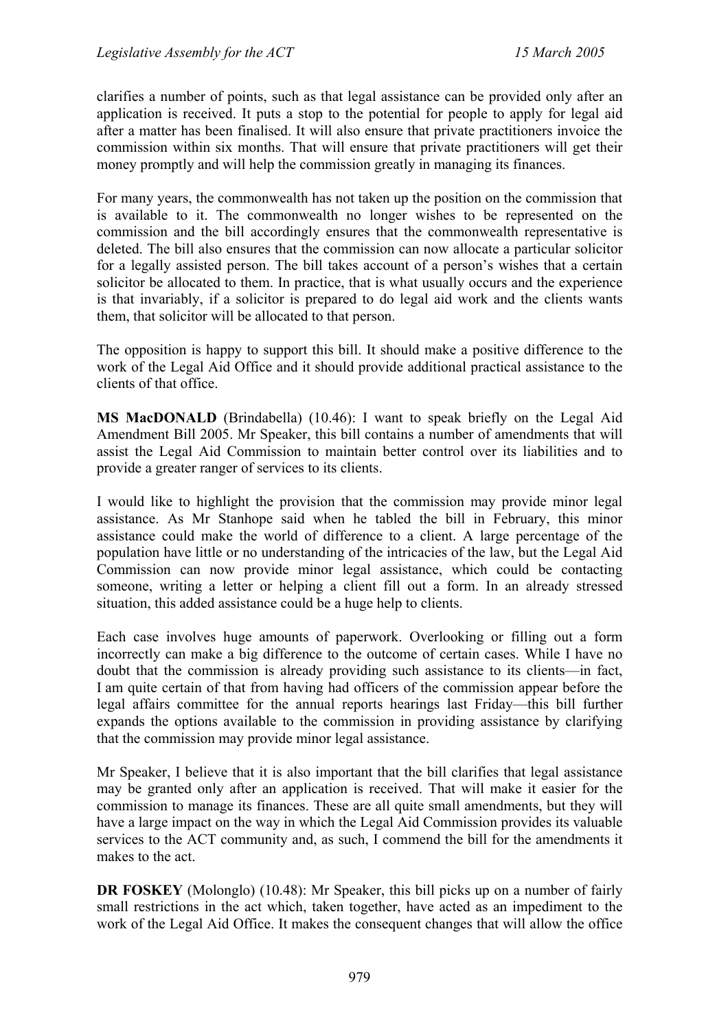clarifies a number of points, such as that legal assistance can be provided only after an application is received. It puts a stop to the potential for people to apply for legal aid after a matter has been finalised. It will also ensure that private practitioners invoice the commission within six months. That will ensure that private practitioners will get their money promptly and will help the commission greatly in managing its finances.

For many years, the commonwealth has not taken up the position on the commission that is available to it. The commonwealth no longer wishes to be represented on the commission and the bill accordingly ensures that the commonwealth representative is deleted. The bill also ensures that the commission can now allocate a particular solicitor for a legally assisted person. The bill takes account of a person's wishes that a certain solicitor be allocated to them. In practice, that is what usually occurs and the experience is that invariably, if a solicitor is prepared to do legal aid work and the clients wants them, that solicitor will be allocated to that person.

The opposition is happy to support this bill. It should make a positive difference to the work of the Legal Aid Office and it should provide additional practical assistance to the clients of that office.

**MS MacDONALD** (Brindabella) (10.46): I want to speak briefly on the Legal Aid Amendment Bill 2005. Mr Speaker, this bill contains a number of amendments that will assist the Legal Aid Commission to maintain better control over its liabilities and to provide a greater ranger of services to its clients.

I would like to highlight the provision that the commission may provide minor legal assistance. As Mr Stanhope said when he tabled the bill in February, this minor assistance could make the world of difference to a client. A large percentage of the population have little or no understanding of the intricacies of the law, but the Legal Aid Commission can now provide minor legal assistance, which could be contacting someone, writing a letter or helping a client fill out a form. In an already stressed situation, this added assistance could be a huge help to clients.

Each case involves huge amounts of paperwork. Overlooking or filling out a form incorrectly can make a big difference to the outcome of certain cases. While I have no doubt that the commission is already providing such assistance to its clients—in fact, I am quite certain of that from having had officers of the commission appear before the legal affairs committee for the annual reports hearings last Friday—this bill further expands the options available to the commission in providing assistance by clarifying that the commission may provide minor legal assistance.

Mr Speaker, I believe that it is also important that the bill clarifies that legal assistance may be granted only after an application is received. That will make it easier for the commission to manage its finances. These are all quite small amendments, but they will have a large impact on the way in which the Legal Aid Commission provides its valuable services to the ACT community and, as such, I commend the bill for the amendments it makes to the act.

**DR FOSKEY** (Molonglo) (10.48): Mr Speaker, this bill picks up on a number of fairly small restrictions in the act which, taken together, have acted as an impediment to the work of the Legal Aid Office. It makes the consequent changes that will allow the office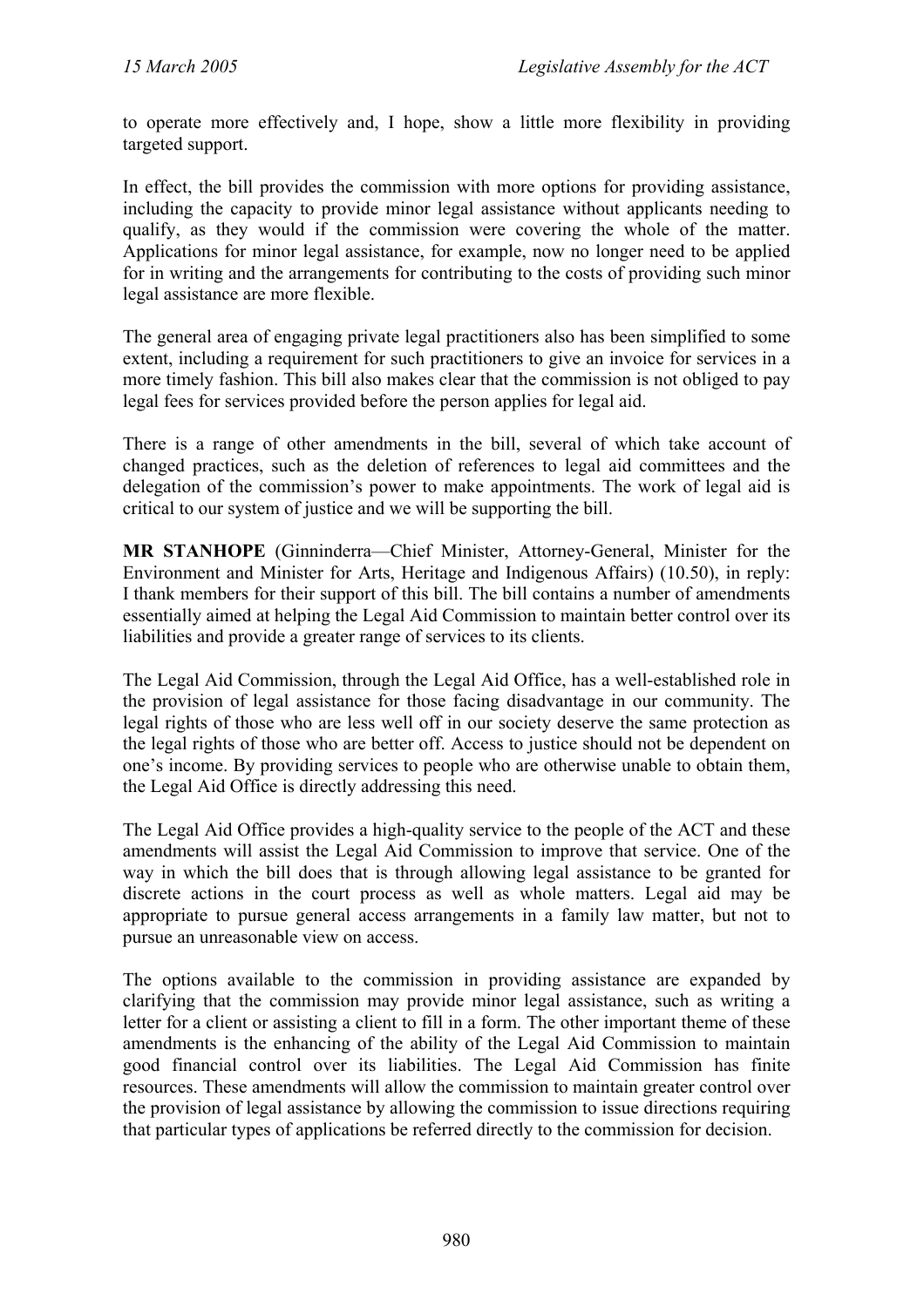to operate more effectively and, I hope, show a little more flexibility in providing targeted support.

In effect, the bill provides the commission with more options for providing assistance, including the capacity to provide minor legal assistance without applicants needing to qualify, as they would if the commission were covering the whole of the matter. Applications for minor legal assistance, for example, now no longer need to be applied for in writing and the arrangements for contributing to the costs of providing such minor legal assistance are more flexible.

The general area of engaging private legal practitioners also has been simplified to some extent, including a requirement for such practitioners to give an invoice for services in a more timely fashion. This bill also makes clear that the commission is not obliged to pay legal fees for services provided before the person applies for legal aid.

There is a range of other amendments in the bill, several of which take account of changed practices, such as the deletion of references to legal aid committees and the delegation of the commission's power to make appointments. The work of legal aid is critical to our system of justice and we will be supporting the bill.

**MR STANHOPE** (Ginninderra—Chief Minister, Attorney-General, Minister for the Environment and Minister for Arts, Heritage and Indigenous Affairs) (10.50), in reply: I thank members for their support of this bill. The bill contains a number of amendments essentially aimed at helping the Legal Aid Commission to maintain better control over its liabilities and provide a greater range of services to its clients.

The Legal Aid Commission, through the Legal Aid Office, has a well-established role in the provision of legal assistance for those facing disadvantage in our community. The legal rights of those who are less well off in our society deserve the same protection as the legal rights of those who are better off. Access to justice should not be dependent on one's income. By providing services to people who are otherwise unable to obtain them, the Legal Aid Office is directly addressing this need.

The Legal Aid Office provides a high-quality service to the people of the ACT and these amendments will assist the Legal Aid Commission to improve that service. One of the way in which the bill does that is through allowing legal assistance to be granted for discrete actions in the court process as well as whole matters. Legal aid may be appropriate to pursue general access arrangements in a family law matter, but not to pursue an unreasonable view on access.

The options available to the commission in providing assistance are expanded by clarifying that the commission may provide minor legal assistance, such as writing a letter for a client or assisting a client to fill in a form. The other important theme of these amendments is the enhancing of the ability of the Legal Aid Commission to maintain good financial control over its liabilities. The Legal Aid Commission has finite resources. These amendments will allow the commission to maintain greater control over the provision of legal assistance by allowing the commission to issue directions requiring that particular types of applications be referred directly to the commission for decision.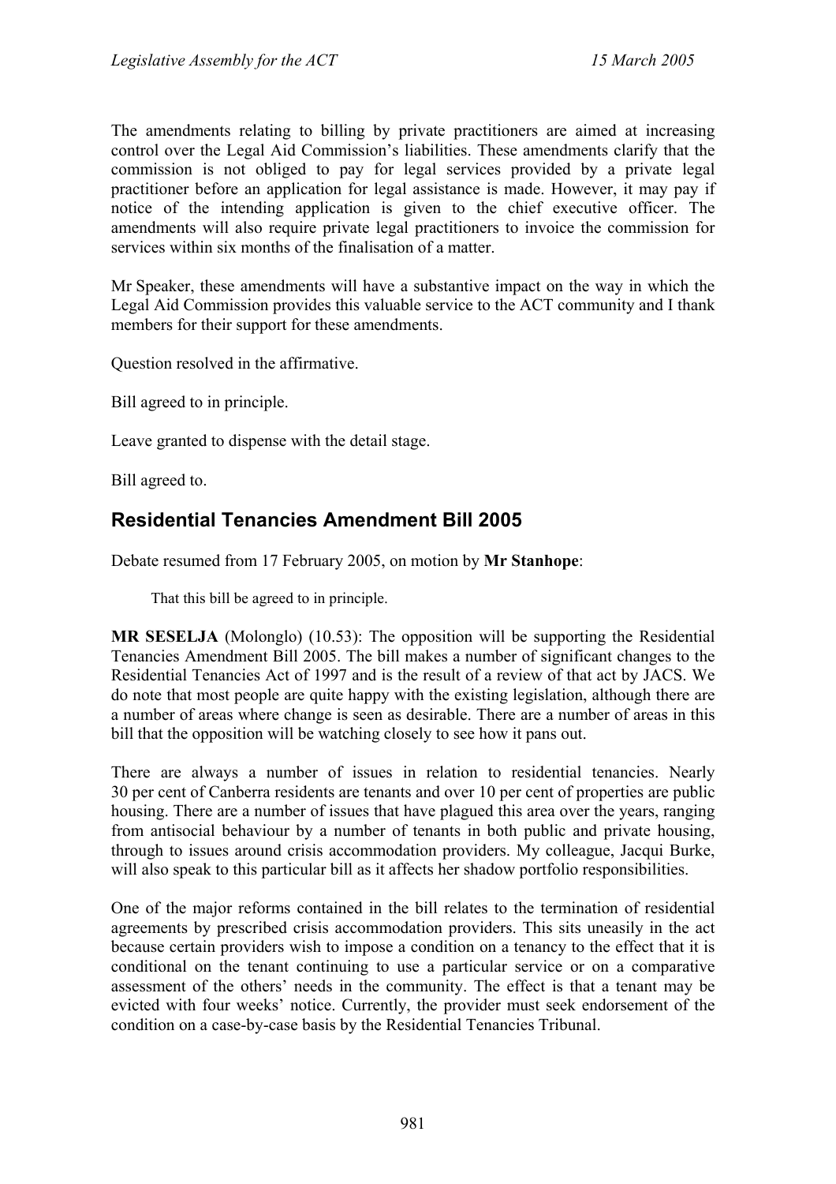The amendments relating to billing by private practitioners are aimed at increasing control over the Legal Aid Commission's liabilities. These amendments clarify that the commission is not obliged to pay for legal services provided by a private legal practitioner before an application for legal assistance is made. However, it may pay if notice of the intending application is given to the chief executive officer. The amendments will also require private legal practitioners to invoice the commission for services within six months of the finalisation of a matter.

Mr Speaker, these amendments will have a substantive impact on the way in which the Legal Aid Commission provides this valuable service to the ACT community and I thank members for their support for these amendments.

Question resolved in the affirmative.

Bill agreed to in principle.

Leave granted to dispense with the detail stage.

Bill agreed to.

## Residential Tenancies Amendment Bill 2005

Debate resumed from 17 February 2005, on motion by **Mr Stanhope**:

> That this bill be agreed to in principle.

**MR SESELJA** (Molonglo) (10.53): The opposition will be supporting the Residential Tenancies Amendment Bill 2005. The bill makes a number of significant changes to the Residential Tenancies Act of 1997 and is the result of a review of that act by JACS. We do note that most people are quite happy with the existing legislation, although there are a number of areas where change is seen as desirable. There are a number of areas in this bill that the opposition will be watching closely to see how it pans out.

There are always a number of issues in relation to residential tenancies. Nearly 30 per cent of Canberra residents are tenants and over 10 per cent of properties are public housing. There are a number of issues that have plagued this area over the years, ranging from antisocial behaviour by a number of tenants in both public and private housing, through to issues around crisis accommodation providers. My colleague, Jacqui Burke, will also speak to this particular bill as it affects her shadow portfolio responsibilities.

One of the major reforms contained in the bill relates to the termination of residential agreements by prescribed crisis accommodation providers. This sits uneasily in the act because certain providers wish to impose a condition on a tenancy to the effect that it is conditional on the tenant continuing to use a particular service or on a comparative assessment of the others' needs in the community. The effect is that a tenant may be evicted with four weeks' notice. Currently, the provider must seek endorsement of the condition on a case-by-case basis by the Residential Tenancies Tribunal.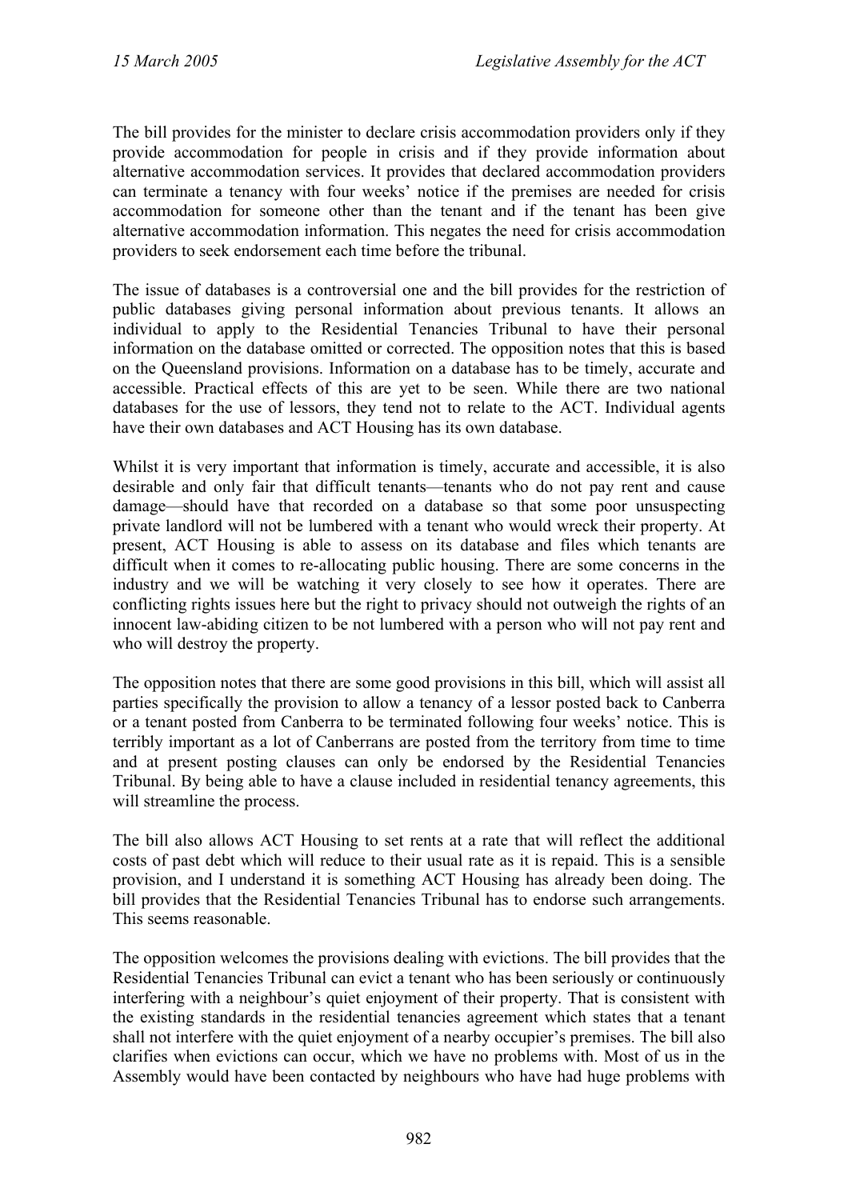The bill provides for the minister to declare crisis accommodation providers only if they provide accommodation for people in crisis and if they provide information about alternative accommodation services. It provides that declared accommodation providers can terminate a tenancy with four weeks' notice if the premises are needed for crisis accommodation for someone other than the tenant and if the tenant has been give alternative accommodation information. This negates the need for crisis accommodation providers to seek endorsement each time before the tribunal.

The issue of databases is a controversial one and the bill provides for the restriction of public databases giving personal information about previous tenants. It allows an individual to apply to the Residential Tenancies Tribunal to have their personal information on the database omitted or corrected. The opposition notes that this is based on the Queensland provisions. Information on a database has to be timely, accurate and accessible. Practical effects of this are yet to be seen. While there are two national databases for the use of lessors, they tend not to relate to the ACT. Individual agents have their own databases and ACT Housing has its own database.

Whilst it is very important that information is timely, accurate and accessible, it is also desirable and only fair that difficult tenants—tenants who do not pay rent and cause damage—should have that recorded on a database so that some poor unsuspecting private landlord will not be lumbered with a tenant who would wreck their property. At present, ACT Housing is able to assess on its database and files which tenants are difficult when it comes to re-allocating public housing. There are some concerns in the industry and we will be watching it very closely to see how it operates. There are conflicting rights issues here but the right to privacy should not outweigh the rights of an innocent law-abiding citizen to be not lumbered with a person who will not pay rent and who will destroy the property.

The opposition notes that there are some good provisions in this bill, which will assist all parties specifically the provision to allow a tenancy of a lessor posted back to Canberra or a tenant posted from Canberra to be terminated following four weeks' notice. This is terribly important as a lot of Canberrans are posted from the territory from time to time and at present posting clauses can only be endorsed by the Residential Tenancies Tribunal. By being able to have a clause included in residential tenancy agreements, this will streamline the process.

The bill also allows ACT Housing to set rents at a rate that will reflect the additional costs of past debt which will reduce to their usual rate as it is repaid. This is a sensible provision, and I understand it is something ACT Housing has already been doing. The bill provides that the Residential Tenancies Tribunal has to endorse such arrangements. This seems reasonable.

The opposition welcomes the provisions dealing with evictions. The bill provides that the Residential Tenancies Tribunal can evict a tenant who has been seriously or continuously interfering with a neighbour's quiet enjoyment of their property. That is consistent with the existing standards in the residential tenancies agreement which states that a tenant shall not interfere with the quiet enjoyment of a nearby occupier's premises. The bill also clarifies when evictions can occur, which we have no problems with. Most of us in the Assembly would have been contacted by neighbours who have had huge problems with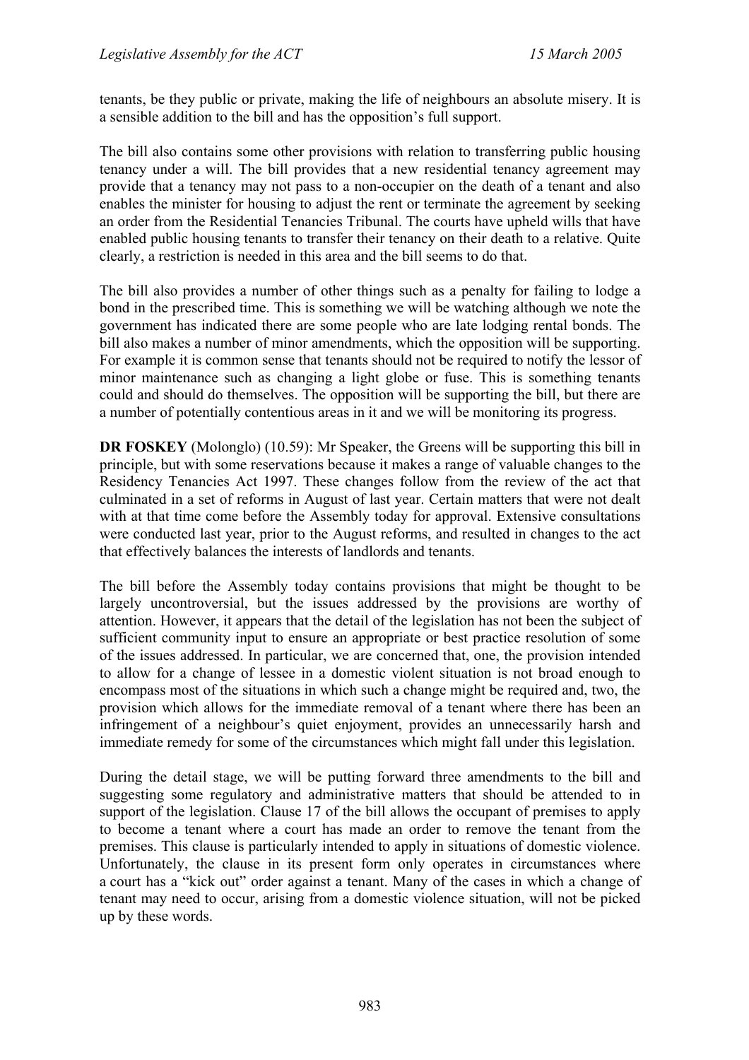tenants, be they public or private, making the life of neighbours an absolute misery. It is a sensible addition to the bill and has the opposition's full support.

The bill also contains some other provisions with relation to transferring public housing tenancy under a will. The bill provides that a new residential tenancy agreement may provide that a tenancy may not pass to a non-occupier on the death of a tenant and also enables the minister for housing to adjust the rent or terminate the agreement by seeking an order from the Residential Tenancies Tribunal. The courts have upheld wills that have enabled public housing tenants to transfer their tenancy on their death to a relative. Quite clearly, a restriction is needed in this area and the bill seems to do that.

The bill also provides a number of other things such as a penalty for failing to lodge a bond in the prescribed time. This is something we will be watching although we note the government has indicated there are some people who are late lodging rental bonds. The bill also makes a number of minor amendments, which the opposition will be supporting. For example it is common sense that tenants should not be required to notify the lessor of minor maintenance such as changing a light globe or fuse. This is something tenants could and should do themselves. The opposition will be supporting the bill, but there are a number of potentially contentious areas in it and we will be monitoring its progress.

**DR FOSKEY** (Molonglo) (10.59): Mr Speaker, the Greens will be supporting this bill in principle, but with some reservations because it makes a range of valuable changes to the Residency Tenancies Act 1997. These changes follow from the review of the act that culminated in a set of reforms in August of last year. Certain matters that were not dealt with at that time come before the Assembly today for approval. Extensive consultations were conducted last year, prior to the August reforms, and resulted in changes to the act that effectively balances the interests of landlords and tenants.

The bill before the Assembly today contains provisions that might be thought to be largely uncontroversial, but the issues addressed by the provisions are worthy of attention. However, it appears that the detail of the legislation has not been the subject of sufficient community input to ensure an appropriate or best practice resolution of some of the issues addressed. In particular, we are concerned that, one, the provision intended to allow for a change of lessee in a domestic violent situation is not broad enough to encompass most of the situations in which such a change might be required and, two, the provision which allows for the immediate removal of a tenant where there has been an infringement of a neighbour's quiet enjoyment, provides an unnecessarily harsh and immediate remedy for some of the circumstances which might fall under this legislation.

During the detail stage, we will be putting forward three amendments to the bill and suggesting some regulatory and administrative matters that should be attended to in support of the legislation. Clause 17 of the bill allows the occupant of premises to apply to become a tenant where a court has made an order to remove the tenant from the premises. This clause is particularly intended to apply in situations of domestic violence. Unfortunately, the clause in its present form only operates in circumstances where a court has a "kick out" order against a tenant. Many of the cases in which a change of tenant may need to occur, arising from a domestic violence situation, will not be picked up by these words.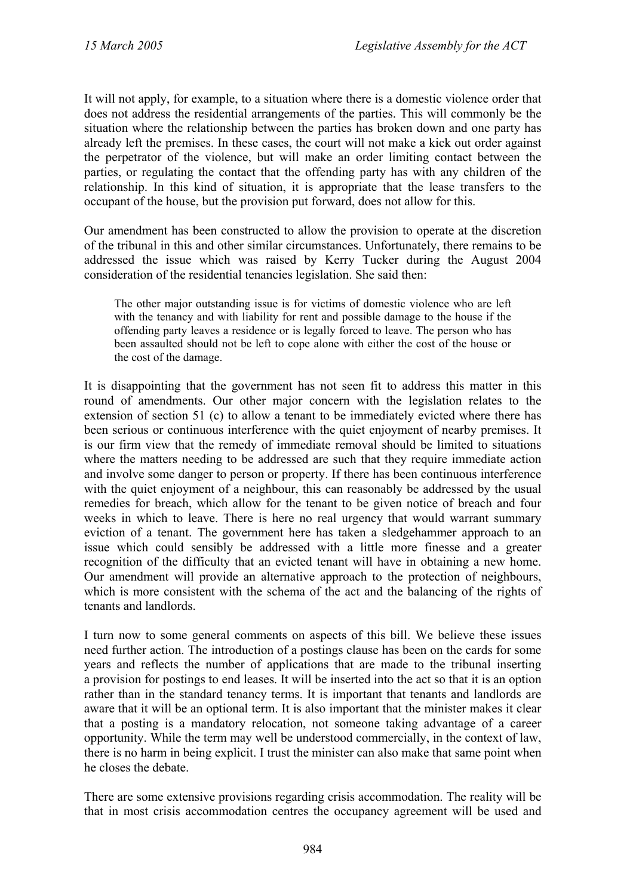It will not apply, for example, to a situation where there is a domestic violence order that does not address the residential arrangements of the parties. This will commonly be the situation where the relationship between the parties has broken down and one party has already left the premises. In these cases, the court will not make a kick out order against the perpetrator of the violence, but will make an order limiting contact between the parties, or regulating the contact that the offending party has with any children of the relationship. In this kind of situation, it is appropriate that the lease transfers to the occupant of the house, but the provision put forward, does not allow for this.

Our amendment has been constructed to allow the provision to operate at the discretion of the tribunal in this and other similar circumstances. Unfortunately, there remains to be addressed the issue which was raised by Kerry Tucker during the August 2004 consideration of the residential tenancies legislation. She said then:

> The other major outstanding issue is for victims of domestic violence who are left with the tenancy and with liability for rent and possible damage to the house if the offending party leaves a residence or is legally forced to leave. The person who has been assaulted should not be left to cope alone with either the cost of the house or the cost of the damage.

It is disappointing that the government has not seen fit to address this matter in this round of amendments. Our other major concern with the legislation relates to the extension of section 51 (c) to allow a tenant to be immediately evicted where there has been serious or continuous interference with the quiet enjoyment of nearby premises. It is our firm view that the remedy of immediate removal should be limited to situations where the matters needing to be addressed are such that they require immediate action and involve some danger to person or property. If there has been continuous interference with the quiet enjoyment of a neighbour, this can reasonably be addressed by the usual remedies for breach, which allow for the tenant to be given notice of breach and four weeks in which to leave. There is here no real urgency that would warrant summary eviction of a tenant. The government here has taken a sledgehammer approach to an issue which could sensibly be addressed with a little more finesse and a greater recognition of the difficulty that an evicted tenant will have in obtaining a new home. Our amendment will provide an alternative approach to the protection of neighbours, which is more consistent with the schema of the act and the balancing of the rights of tenants and landlords.

I turn now to some general comments on aspects of this bill. We believe these issues need further action. The introduction of a postings clause has been on the cards for some years and reflects the number of applications that are made to the tribunal inserting a provision for postings to end leases. It will be inserted into the act so that it is an option rather than in the standard tenancy terms. It is important that tenants and landlords are aware that it will be an optional term. It is also important that the minister makes it clear that a posting is a mandatory relocation, not someone taking advantage of a career opportunity. While the term may well be understood commercially, in the context of law, there is no harm in being explicit. I trust the minister can also make that same point when he closes the debate.

There are some extensive provisions regarding crisis accommodation. The reality will be that in most crisis accommodation centres the occupancy agreement will be used and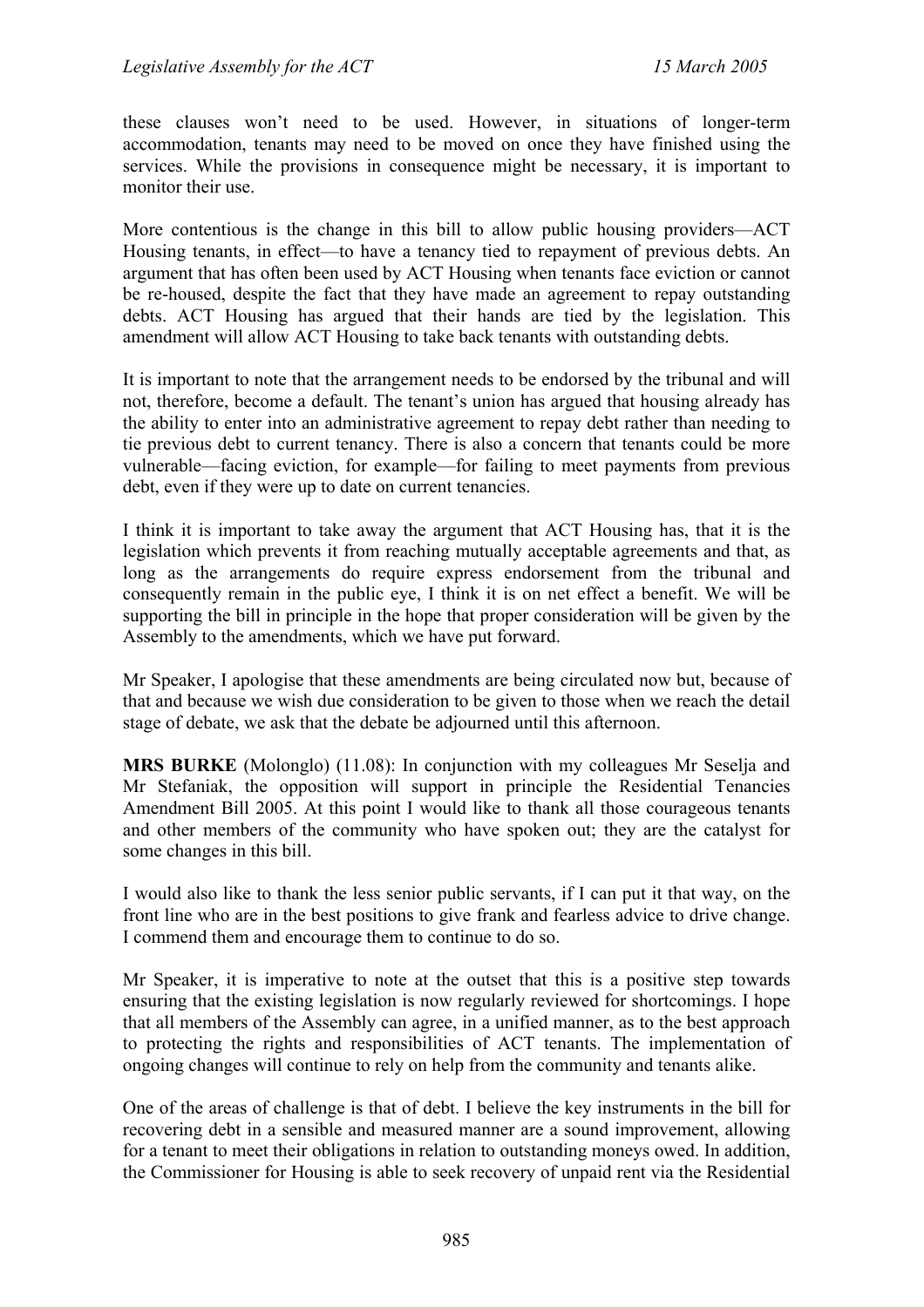these clauses won't need to be used. However, in situations of longer-term accommodation, tenants may need to be moved on once they have finished using the services. While the provisions in consequence might be necessary, it is important to monitor their use.

More contentious is the change in this bill to allow public housing providers—ACT Housing tenants, in effect—to have a tenancy tied to repayment of previous debts. An argument that has often been used by ACT Housing when tenants face eviction or cannot be re-housed, despite the fact that they have made an agreement to repay outstanding debts. ACT Housing has argued that their hands are tied by the legislation. This amendment will allow ACT Housing to take back tenants with outstanding debts.

It is important to note that the arrangement needs to be endorsed by the tribunal and will not, therefore, become a default. The tenant's union has argued that housing already has the ability to enter into an administrative agreement to repay debt rather than needing to tie previous debt to current tenancy. There is also a concern that tenants could be more vulnerable—facing eviction, for example—for failing to meet payments from previous debt, even if they were up to date on current tenancies.

I think it is important to take away the argument that ACT Housing has, that it is the legislation which prevents it from reaching mutually acceptable agreements and that, as long as the arrangements do require express endorsement from the tribunal and consequently remain in the public eye, I think it is on net effect a benefit. We will be supporting the bill in principle in the hope that proper consideration will be given by the Assembly to the amendments, which we have put forward.

Mr Speaker, I apologise that these amendments are being circulated now but, because of that and because we wish due consideration to be given to those when we reach the detail stage of debate, we ask that the debate be adjourned until this afternoon.

**MRS BURKE** (Molonglo) (11.08): In conjunction with my colleagues Mr Seselja and Mr Stefaniak, the opposition will support in principle the Residential Tenancies Amendment Bill 2005. At this point I would like to thank all those courageous tenants and other members of the community who have spoken out; they are the catalyst for some changes in this bill.

I would also like to thank the less senior public servants, if I can put it that way, on the front line who are in the best positions to give frank and fearless advice to drive change. I commend them and encourage them to continue to do so.

Mr Speaker, it is imperative to note at the outset that this is a positive step towards ensuring that the existing legislation is now regularly reviewed for shortcomings. I hope that all members of the Assembly can agree, in a unified manner, as to the best approach to protecting the rights and responsibilities of ACT tenants. The implementation of ongoing changes will continue to rely on help from the community and tenants alike.

One of the areas of challenge is that of debt. I believe the key instruments in the bill for recovering debt in a sensible and measured manner are a sound improvement, allowing for a tenant to meet their obligations in relation to outstanding moneys owed. In addition, the Commissioner for Housing is able to seek recovery of unpaid rent via the Residential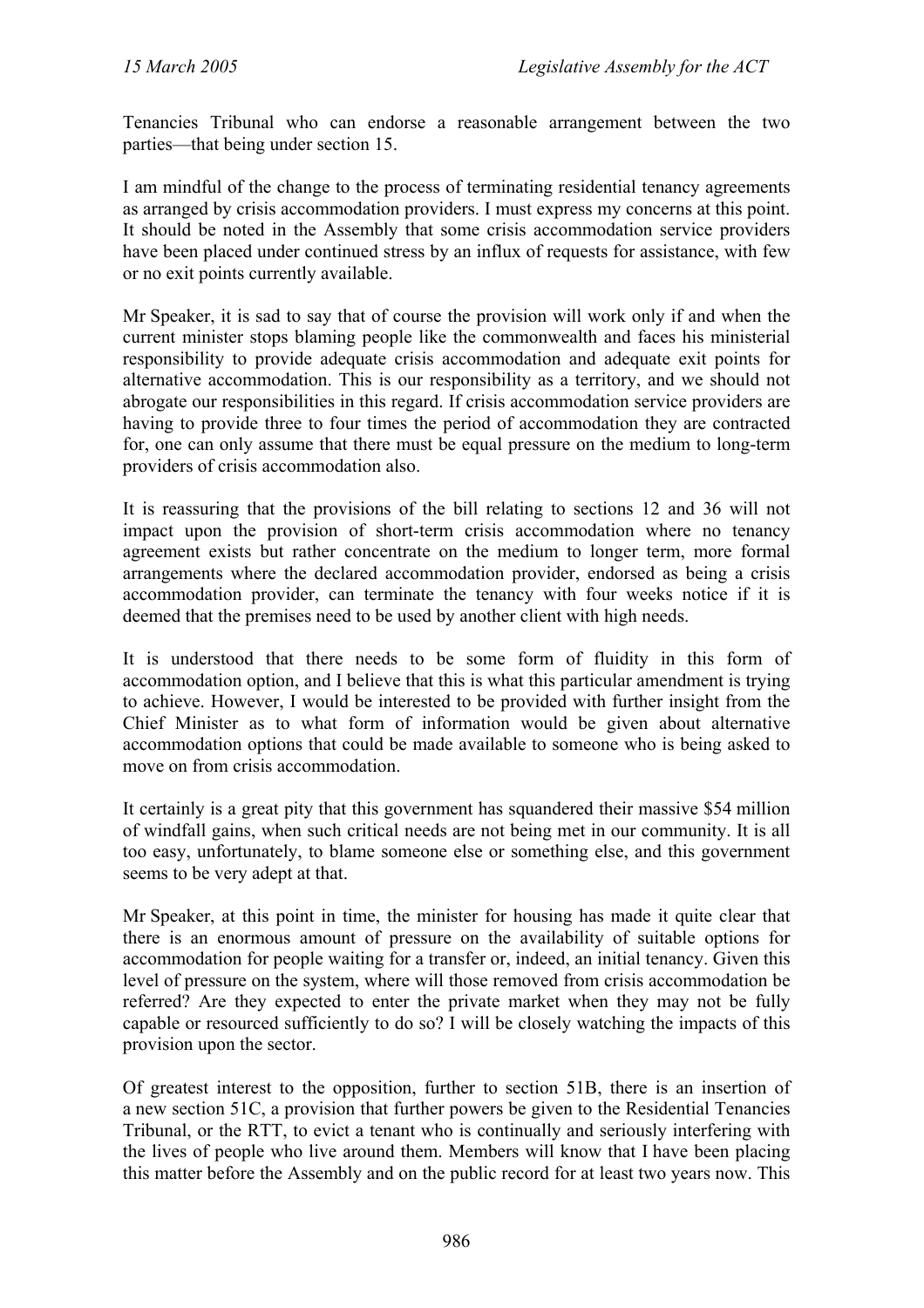Tenancies Tribunal who can endorse a reasonable arrangement between the two parties—that being under section 15.

I am mindful of the change to the process of terminating residential tenancy agreements as arranged by crisis accommodation providers. I must express my concerns at this point. It should be noted in the Assembly that some crisis accommodation service providers have been placed under continued stress by an influx of requests for assistance, with few or no exit points currently available.

Mr Speaker, it is sad to say that of course the provision will work only if and when the current minister stops blaming people like the commonwealth and faces his ministerial responsibility to provide adequate crisis accommodation and adequate exit points for alternative accommodation. This is our responsibility as a territory, and we should not abrogate our responsibilities in this regard. If crisis accommodation service providers are having to provide three to four times the period of accommodation they are contracted for, one can only assume that there must be equal pressure on the medium to long-term providers of crisis accommodation also.

It is reassuring that the provisions of the bill relating to sections 12 and 36 will not impact upon the provision of short-term crisis accommodation where no tenancy agreement exists but rather concentrate on the medium to longer term, more formal arrangements where the declared accommodation provider, endorsed as being a crisis accommodation provider, can terminate the tenancy with four weeks notice if it is deemed that the premises need to be used by another client with high needs.

It is understood that there needs to be some form of fluidity in this form of accommodation option, and I believe that this is what this particular amendment is trying to achieve. However, I would be interested to be provided with further insight from the Chief Minister as to what form of information would be given about alternative accommodation options that could be made available to someone who is being asked to move on from crisis accommodation.

It certainly is a great pity that this government has squandered their massive $54 million of windfall gains, when such critical needs are not being met in our community. It is all too easy, unfortunately, to blame someone else or something else, and this government seems to be very adept at that.

Mr Speaker, at this point in time, the minister for housing has made it quite clear that there is an enormous amount of pressure on the availability of suitable options for accommodation for people waiting for a transfer or, indeed, an initial tenancy. Given this level of pressure on the system, where will those removed from crisis accommodation be referred? Are they expected to enter the private market when they may not be fully capable or resourced sufficiently to do so? I will be closely watching the impacts of this provision upon the sector.

Of greatest interest to the opposition, further to section 51B, there is an insertion of a new section 51C, a provision that further powers be given to the Residential Tenancies Tribunal, or the RTT, to evict a tenant who is continually and seriously interfering with the lives of people who live around them. Members will know that I have been placing this matter before the Assembly and on the public record for at least two years now. This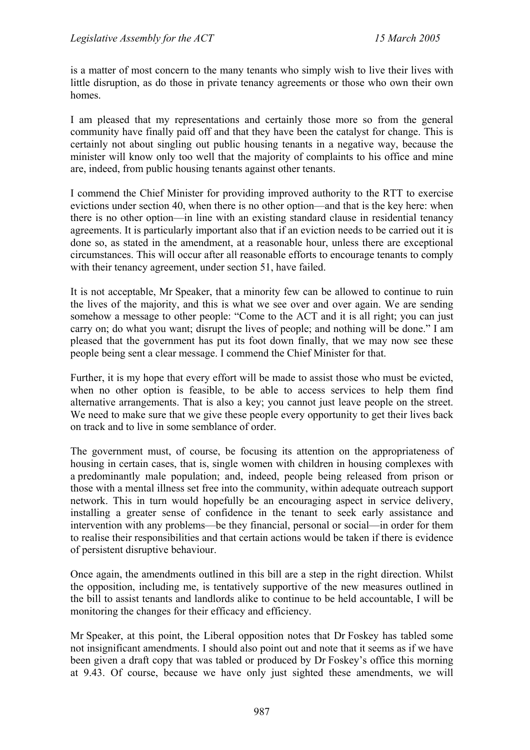is a matter of most concern to the many tenants who simply wish to live their lives with little disruption, as do those in private tenancy agreements or those who own their own homes.

I am pleased that my representations and certainly those more so from the general community have finally paid off and that they have been the catalyst for change. This is certainly not about singling out public housing tenants in a negative way, because the minister will know only too well that the majority of complaints to his office and mine are, indeed, from public housing tenants against other tenants.

I commend the Chief Minister for providing improved authority to the RTT to exercise evictions under section 40, when there is no other option—and that is the key here: when there is no other option—in line with an existing standard clause in residential tenancy agreements. It is particularly important also that if an eviction needs to be carried out it is done so, as stated in the amendment, at a reasonable hour, unless there are exceptional circumstances. This will occur after all reasonable efforts to encourage tenants to comply with their tenancy agreement, under section 51, have failed.

It is not acceptable, Mr Speaker, that a minority few can be allowed to continue to ruin the lives of the majority, and this is what we see over and over again. We are sending somehow a message to other people: "Come to the ACT and it is all right; you can just carry on; do what you want; disrupt the lives of people; and nothing will be done." I am pleased that the government has put its foot down finally, that we may now see these people being sent a clear message. I commend the Chief Minister for that.

Further, it is my hope that every effort will be made to assist those who must be evicted, when no other option is feasible, to be able to access services to help them find alternative arrangements. That is also a key; you cannot just leave people on the street. We need to make sure that we give these people every opportunity to get their lives back on track and to live in some semblance of order.

The government must, of course, be focusing its attention on the appropriateness of housing in certain cases, that is, single women with children in housing complexes with a predominantly male population; and, indeed, people being released from prison or those with a mental illness set free into the community, within adequate outreach support network. This in turn would hopefully be an encouraging aspect in service delivery, installing a greater sense of confidence in the tenant to seek early assistance and intervention with any problems—be they financial, personal or social—in order for them to realise their responsibilities and that certain actions would be taken if there is evidence of persistent disruptive behaviour.

Once again, the amendments outlined in this bill are a step in the right direction. Whilst the opposition, including me, is tentatively supportive of the new measures outlined in the bill to assist tenants and landlords alike to continue to be held accountable, I will be monitoring the changes for their efficacy and efficiency.

Mr Speaker, at this point, the Liberal opposition notes that Dr Foskey has tabled some not insignificant amendments. I should also point out and note that it seems as if we have been given a draft copy that was tabled or produced by Dr Foskey's office this morning at 9.43. Of course, because we have only just sighted these amendments, we will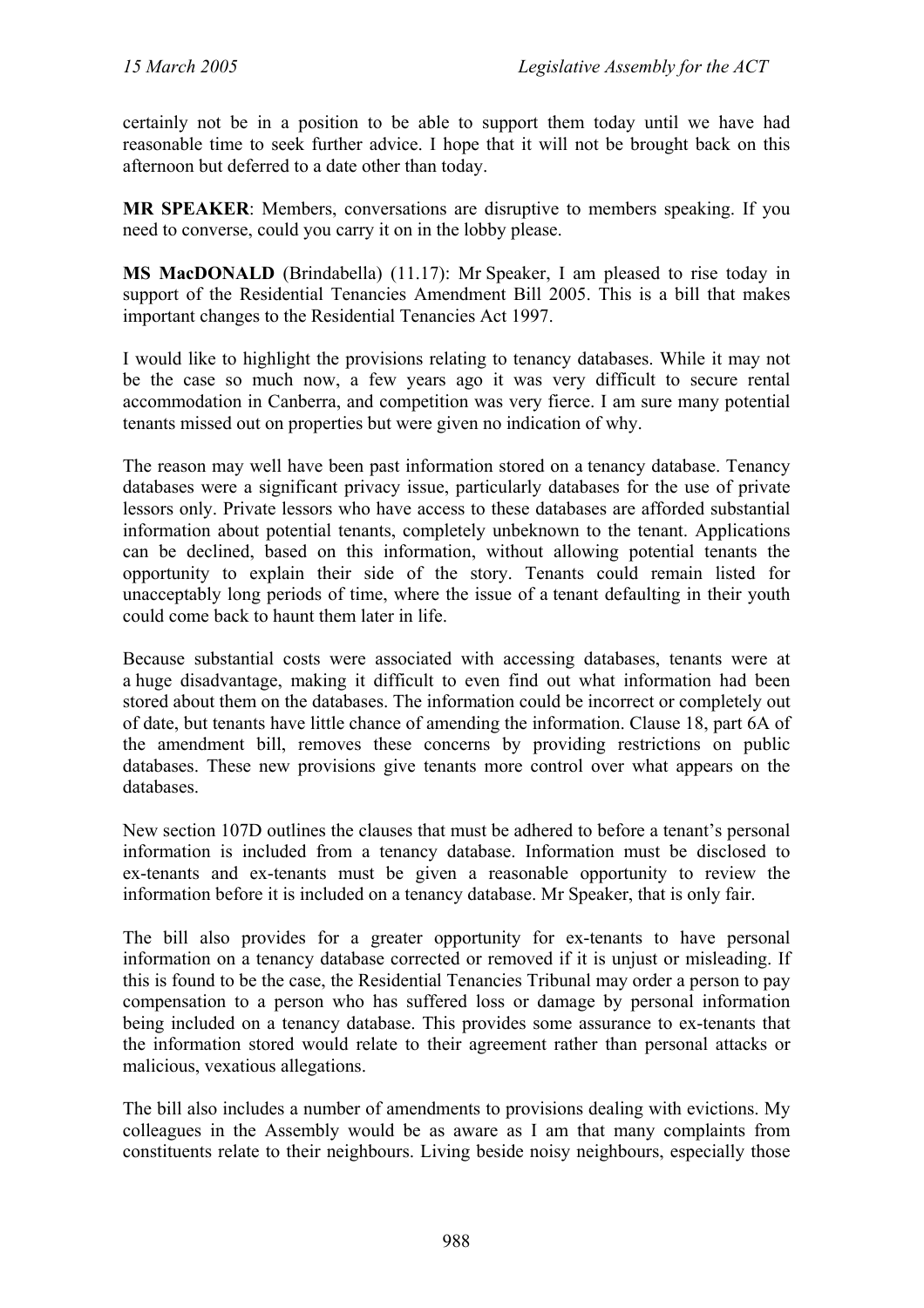certainly not be in a position to be able to support them today until we have had reasonable time to seek further advice. I hope that it will not be brought back on this afternoon but deferred to a date other than today.

**MR SPEAKER**: Members, conversations are disruptive to members speaking. If you need to converse, could you carry it on in the lobby please.

**MS MacDONALD** (Brindabella) (11.17): Mr Speaker, I am pleased to rise today in support of the Residential Tenancies Amendment Bill 2005. This is a bill that makes important changes to the Residential Tenancies Act 1997.

I would like to highlight the provisions relating to tenancy databases. While it may not be the case so much now, a few years ago it was very difficult to secure rental accommodation in Canberra, and competition was very fierce. I am sure many potential tenants missed out on properties but were given no indication of why.

The reason may well have been past information stored on a tenancy database. Tenancy databases were a significant privacy issue, particularly databases for the use of private lessors only. Private lessors who have access to these databases are afforded substantial information about potential tenants, completely unbeknown to the tenant. Applications can be declined, based on this information, without allowing potential tenants the opportunity to explain their side of the story. Tenants could remain listed for unacceptably long periods of time, where the issue of a tenant defaulting in their youth could come back to haunt them later in life.

Because substantial costs were associated with accessing databases, tenants were at a huge disadvantage, making it difficult to even find out what information had been stored about them on the databases. The information could be incorrect or completely out of date, but tenants have little chance of amending the information. Clause 18, part 6A of the amendment bill, removes these concerns by providing restrictions on public databases. These new provisions give tenants more control over what appears on the databases.

New section 107D outlines the clauses that must be adhered to before a tenant's personal information is included from a tenancy database. Information must be disclosed to ex-tenants and ex-tenants must be given a reasonable opportunity to review the information before it is included on a tenancy database. Mr Speaker, that is only fair.

The bill also provides for a greater opportunity for ex-tenants to have personal information on a tenancy database corrected or removed if it is unjust or misleading. If this is found to be the case, the Residential Tenancies Tribunal may order a person to pay compensation to a person who has suffered loss or damage by personal information being included on a tenancy database. This provides some assurance to ex-tenants that the information stored would relate to their agreement rather than personal attacks or malicious, vexatious allegations.

The bill also includes a number of amendments to provisions dealing with evictions. My colleagues in the Assembly would be as aware as I am that many complaints from constituents relate to their neighbours. Living beside noisy neighbours, especially those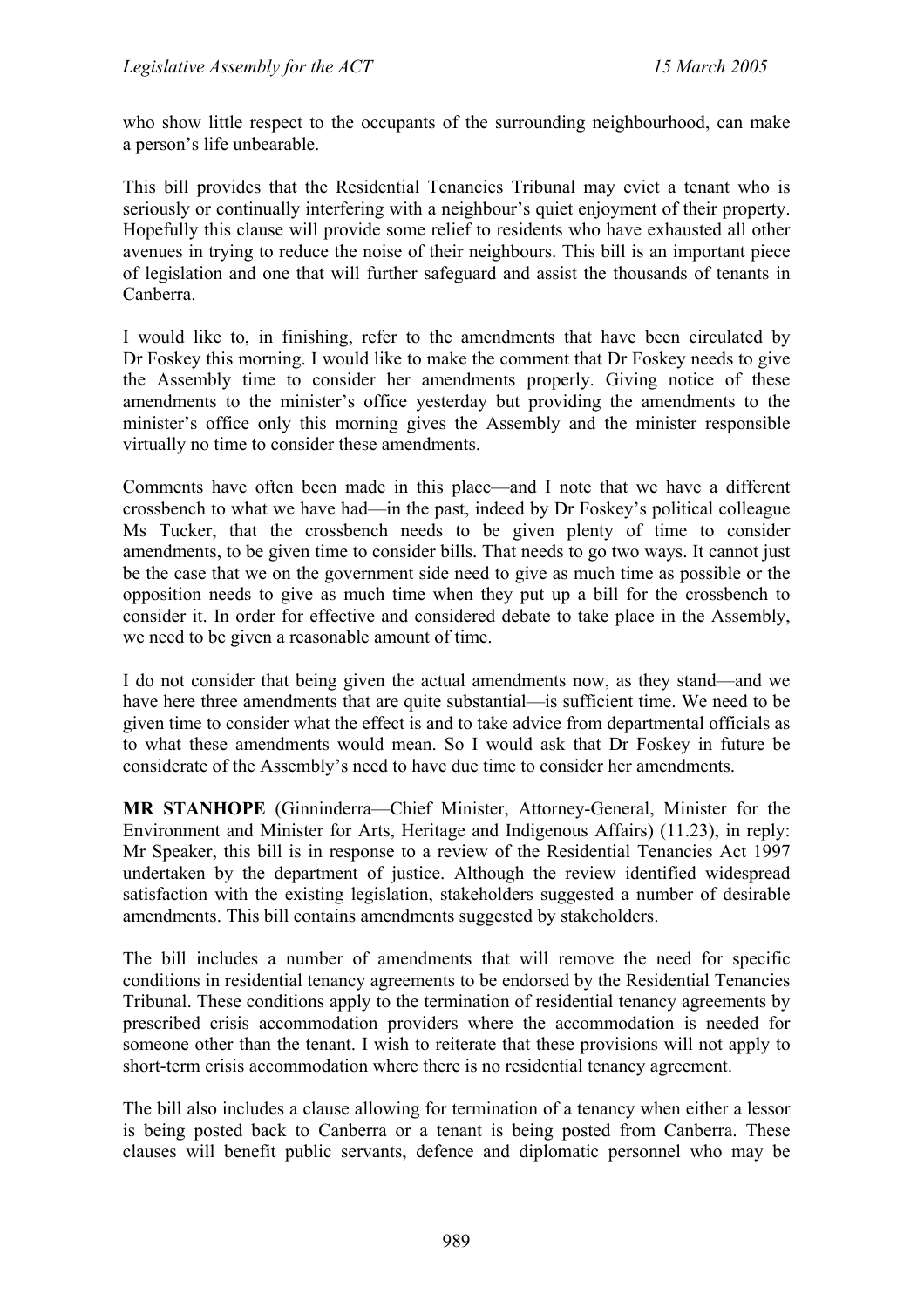who show little respect to the occupants of the surrounding neighbourhood, can make a person's life unbearable.

This bill provides that the Residential Tenancies Tribunal may evict a tenant who is seriously or continually interfering with a neighbour's quiet enjoyment of their property. Hopefully this clause will provide some relief to residents who have exhausted all other avenues in trying to reduce the noise of their neighbours. This bill is an important piece of legislation and one that will further safeguard and assist the thousands of tenants in Canberra.

I would like to, in finishing, refer to the amendments that have been circulated by Dr Foskey this morning. I would like to make the comment that Dr Foskey needs to give the Assembly time to consider her amendments properly. Giving notice of these amendments to the minister's office yesterday but providing the amendments to the minister's office only this morning gives the Assembly and the minister responsible virtually no time to consider these amendments.

Comments have often been made in this place—and I note that we have a different crossbench to what we have had—in the past, indeed by Dr Foskey's political colleague Ms Tucker, that the crossbench needs to be given plenty of time to consider amendments, to be given time to consider bills. That needs to go two ways. It cannot just be the case that we on the government side need to give as much time as possible or the opposition needs to give as much time when they put up a bill for the crossbench to consider it. In order for effective and considered debate to take place in the Assembly, we need to be given a reasonable amount of time.

I do not consider that being given the actual amendments now, as they stand—and we have here three amendments that are quite substantial—is sufficient time. We need to be given time to consider what the effect is and to take advice from departmental officials as to what these amendments would mean. So I would ask that Dr Foskey in future be considerate of the Assembly's need to have due time to consider her amendments.

**MR STANHOPE** (Ginninderra—Chief Minister, Attorney-General, Minister for the Environment and Minister for Arts, Heritage and Indigenous Affairs) (11.23), in reply: Mr Speaker, this bill is in response to a review of the Residential Tenancies Act 1997 undertaken by the department of justice. Although the review identified widespread satisfaction with the existing legislation, stakeholders suggested a number of desirable amendments. This bill contains amendments suggested by stakeholders.

The bill includes a number of amendments that will remove the need for specific conditions in residential tenancy agreements to be endorsed by the Residential Tenancies Tribunal. These conditions apply to the termination of residential tenancy agreements by prescribed crisis accommodation providers where the accommodation is needed for someone other than the tenant. I wish to reiterate that these provisions will not apply to short-term crisis accommodation where there is no residential tenancy agreement.

The bill also includes a clause allowing for termination of a tenancy when either a lessor is being posted back to Canberra or a tenant is being posted from Canberra. These clauses will benefit public servants, defence and diplomatic personnel who may be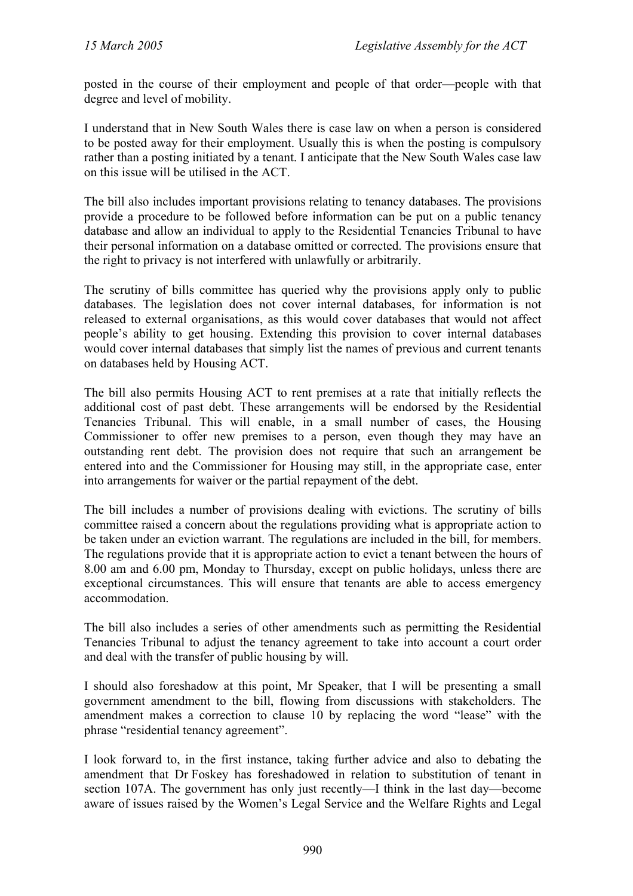posted in the course of their employment and people of that order—people with that degree and level of mobility.

I understand that in New South Wales there is case law on when a person is considered to be posted away for their employment. Usually this is when the posting is compulsory rather than a posting initiated by a tenant. I anticipate that the New South Wales case law on this issue will be utilised in the ACT.

The bill also includes important provisions relating to tenancy databases. The provisions provide a procedure to be followed before information can be put on a public tenancy database and allow an individual to apply to the Residential Tenancies Tribunal to have their personal information on a database omitted or corrected. The provisions ensure that the right to privacy is not interfered with unlawfully or arbitrarily.

The scrutiny of bills committee has queried why the provisions apply only to public databases. The legislation does not cover internal databases, for information is not released to external organisations, as this would cover databases that would not affect people's ability to get housing. Extending this provision to cover internal databases would cover internal databases that simply list the names of previous and current tenants on databases held by Housing ACT.

The bill also permits Housing ACT to rent premises at a rate that initially reflects the additional cost of past debt. These arrangements will be endorsed by the Residential Tenancies Tribunal. This will enable, in a small number of cases, the Housing Commissioner to offer new premises to a person, even though they may have an outstanding rent debt. The provision does not require that such an arrangement be entered into and the Commissioner for Housing may still, in the appropriate case, enter into arrangements for waiver or the partial repayment of the debt.

The bill includes a number of provisions dealing with evictions. The scrutiny of bills committee raised a concern about the regulations providing what is appropriate action to be taken under an eviction warrant. The regulations are included in the bill, for members. The regulations provide that it is appropriate action to evict a tenant between the hours of 8.00 am and 6.00 pm, Monday to Thursday, except on public holidays, unless there are exceptional circumstances. This will ensure that tenants are able to access emergency accommodation.

The bill also includes a series of other amendments such as permitting the Residential Tenancies Tribunal to adjust the tenancy agreement to take into account a court order and deal with the transfer of public housing by will.

I should also foreshadow at this point, Mr Speaker, that I will be presenting a small government amendment to the bill, flowing from discussions with stakeholders. The amendment makes a correction to clause 10 by replacing the word "lease" with the phrase "residential tenancy agreement".

I look forward to, in the first instance, taking further advice and also to debating the amendment that Dr Foskey has foreshadowed in relation to substitution of tenant in section 107A. The government has only just recently—I think in the last day—become aware of issues raised by the Women's Legal Service and the Welfare Rights and Legal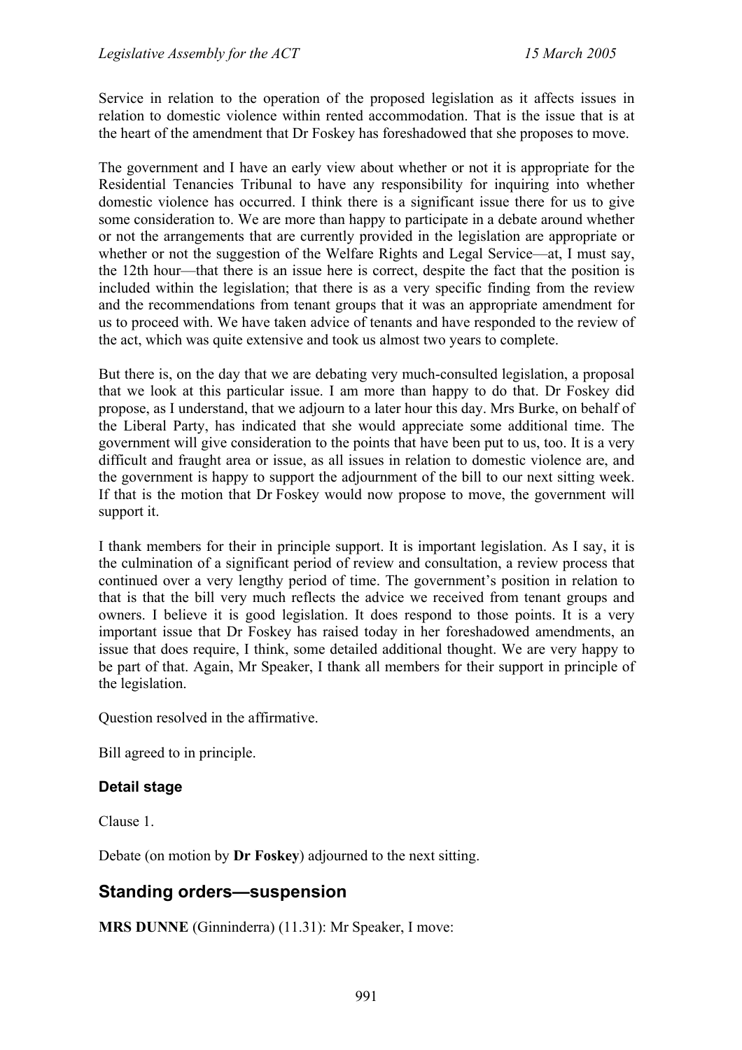Service in relation to the operation of the proposed legislation as it affects issues in relation to domestic violence within rented accommodation. That is the issue that is at the heart of the amendment that Dr Foskey has foreshadowed that she proposes to move.

The government and I have an early view about whether or not it is appropriate for the Residential Tenancies Tribunal to have any responsibility for inquiring into whether domestic violence has occurred. I think there is a significant issue there for us to give some consideration to. We are more than happy to participate in a debate around whether or not the arrangements that are currently provided in the legislation are appropriate or whether or not the suggestion of the Welfare Rights and Legal Service—at, I must say, the 12th hour—that there is an issue here is correct, despite the fact that the position is included within the legislation; that there is as a very specific finding from the review and the recommendations from tenant groups that it was an appropriate amendment for us to proceed with. We have taken advice of tenants and have responded to the review of the act, which was quite extensive and took us almost two years to complete.

But there is, on the day that we are debating very much-consulted legislation, a proposal that we look at this particular issue. I am more than happy to do that. Dr Foskey did propose, as I understand, that we adjourn to a later hour this day. Mrs Burke, on behalf of the Liberal Party, has indicated that she would appreciate some additional time. The government will give consideration to the points that have been put to us, too. It is a very difficult and fraught area or issue, as all issues in relation to domestic violence are, and the government is happy to support the adjournment of the bill to our next sitting week. If that is the motion that Dr Foskey would now propose to move, the government will support it.

I thank members for their in principle support. It is important legislation. As I say, it is the culmination of a significant period of review and consultation, a review process that continued over a very lengthy period of time. The government's position in relation to that is that the bill very much reflects the advice we received from tenant groups and owners. I believe it is good legislation. It does respond to those points. It is a very important issue that Dr Foskey has raised today in her foreshadowed amendments, an issue that does require, I think, some detailed additional thought. We are very happy to be part of that. Again, Mr Speaker, I thank all members for their support in principle of the legislation.

Question resolved in the affirmative.

Bill agreed to in principle.

### Detail stage

Clause 1.

Debate (on motion by **Dr Foskey**) adjourned to the next sitting.

## Standing orders—suspension

**MRS DUNNE** (Ginninderra) (11.31): Mr Speaker, I move: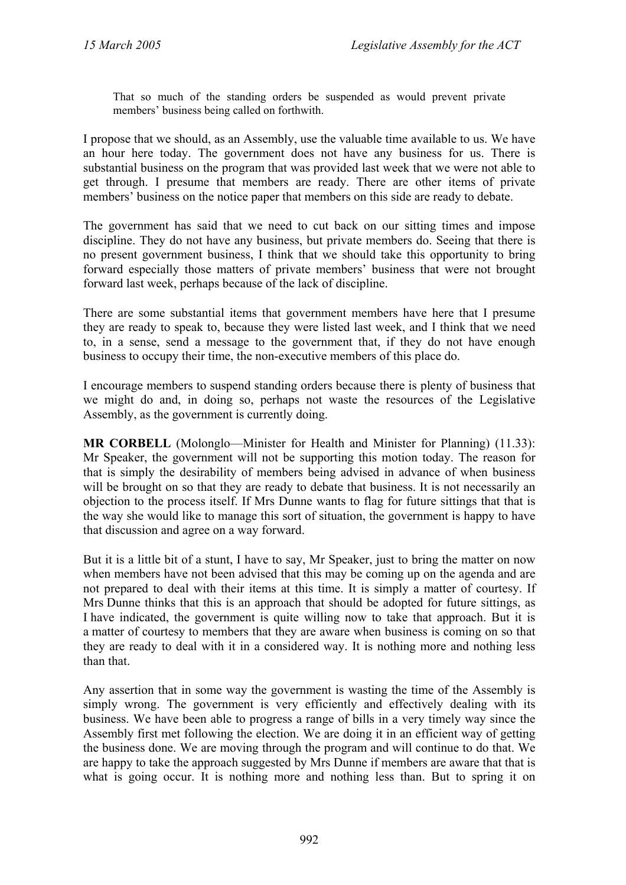> That so much of the standing orders be suspended as would prevent private members' business being called on forthwith.

I propose that we should, as an Assembly, use the valuable time available to us. We have an hour here today. The government does not have any business for us. There is substantial business on the program that was provided last week that we were not able to get through. I presume that members are ready. There are other items of private members' business on the notice paper that members on this side are ready to debate.

The government has said that we need to cut back on our sitting times and impose discipline. They do not have any business, but private members do. Seeing that there is no present government business, I think that we should take this opportunity to bring forward especially those matters of private members' business that were not brought forward last week, perhaps because of the lack of discipline.

There are some substantial items that government members have here that I presume they are ready to speak to, because they were listed last week, and I think that we need to, in a sense, send a message to the government that, if they do not have enough business to occupy their time, the non-executive members of this place do.

I encourage members to suspend standing orders because there is plenty of business that we might do and, in doing so, perhaps not waste the resources of the Legislative Assembly, as the government is currently doing.

**MR CORBELL** (Molonglo—Minister for Health and Minister for Planning) (11.33): Mr Speaker, the government will not be supporting this motion today. The reason for that is simply the desirability of members being advised in advance of when business will be brought on so that they are ready to debate that business. It is not necessarily an objection to the process itself. If Mrs Dunne wants to flag for future sittings that that is the way she would like to manage this sort of situation, the government is happy to have that discussion and agree on a way forward.

But it is a little bit of a stunt, I have to say, Mr Speaker, just to bring the matter on now when members have not been advised that this may be coming up on the agenda and are not prepared to deal with their items at this time. It is simply a matter of courtesy. If Mrs Dunne thinks that this is an approach that should be adopted for future sittings, as I have indicated, the government is quite willing now to take that approach. But it is a matter of courtesy to members that they are aware when business is coming on so that they are ready to deal with it in a considered way. It is nothing more and nothing less than that.

Any assertion that in some way the government is wasting the time of the Assembly is simply wrong. The government is very efficiently and effectively dealing with its business. We have been able to progress a range of bills in a very timely way since the Assembly first met following the election. We are doing it in an efficient way of getting the business done. We are moving through the program and will continue to do that. We are happy to take the approach suggested by Mrs Dunne if members are aware that that is what is going occur. It is nothing more and nothing less than. But to spring it on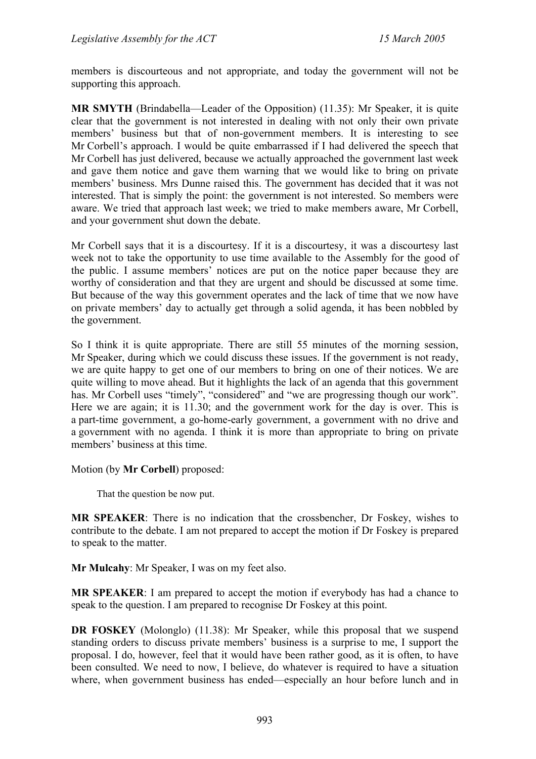members is discourteous and not appropriate, and today the government will not be supporting this approach.

**MR SMYTH** (Brindabella—Leader of the Opposition) (11.35): Mr Speaker, it is quite clear that the government is not interested in dealing with not only their own private members' business but that of non-government members. It is interesting to see Mr Corbell's approach. I would be quite embarrassed if I had delivered the speech that Mr Corbell has just delivered, because we actually approached the government last week and gave them notice and gave them warning that we would like to bring on private members' business. Mrs Dunne raised this. The government has decided that it was not interested. That is simply the point: the government is not interested. So members were aware. We tried that approach last week; we tried to make members aware, Mr Corbell, and your government shut down the debate.

Mr Corbell says that it is a discourtesy. If it is a discourtesy, it was a discourtesy last week not to take the opportunity to use time available to the Assembly for the good of the public. I assume members' notices are put on the notice paper because they are worthy of consideration and that they are urgent and should be discussed at some time. But because of the way this government operates and the lack of time that we now have on private members' day to actually get through a solid agenda, it has been nobbled by the government.

So I think it is quite appropriate. There are still 55 minutes of the morning session, Mr Speaker, during which we could discuss these issues. If the government is not ready, we are quite happy to get one of our members to bring on one of their notices. We are quite willing to move ahead. But it highlights the lack of an agenda that this government has. Mr Corbell uses "timely", "considered" and "we are progressing though our work". Here we are again; it is 11.30; and the government work for the day is over. This is a part-time government, a go-home-early government, a government with no drive and a government with no agenda. I think it is more than appropriate to bring on private members' business at this time.

Motion (by **Mr Corbell**) proposed:

> That the question be now put.

**MR SPEAKER**: There is no indication that the crossbencher, Dr Foskey, wishes to contribute to the debate. I am not prepared to accept the motion if Dr Foskey is prepared to speak to the matter.

**Mr Mulcahy**: Mr Speaker, I was on my feet also.

**MR SPEAKER**: I am prepared to accept the motion if everybody has had a chance to speak to the question. I am prepared to recognise Dr Foskey at this point.

**DR FOSKEY** (Molonglo) (11.38): Mr Speaker, while this proposal that we suspend standing orders to discuss private members' business is a surprise to me, I support the proposal. I do, however, feel that it would have been rather good, as it is often, to have been consulted. We need to now, I believe, do whatever is required to have a situation where, when government business has ended—especially an hour before lunch and in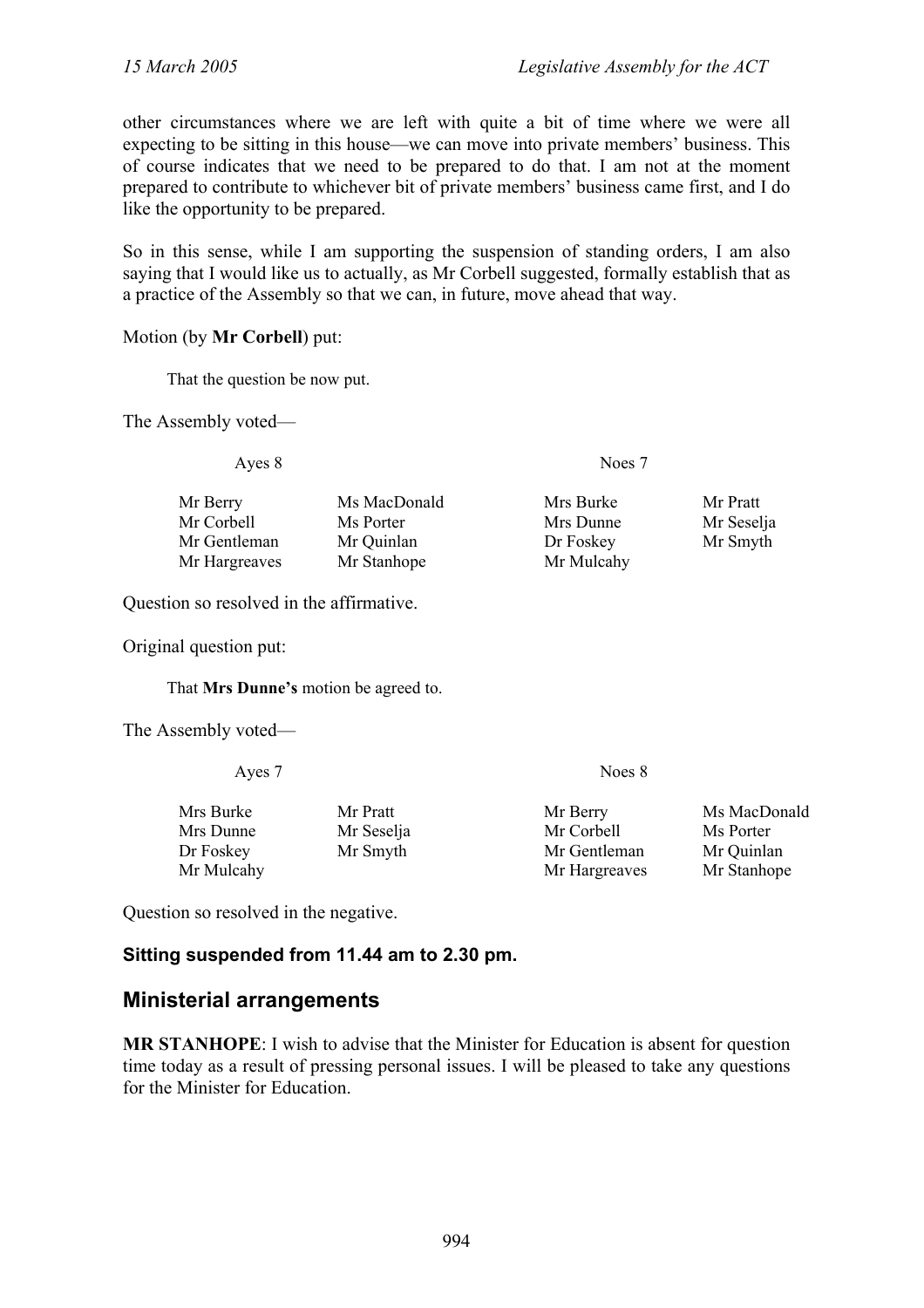other circumstances where we are left with quite a bit of time where we were all expecting to be sitting in this house—we can move into private members' business. This of course indicates that we need to be prepared to do that. I am not at the moment prepared to contribute to whichever bit of private members' business came first, and I do like the opportunity to be prepared.

So in this sense, while I am supporting the suspension of standing orders, I am also saying that I would like us to actually, as Mr Corbell suggested, formally establish that as a practice of the Assembly so that we can, in future, move ahead that way.

Motion (by **Mr Corbell**) put:

> That the question be now put.

The Assembly voted—

| Ayes 8 | | Noes 7 | |
|---|---|---|---|
| Mr Berry | Ms MacDonald | Mrs Burke | Mr Pratt |
| Mr Corbell | Ms Porter | Mrs Dunne | Mr Seselja |
| Mr Gentleman | Mr Quinlan | Dr Foskey | Mr Smyth |
| Mr Hargreaves | Mr Stanhope | Mr Mulcahy | |

Question so resolved in the affirmative.

Original question put:

> That **Mrs Dunne's** motion be agreed to.

The Assembly voted—

| Ayes 7 | | Noes 8 | |
|---|---|---|---|
| Mrs Burke | Mr Pratt | Mr Berry | Ms MacDonald |
| Mrs Dunne | Mr Seselja | Mr Corbell | Ms Porter |
| Dr Foskey | Mr Smyth | Mr Gentleman | Mr Quinlan |
| Mr Mulcahy | | Mr Hargreaves | Mr Stanhope |

Question so resolved in the negative.

**Sitting suspended from 11.44 am to 2.30 pm.**

## Ministerial arrangements

**MR STANHOPE**: I wish to advise that the Minister for Education is absent for question time today as a result of pressing personal issues. I will be pleased to take any questions for the Minister for Education.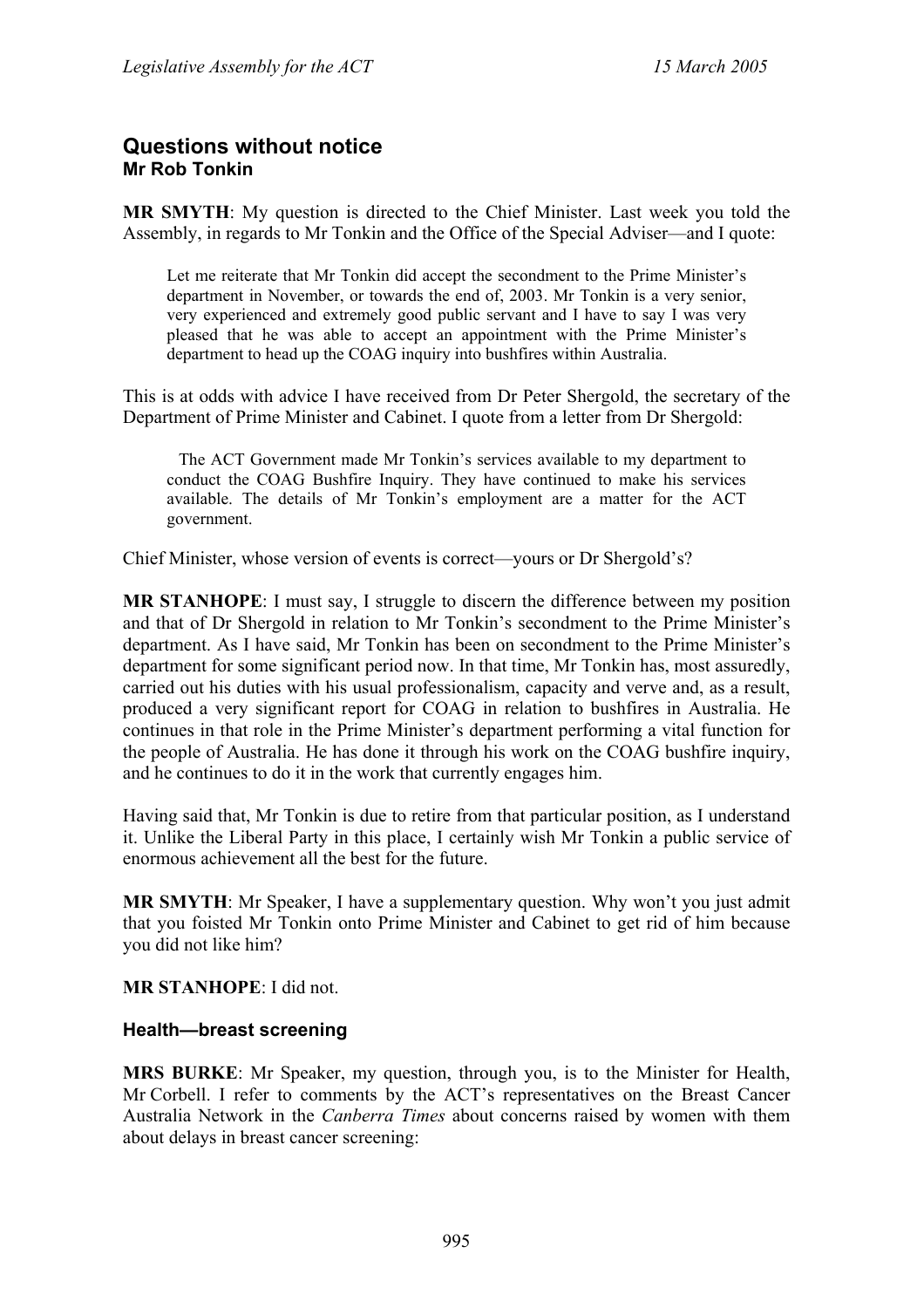## Questions without notice

### Mr Rob Tonkin

**MR SMYTH**: My question is directed to the Chief Minister. Last week you told the Assembly, in regards to Mr Tonkin and the Office of the Special Adviser—and I quote:

> Let me reiterate that Mr Tonkin did accept the secondment to the Prime Minister's department in November, or towards the end of, 2003. Mr Tonkin is a very senior, very experienced and extremely good public servant and I have to say I was very pleased that he was able to accept an appointment with the Prime Minister's department to head up the COAG inquiry into bushfires within Australia.

This is at odds with advice I have received from Dr Peter Shergold, the secretary of the Department of Prime Minister and Cabinet. I quote from a letter from Dr Shergold:

> The ACT Government made Mr Tonkin's services available to my department to conduct the COAG Bushfire Inquiry. They have continued to make his services available. The details of Mr Tonkin's employment are a matter for the ACT government.

Chief Minister, whose version of events is correct—yours or Dr Shergold's?

**MR STANHOPE**: I must say, I struggle to discern the difference between my position and that of Dr Shergold in relation to Mr Tonkin's secondment to the Prime Minister's department. As I have said, Mr Tonkin has been on secondment to the Prime Minister's department for some significant period now. In that time, Mr Tonkin has, most assuredly, carried out his duties with his usual professionalism, capacity and verve and, as a result, produced a very significant report for COAG in relation to bushfires in Australia. He continues in that role in the Prime Minister's department performing a vital function for the people of Australia. He has done it through his work on the COAG bushfire inquiry, and he continues to do it in the work that currently engages him.

Having said that, Mr Tonkin is due to retire from that particular position, as I understand it. Unlike the Liberal Party in this place, I certainly wish Mr Tonkin a public service of enormous achievement all the best for the future.

**MR SMYTH**: Mr Speaker, I have a supplementary question. Why won't you just admit that you foisted Mr Tonkin onto Prime Minister and Cabinet to get rid of him because you did not like him?

**MR STANHOPE**: I did not.

### Health—breast screening

**MRS BURKE**: Mr Speaker, my question, through you, is to the Minister for Health, Mr Corbell. I refer to comments by the ACT's representatives on the Breast Cancer Australia Network in the *Canberra Times* about concerns raised by women with them about delays in breast cancer screening: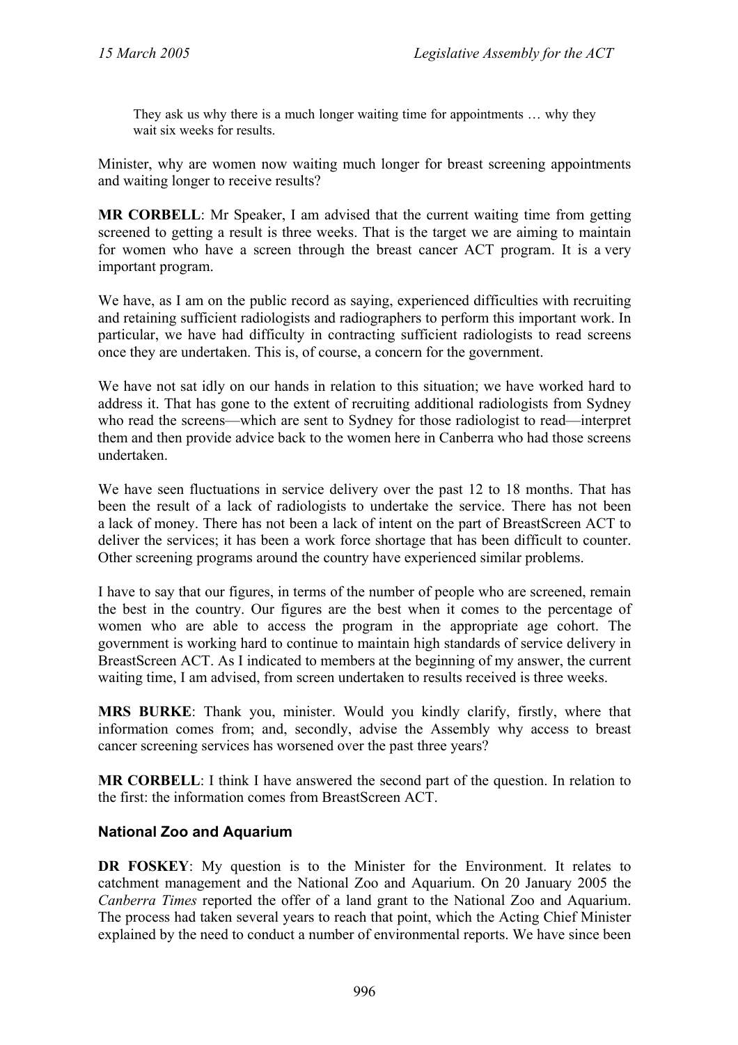> They ask us why there is a much longer waiting time for appointments … why they wait six weeks for results.

Minister, why are women now waiting much longer for breast screening appointments and waiting longer to receive results?

**MR CORBELL**: Mr Speaker, I am advised that the current waiting time from getting screened to getting a result is three weeks. That is the target we are aiming to maintain for women who have a screen through the breast cancer ACT program. It is a very important program.

We have, as I am on the public record as saying, experienced difficulties with recruiting and retaining sufficient radiologists and radiographers to perform this important work. In particular, we have had difficulty in contracting sufficient radiologists to read screens once they are undertaken. This is, of course, a concern for the government.

We have not sat idly on our hands in relation to this situation; we have worked hard to address it. That has gone to the extent of recruiting additional radiologists from Sydney who read the screens—which are sent to Sydney for those radiologist to read—interpret them and then provide advice back to the women here in Canberra who had those screens undertaken.

We have seen fluctuations in service delivery over the past 12 to 18 months. That has been the result of a lack of radiologists to undertake the service. There has not been a lack of money. There has not been a lack of intent on the part of BreastScreen ACT to deliver the services; it has been a work force shortage that has been difficult to counter. Other screening programs around the country have experienced similar problems.

I have to say that our figures, in terms of the number of people who are screened, remain the best in the country. Our figures are the best when it comes to the percentage of women who are able to access the program in the appropriate age cohort. The government is working hard to continue to maintain high standards of service delivery in BreastScreen ACT. As I indicated to members at the beginning of my answer, the current waiting time, I am advised, from screen undertaken to results received is three weeks.

**MRS BURKE**: Thank you, minister. Would you kindly clarify, firstly, where that information comes from; and, secondly, advise the Assembly why access to breast cancer screening services has worsened over the past three years?

**MR CORBELL**: I think I have answered the second part of the question. In relation to the first: the information comes from BreastScreen ACT.

### National Zoo and Aquarium

**DR FOSKEY**: My question is to the Minister for the Environment. It relates to catchment management and the National Zoo and Aquarium. On 20 January 2005 the *Canberra Times* reported the offer of a land grant to the National Zoo and Aquarium. The process had taken several years to reach that point, which the Acting Chief Minister explained by the need to conduct a number of environmental reports. We have since been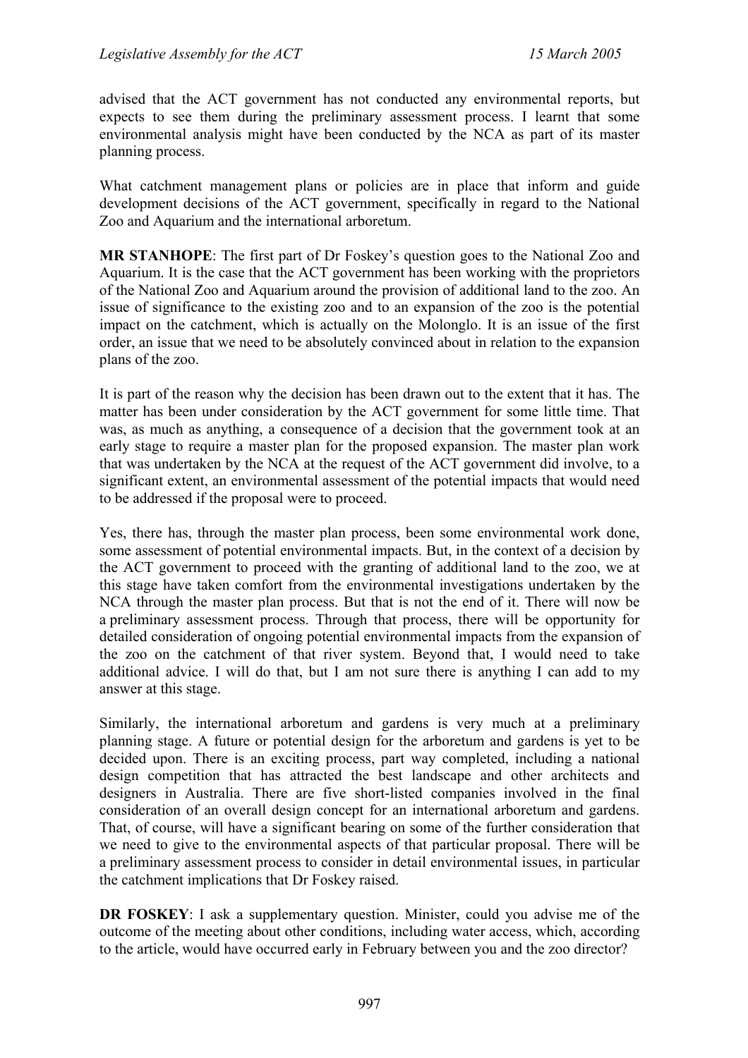advised that the ACT government has not conducted any environmental reports, but expects to see them during the preliminary assessment process. I learnt that some environmental analysis might have been conducted by the NCA as part of its master planning process.

What catchment management plans or policies are in place that inform and guide development decisions of the ACT government, specifically in regard to the National Zoo and Aquarium and the international arboretum.

**MR STANHOPE**: The first part of Dr Foskey's question goes to the National Zoo and Aquarium. It is the case that the ACT government has been working with the proprietors of the National Zoo and Aquarium around the provision of additional land to the zoo. An issue of significance to the existing zoo and to an expansion of the zoo is the potential impact on the catchment, which is actually on the Molonglo. It is an issue of the first order, an issue that we need to be absolutely convinced about in relation to the expansion plans of the zoo.

It is part of the reason why the decision has been drawn out to the extent that it has. The matter has been under consideration by the ACT government for some little time. That was, as much as anything, a consequence of a decision that the government took at an early stage to require a master plan for the proposed expansion. The master plan work that was undertaken by the NCA at the request of the ACT government did involve, to a significant extent, an environmental assessment of the potential impacts that would need to be addressed if the proposal were to proceed.

Yes, there has, through the master plan process, been some environmental work done, some assessment of potential environmental impacts. But, in the context of a decision by the ACT government to proceed with the granting of additional land to the zoo, we at this stage have taken comfort from the environmental investigations undertaken by the NCA through the master plan process. But that is not the end of it. There will now be a preliminary assessment process. Through that process, there will be opportunity for detailed consideration of ongoing potential environmental impacts from the expansion of the zoo on the catchment of that river system. Beyond that, I would need to take additional advice. I will do that, but I am not sure there is anything I can add to my answer at this stage.

Similarly, the international arboretum and gardens is very much at a preliminary planning stage. A future or potential design for the arboretum and gardens is yet to be decided upon. There is an exciting process, part way completed, including a national design competition that has attracted the best landscape and other architects and designers in Australia. There are five short-listed companies involved in the final consideration of an overall design concept for an international arboretum and gardens. That, of course, will have a significant bearing on some of the further consideration that we need to give to the environmental aspects of that particular proposal. There will be a preliminary assessment process to consider in detail environmental issues, in particular the catchment implications that Dr Foskey raised.

**DR FOSKEY**: I ask a supplementary question. Minister, could you advise me of the outcome of the meeting about other conditions, including water access, which, according to the article, would have occurred early in February between you and the zoo director?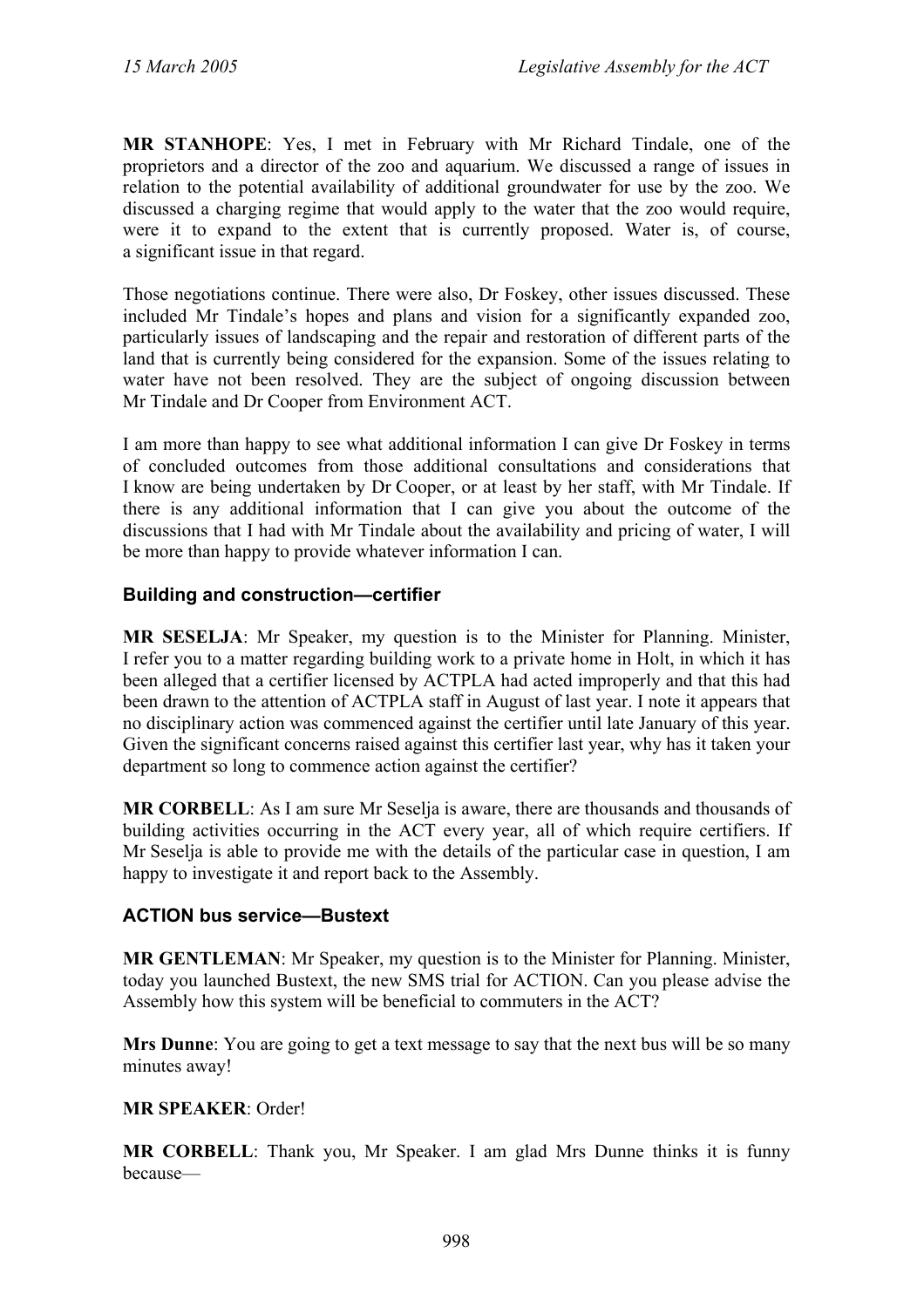**MR STANHOPE**: Yes, I met in February with Mr Richard Tindale, one of the proprietors and a director of the zoo and aquarium. We discussed a range of issues in relation to the potential availability of additional groundwater for use by the zoo. We discussed a charging regime that would apply to the water that the zoo would require, were it to expand to the extent that is currently proposed. Water is, of course, a significant issue in that regard.

Those negotiations continue. There were also, Dr Foskey, other issues discussed. These included Mr Tindale's hopes and plans and vision for a significantly expanded zoo, particularly issues of landscaping and the repair and restoration of different parts of the land that is currently being considered for the expansion. Some of the issues relating to water have not been resolved. They are the subject of ongoing discussion between Mr Tindale and Dr Cooper from Environment ACT.

I am more than happy to see what additional information I can give Dr Foskey in terms of concluded outcomes from those additional consultations and considerations that I know are being undertaken by Dr Cooper, or at least by her staff, with Mr Tindale. If there is any additional information that I can give you about the outcome of the discussions that I had with Mr Tindale about the availability and pricing of water, I will be more than happy to provide whatever information I can.

### Building and construction—certifier

**MR SESELJA**: Mr Speaker, my question is to the Minister for Planning. Minister, I refer you to a matter regarding building work to a private home in Holt, in which it has been alleged that a certifier licensed by ACTPLA had acted improperly and that this had been drawn to the attention of ACTPLA staff in August of last year. I note it appears that no disciplinary action was commenced against the certifier until late January of this year. Given the significant concerns raised against this certifier last year, why has it taken your department so long to commence action against the certifier?

**MR CORBELL**: As I am sure Mr Seselja is aware, there are thousands and thousands of building activities occurring in the ACT every year, all of which require certifiers. If Mr Seselja is able to provide me with the details of the particular case in question, I am happy to investigate it and report back to the Assembly.

### ACTION bus service—Bustext

**MR GENTLEMAN**: Mr Speaker, my question is to the Minister for Planning. Minister, today you launched Bustext, the new SMS trial for ACTION. Can you please advise the Assembly how this system will be beneficial to commuters in the ACT?

**Mrs Dunne**: You are going to get a text message to say that the next bus will be so many minutes away!

**MR SPEAKER**: Order!

**MR CORBELL**: Thank you, Mr Speaker. I am glad Mrs Dunne thinks it is funny because—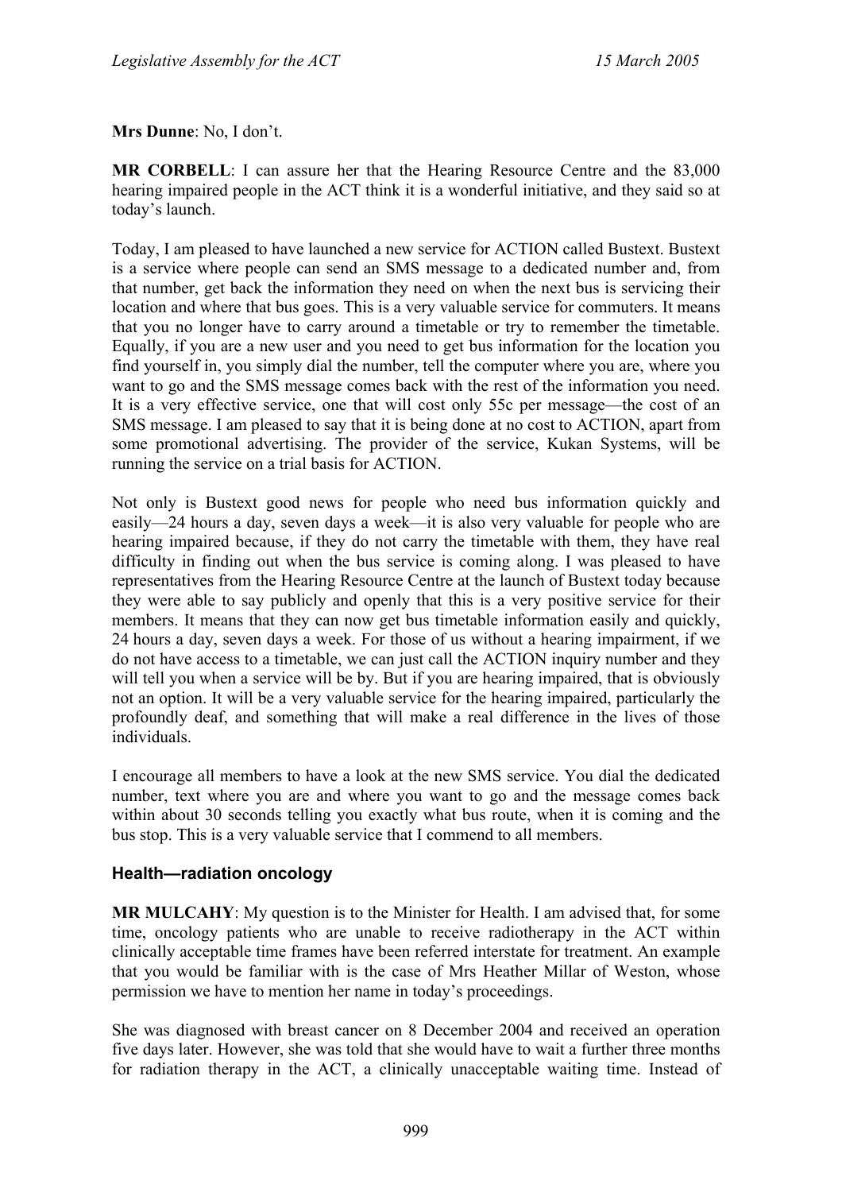**Mrs Dunne**: No, I don't.

**MR CORBELL**: I can assure her that the Hearing Resource Centre and the 83,000 hearing impaired people in the ACT think it is a wonderful initiative, and they said so at today's launch.

Today, I am pleased to have launched a new service for ACTION called Bustext. Bustext is a service where people can send an SMS message to a dedicated number and, from that number, get back the information they need on when the next bus is servicing their location and where that bus goes. This is a very valuable service for commuters. It means that you no longer have to carry around a timetable or try to remember the timetable. Equally, if you are a new user and you need to get bus information for the location you find yourself in, you simply dial the number, tell the computer where you are, where you want to go and the SMS message comes back with the rest of the information you need. It is a very effective service, one that will cost only 55c per message—the cost of an SMS message. I am pleased to say that it is being done at no cost to ACTION, apart from some promotional advertising. The provider of the service, Kukan Systems, will be running the service on a trial basis for ACTION.

Not only is Bustext good news for people who need bus information quickly and easily—24 hours a day, seven days a week—it is also very valuable for people who are hearing impaired because, if they do not carry the timetable with them, they have real difficulty in finding out when the bus service is coming along. I was pleased to have representatives from the Hearing Resource Centre at the launch of Bustext today because they were able to say publicly and openly that this is a very positive service for their members. It means that they can now get bus timetable information easily and quickly, 24 hours a day, seven days a week. For those of us without a hearing impairment, if we do not have access to a timetable, we can just call the ACTION inquiry number and they will tell you when a service will be by. But if you are hearing impaired, that is obviously not an option. It will be a very valuable service for the hearing impaired, particularly the profoundly deaf, and something that will make a real difference in the lives of those individuals.

I encourage all members to have a look at the new SMS service. You dial the dedicated number, text where you are and where you want to go and the message comes back within about 30 seconds telling you exactly what bus route, when it is coming and the bus stop. This is a very valuable service that I commend to all members.

### Health—radiation oncology

**MR MULCAHY**: My question is to the Minister for Health. I am advised that, for some time, oncology patients who are unable to receive radiotherapy in the ACT within clinically acceptable time frames have been referred interstate for treatment. An example that you would be familiar with is the case of Mrs Heather Millar of Weston, whose permission we have to mention her name in today's proceedings.

She was diagnosed with breast cancer on 8 December 2004 and received an operation five days later. However, she was told that she would have to wait a further three months for radiation therapy in the ACT, a clinically unacceptable waiting time. Instead of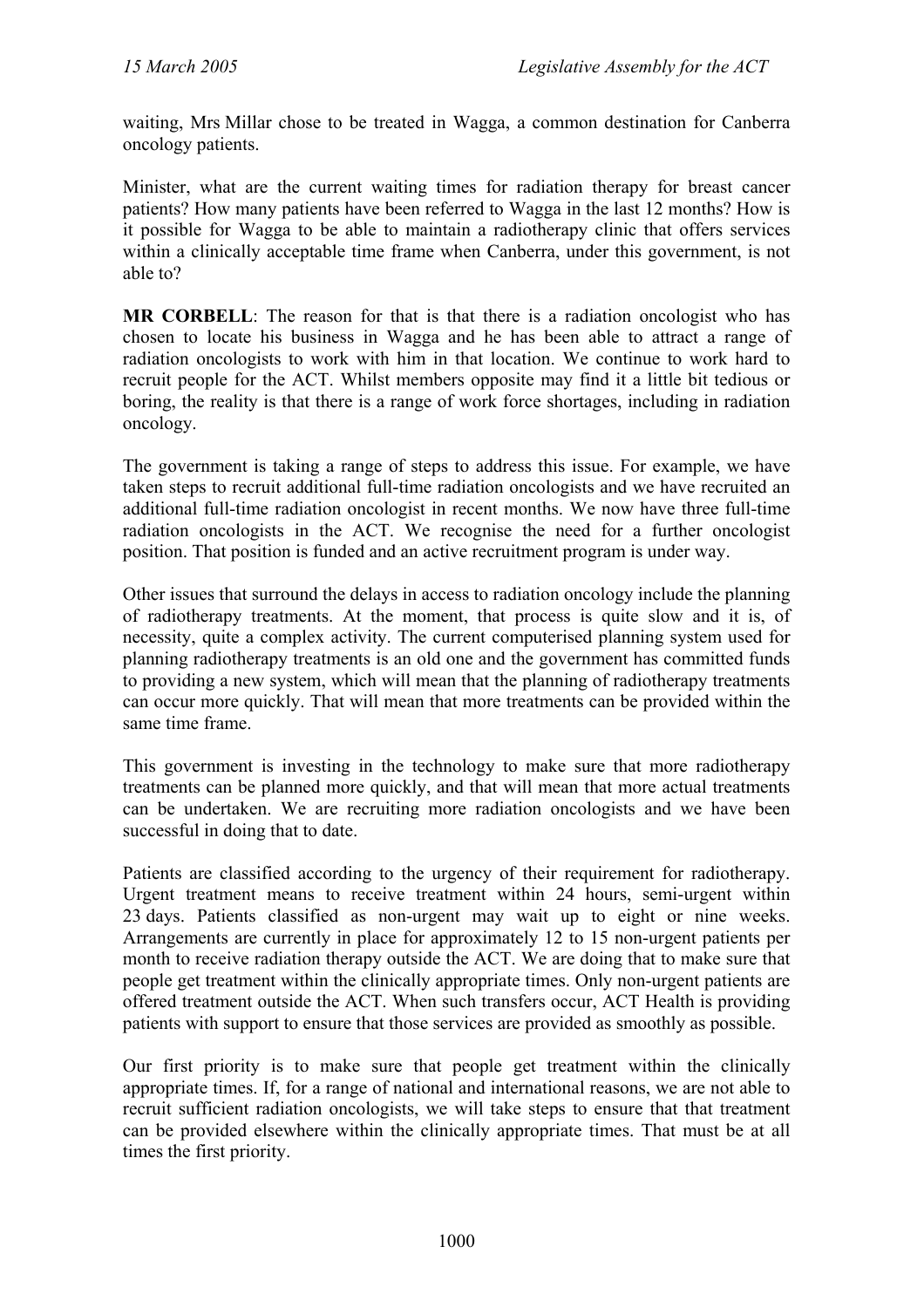waiting, Mrs Millar chose to be treated in Wagga, a common destination for Canberra oncology patients.

Minister, what are the current waiting times for radiation therapy for breast cancer patients? How many patients have been referred to Wagga in the last 12 months? How is it possible for Wagga to be able to maintain a radiotherapy clinic that offers services within a clinically acceptable time frame when Canberra, under this government, is not able to?

**MR CORBELL**: The reason for that is that there is a radiation oncologist who has chosen to locate his business in Wagga and he has been able to attract a range of radiation oncologists to work with him in that location. We continue to work hard to recruit people for the ACT. Whilst members opposite may find it a little bit tedious or boring, the reality is that there is a range of work force shortages, including in radiation oncology.

The government is taking a range of steps to address this issue. For example, we have taken steps to recruit additional full-time radiation oncologists and we have recruited an additional full-time radiation oncologist in recent months. We now have three full-time radiation oncologists in the ACT. We recognise the need for a further oncologist position. That position is funded and an active recruitment program is under way.

Other issues that surround the delays in access to radiation oncology include the planning of radiotherapy treatments. At the moment, that process is quite slow and it is, of necessity, quite a complex activity. The current computerised planning system used for planning radiotherapy treatments is an old one and the government has committed funds to providing a new system, which will mean that the planning of radiotherapy treatments can occur more quickly. That will mean that more treatments can be provided within the same time frame.

This government is investing in the technology to make sure that more radiotherapy treatments can be planned more quickly, and that will mean that more actual treatments can be undertaken. We are recruiting more radiation oncologists and we have been successful in doing that to date.

Patients are classified according to the urgency of their requirement for radiotherapy. Urgent treatment means to receive treatment within 24 hours, semi-urgent within 23 days. Patients classified as non-urgent may wait up to eight or nine weeks. Arrangements are currently in place for approximately 12 to 15 non-urgent patients per month to receive radiation therapy outside the ACT. We are doing that to make sure that people get treatment within the clinically appropriate times. Only non-urgent patients are offered treatment outside the ACT. When such transfers occur, ACT Health is providing patients with support to ensure that those services are provided as smoothly as possible.

Our first priority is to make sure that people get treatment within the clinically appropriate times. If, for a range of national and international reasons, we are not able to recruit sufficient radiation oncologists, we will take steps to ensure that that treatment can be provided elsewhere within the clinically appropriate times. That must be at all times the first priority.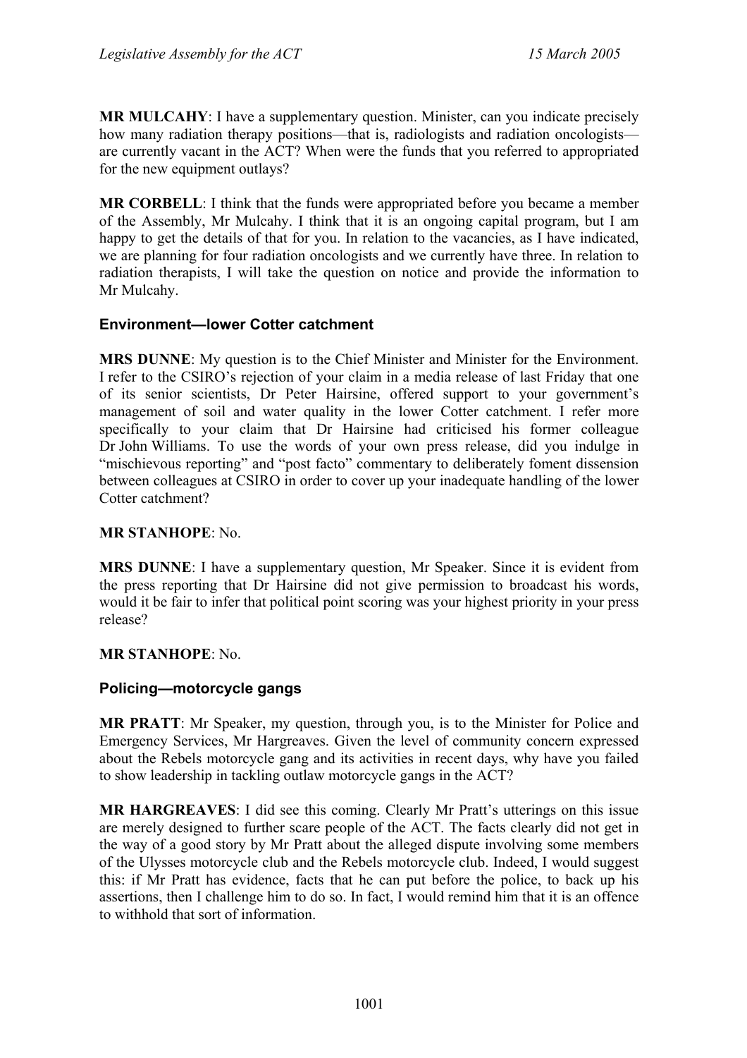**MR MULCAHY**: I have a supplementary question. Minister, can you indicate precisely how many radiation therapy positions—that is, radiologists and radiation oncologists—are currently vacant in the ACT? When were the funds that you referred to appropriated for the new equipment outlays?

**MR CORBELL**: I think that the funds were appropriated before you became a member of the Assembly, Mr Mulcahy. I think that it is an ongoing capital program, but I am happy to get the details of that for you. In relation to the vacancies, as I have indicated, we are planning for four radiation oncologists and we currently have three. In relation to radiation therapists, I will take the question on notice and provide the information to Mr Mulcahy.

### Environment—lower Cotter catchment

**MRS DUNNE**: My question is to the Chief Minister and Minister for the Environment. I refer to the CSIRO's rejection of your claim in a media release of last Friday that one of its senior scientists, Dr Peter Hairsine, offered support to your government's management of soil and water quality in the lower Cotter catchment. I refer more specifically to your claim that Dr Hairsine had criticised his former colleague Dr John Williams. To use the words of your own press release, did you indulge in "mischievous reporting" and "post facto" commentary to deliberately foment dissension between colleagues at CSIRO in order to cover up your inadequate handling of the lower Cotter catchment?

**MR STANHOPE**: No.

**MRS DUNNE**: I have a supplementary question, Mr Speaker. Since it is evident from the press reporting that Dr Hairsine did not give permission to broadcast his words, would it be fair to infer that political point scoring was your highest priority in your press release?

**MR STANHOPE**: No.

### Policing—motorcycle gangs

**MR PRATT**: Mr Speaker, my question, through you, is to the Minister for Police and Emergency Services, Mr Hargreaves. Given the level of community concern expressed about the Rebels motorcycle gang and its activities in recent days, why have you failed to show leadership in tackling outlaw motorcycle gangs in the ACT?

**MR HARGREAVES**: I did see this coming. Clearly Mr Pratt's utterings on this issue are merely designed to further scare people of the ACT. The facts clearly did not get in the way of a good story by Mr Pratt about the alleged dispute involving some members of the Ulysses motorcycle club and the Rebels motorcycle club. Indeed, I would suggest this: if Mr Pratt has evidence, facts that he can put before the police, to back up his assertions, then I challenge him to do so. In fact, I would remind him that it is an offence to withhold that sort of information.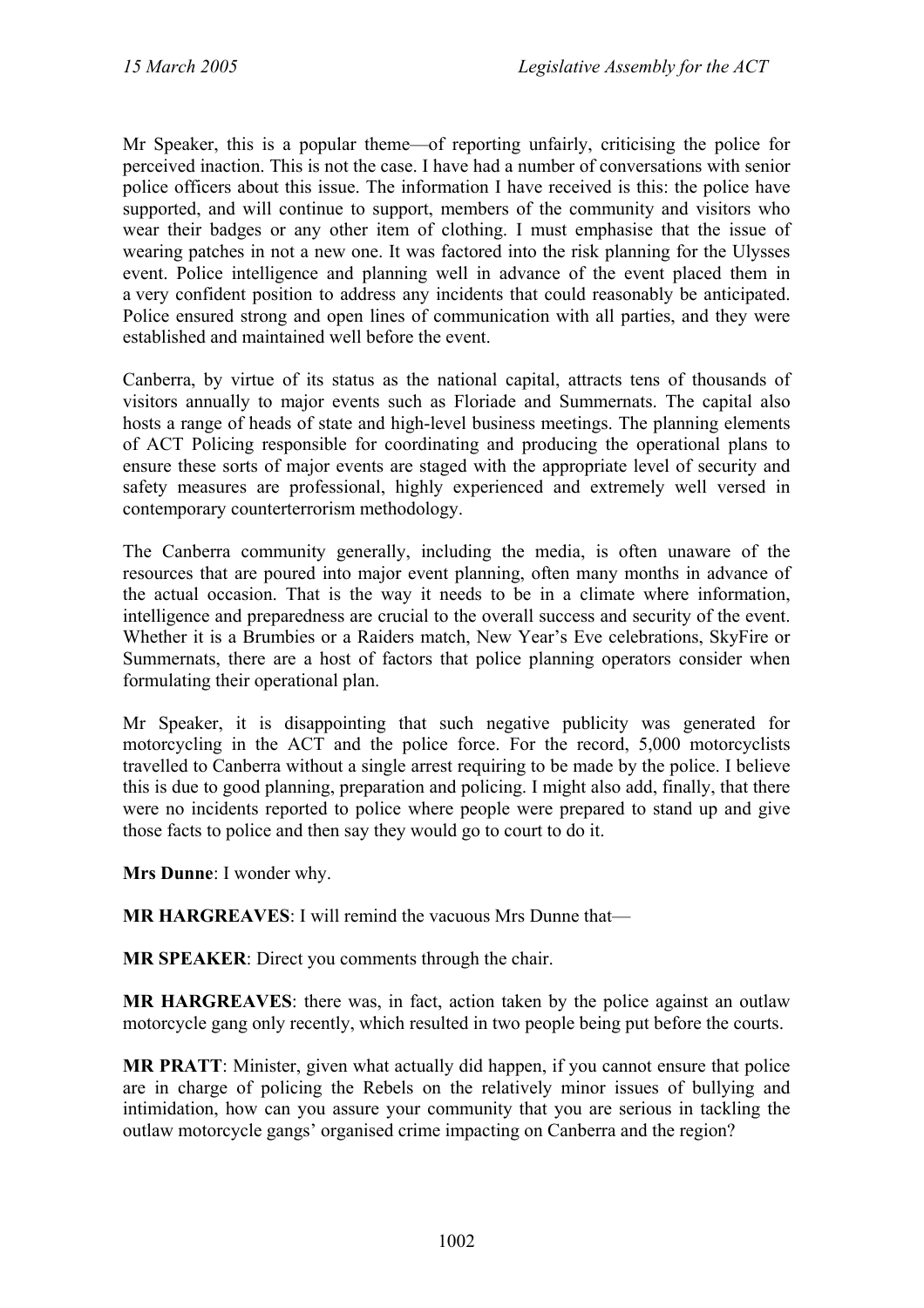Mr Speaker, this is a popular theme—of reporting unfairly, criticising the police for perceived inaction. This is not the case. I have had a number of conversations with senior police officers about this issue. The information I have received is this: the police have supported, and will continue to support, members of the community and visitors who wear their badges or any other item of clothing. I must emphasise that the issue of wearing patches in not a new one. It was factored into the risk planning for the Ulysses event. Police intelligence and planning well in advance of the event placed them in a very confident position to address any incidents that could reasonably be anticipated. Police ensured strong and open lines of communication with all parties, and they were established and maintained well before the event.

Canberra, by virtue of its status as the national capital, attracts tens of thousands of visitors annually to major events such as Floriade and Summernats. The capital also hosts a range of heads of state and high-level business meetings. The planning elements of ACT Policing responsible for coordinating and producing the operational plans to ensure these sorts of major events are staged with the appropriate level of security and safety measures are professional, highly experienced and extremely well versed in contemporary counterterrorism methodology.

The Canberra community generally, including the media, is often unaware of the resources that are poured into major event planning, often many months in advance of the actual occasion. That is the way it needs to be in a climate where information, intelligence and preparedness are crucial to the overall success and security of the event. Whether it is a Brumbies or a Raiders match, New Year's Eve celebrations, SkyFire or Summernats, there are a host of factors that police planning operators consider when formulating their operational plan.

Mr Speaker, it is disappointing that such negative publicity was generated for motorcycling in the ACT and the police force. For the record, 5,000 motorcyclists travelled to Canberra without a single arrest requiring to be made by the police. I believe this is due to good planning, preparation and policing. I might also add, finally, that there were no incidents reported to police where people were prepared to stand up and give those facts to police and then say they would go to court to do it.

**Mrs Dunne**: I wonder why.

**MR HARGREAVES**: I will remind the vacuous Mrs Dunne that—

**MR SPEAKER**: Direct you comments through the chair.

**MR HARGREAVES**: there was, in fact, action taken by the police against an outlaw motorcycle gang only recently, which resulted in two people being put before the courts.

**MR PRATT**: Minister, given what actually did happen, if you cannot ensure that police are in charge of policing the Rebels on the relatively minor issues of bullying and intimidation, how can you assure your community that you are serious in tackling the outlaw motorcycle gangs' organised crime impacting on Canberra and the region?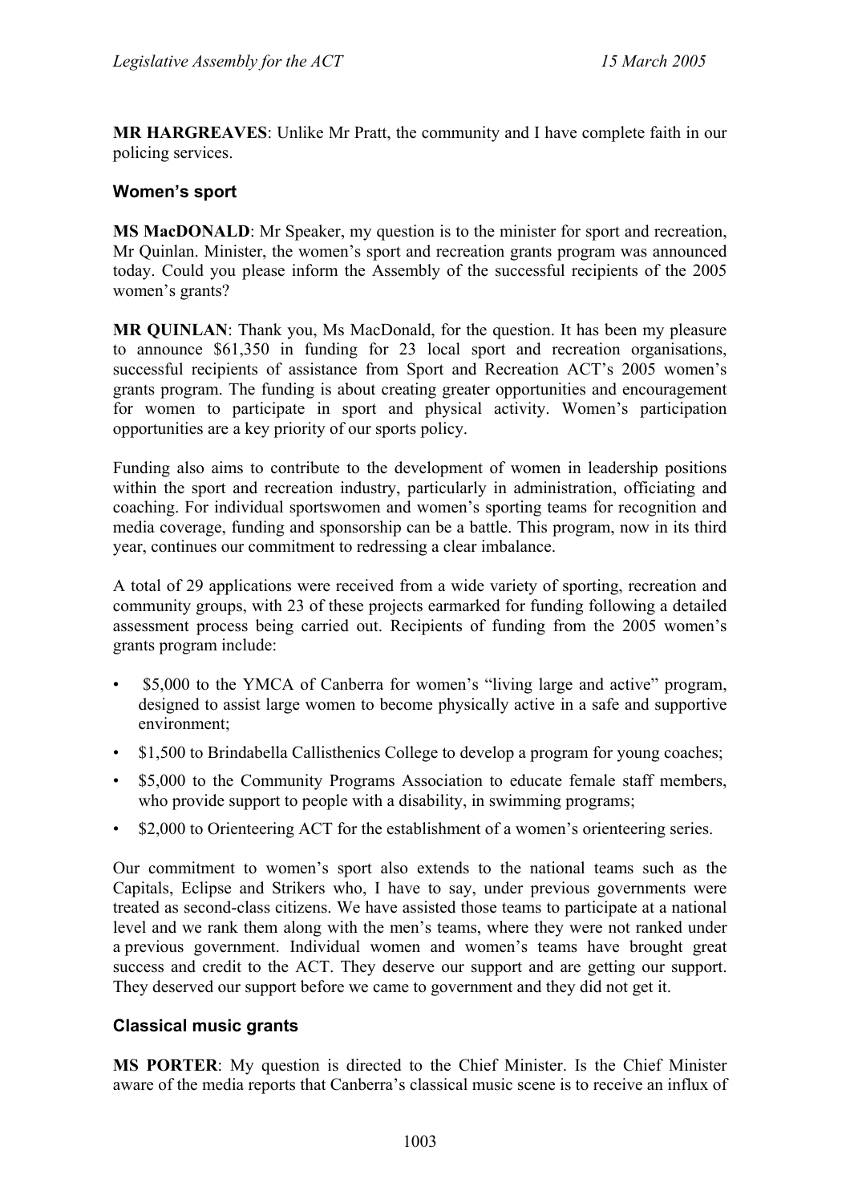**MR HARGREAVES**: Unlike Mr Pratt, the community and I have complete faith in our policing services.

### Women's sport

**MS MacDONALD**: Mr Speaker, my question is to the minister for sport and recreation, Mr Quinlan. Minister, the women's sport and recreation grants program was announced today. Could you please inform the Assembly of the successful recipients of the 2005 women's grants?

**MR QUINLAN**: Thank you, Ms MacDonald, for the question. It has been my pleasure to announce $61,350 in funding for 23 local sport and recreation organisations, successful recipients of assistance from Sport and Recreation ACT's 2005 women's grants program. The funding is about creating greater opportunities and encouragement for women to participate in sport and physical activity. Women's participation opportunities are a key priority of our sports policy.

Funding also aims to contribute to the development of women in leadership positions within the sport and recreation industry, particularly in administration, officiating and coaching. For individual sportswomen and women's sporting teams for recognition and media coverage, funding and sponsorship can be a battle. This program, now in its third year, continues our commitment to redressing a clear imbalance.

A total of 29 applications were received from a wide variety of sporting, recreation and community groups, with 23 of these projects earmarked for funding following a detailed assessment process being carried out. Recipients of funding from the 2005 women's grants program include:

- $5,000 to the YMCA of Canberra for women's "living large and active" program, designed to assist large women to become physically active in a safe and supportive environment;
- $1,500 to Brindabella Callisthenics College to develop a program for young coaches;
- $5,000 to the Community Programs Association to educate female staff members, who provide support to people with a disability, in swimming programs;
- $2,000 to Orienteering ACT for the establishment of a women's orienteering series.

Our commitment to women's sport also extends to the national teams such as the Capitals, Eclipse and Strikers who, I have to say, under previous governments were treated as second-class citizens. We have assisted those teams to participate at a national level and we rank them along with the men's teams, where they were not ranked under a previous government. Individual women and women's teams have brought great success and credit to the ACT. They deserve our support and are getting our support. They deserved our support before we came to government and they did not get it.

### Classical music grants

**MS PORTER**: My question is directed to the Chief Minister. Is the Chief Minister aware of the media reports that Canberra's classical music scene is to receive an influx of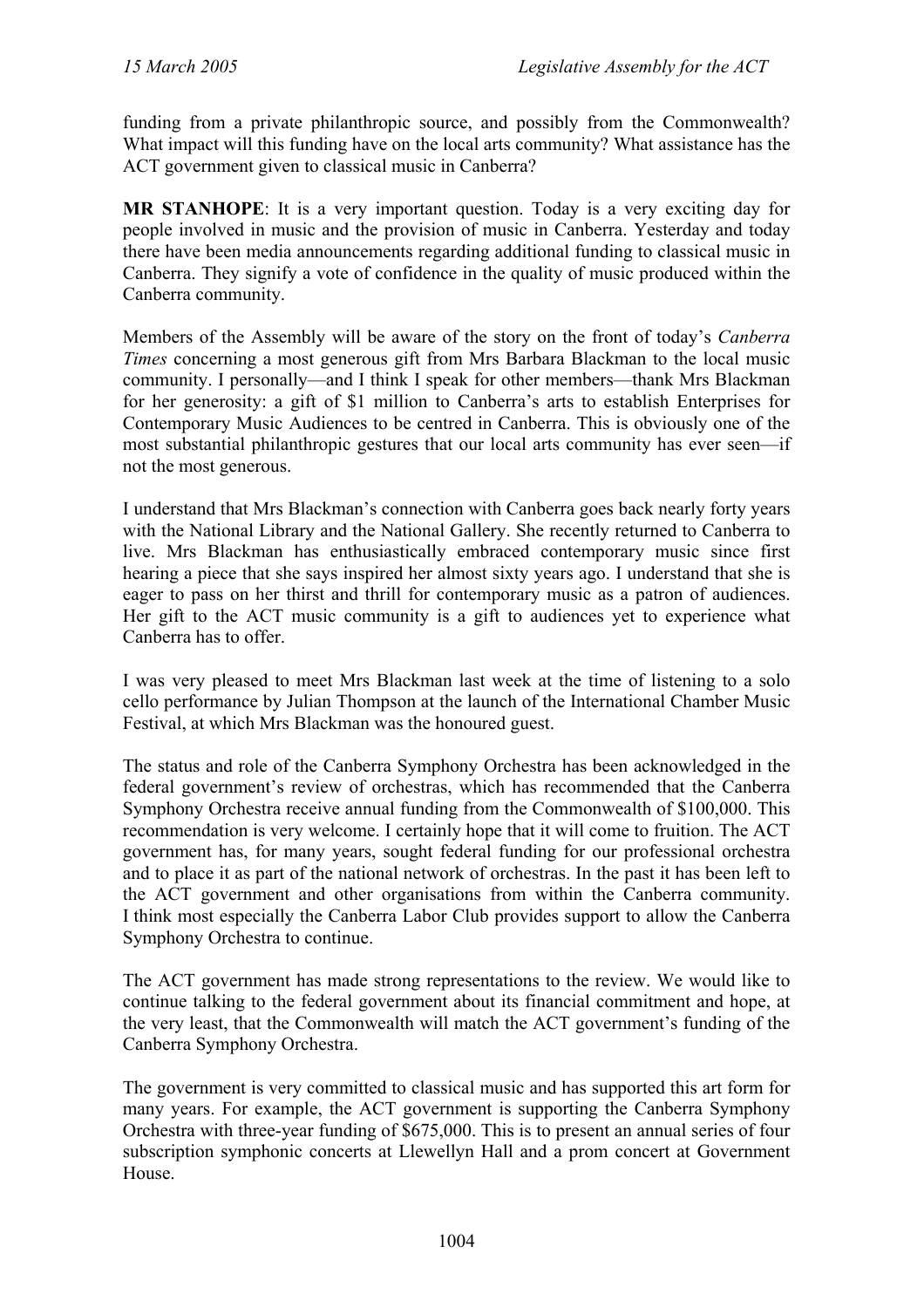funding from a private philanthropic source, and possibly from the Commonwealth? What impact will this funding have on the local arts community? What assistance has the ACT government given to classical music in Canberra?

**MR STANHOPE**: It is a very important question. Today is a very exciting day for people involved in music and the provision of music in Canberra. Yesterday and today there have been media announcements regarding additional funding to classical music in Canberra. They signify a vote of confidence in the quality of music produced within the Canberra community.

Members of the Assembly will be aware of the story on the front of today's *Canberra Times* concerning a most generous gift from Mrs Barbara Blackman to the local music community. I personally—and I think I speak for other members—thank Mrs Blackman for her generosity: a gift of $1 million to Canberra's arts to establish Enterprises for Contemporary Music Audiences to be centred in Canberra. This is obviously one of the most substantial philanthropic gestures that our local arts community has ever seen—if not the most generous.

I understand that Mrs Blackman's connection with Canberra goes back nearly forty years with the National Library and the National Gallery. She recently returned to Canberra to live. Mrs Blackman has enthusiastically embraced contemporary music since first hearing a piece that she says inspired her almost sixty years ago. I understand that she is eager to pass on her thirst and thrill for contemporary music as a patron of audiences. Her gift to the ACT music community is a gift to audiences yet to experience what Canberra has to offer.

I was very pleased to meet Mrs Blackman last week at the time of listening to a solo cello performance by Julian Thompson at the launch of the International Chamber Music Festival, at which Mrs Blackman was the honoured guest.

The status and role of the Canberra Symphony Orchestra has been acknowledged in the federal government's review of orchestras, which has recommended that the Canberra Symphony Orchestra receive annual funding from the Commonwealth of $100,000. This recommendation is very welcome. I certainly hope that it will come to fruition. The ACT government has, for many years, sought federal funding for our professional orchestra and to place it as part of the national network of orchestras. In the past it has been left to the ACT government and other organisations from within the Canberra community. I think most especially the Canberra Labor Club provides support to allow the Canberra Symphony Orchestra to continue.

The ACT government has made strong representations to the review. We would like to continue talking to the federal government about its financial commitment and hope, at the very least, that the Commonwealth will match the ACT government's funding of the Canberra Symphony Orchestra.

The government is very committed to classical music and has supported this art form for many years. For example, the ACT government is supporting the Canberra Symphony Orchestra with three-year funding of $675,000. This is to present an annual series of four subscription symphonic concerts at Llewellyn Hall and a prom concert at Government House.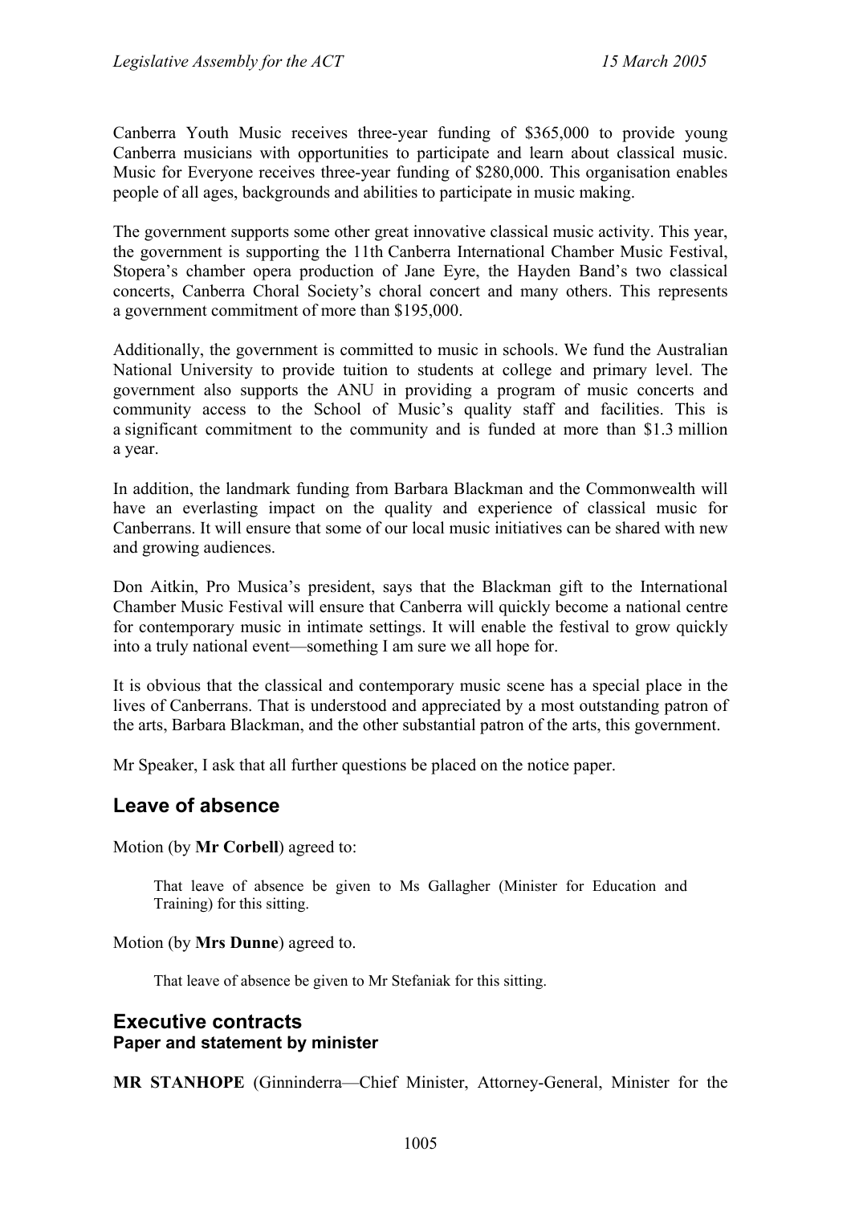Canberra Youth Music receives three-year funding of $365,000 to provide young Canberra musicians with opportunities to participate and learn about classical music. Music for Everyone receives three-year funding of $280,000. This organisation enables people of all ages, backgrounds and abilities to participate in music making.

The government supports some other great innovative classical music activity. This year, the government is supporting the 11th Canberra International Chamber Music Festival, Stopera's chamber opera production of Jane Eyre, the Hayden Band's two classical concerts, Canberra Choral Society's choral concert and many others. This represents a government commitment of more than $195,000.

Additionally, the government is committed to music in schools. We fund the Australian National University to provide tuition to students at college and primary level. The government also supports the ANU in providing a program of music concerts and community access to the School of Music's quality staff and facilities. This is a significant commitment to the community and is funded at more than $1.3 million a year.

In addition, the landmark funding from Barbara Blackman and the Commonwealth will have an everlasting impact on the quality and experience of classical music for Canberrans. It will ensure that some of our local music initiatives can be shared with new and growing audiences.

Don Aitkin, Pro Musica's president, says that the Blackman gift to the International Chamber Music Festival will ensure that Canberra will quickly become a national centre for contemporary music in intimate settings. It will enable the festival to grow quickly into a truly national event—something I am sure we all hope for.

It is obvious that the classical and contemporary music scene has a special place in the lives of Canberrans. That is understood and appreciated by a most outstanding patron of the arts, Barbara Blackman, and the other substantial patron of the arts, this government.

Mr Speaker, I ask that all further questions be placed on the notice paper.

## Leave of absence

Motion (by **Mr Corbell**) agreed to:

> That leave of absence be given to Ms Gallagher (Minister for Education and Training) for this sitting.

Motion (by **Mrs Dunne**) agreed to.

> That leave of absence be given to Mr Stefaniak for this sitting.

## Executive contracts

### Paper and statement by minister

**MR STANHOPE** (Ginninderra—Chief Minister, Attorney-General, Minister for the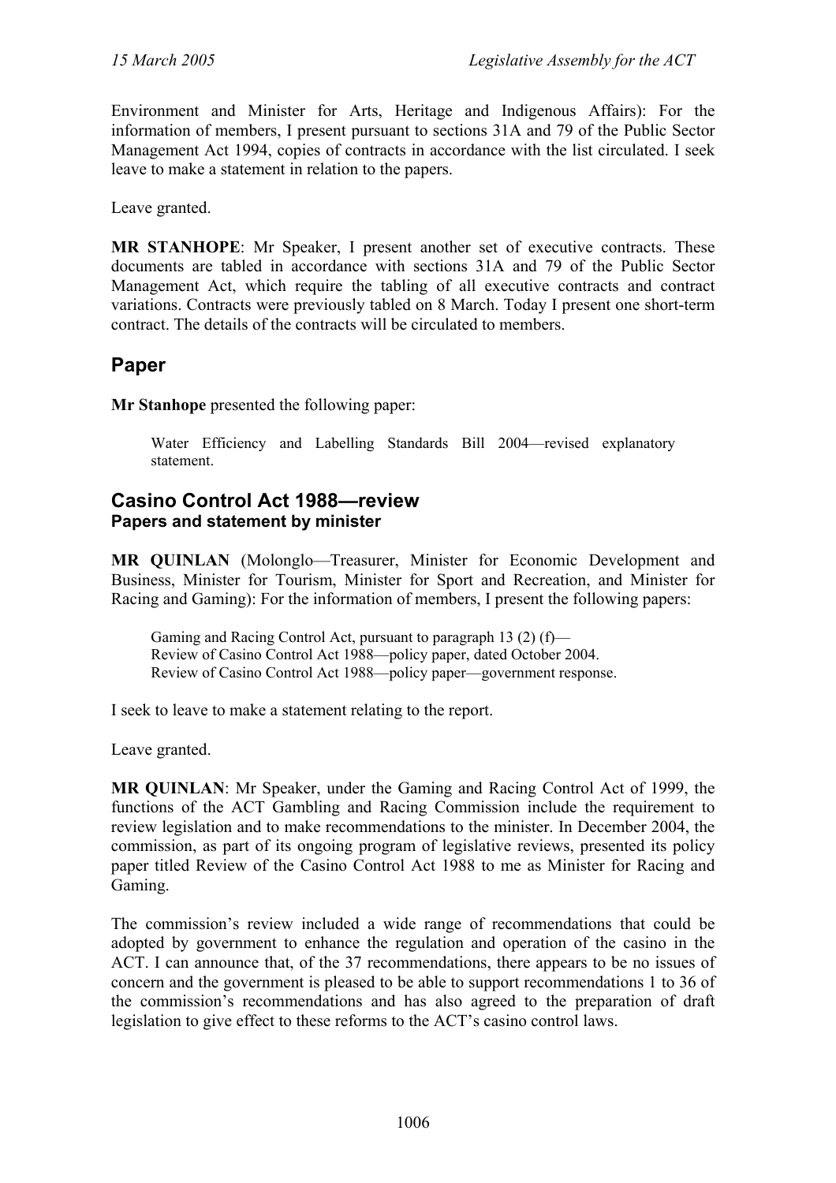Environment and Minister for Arts, Heritage and Indigenous Affairs): For the information of members, I present pursuant to sections 31A and 79 of the Public Sector Management Act 1994, copies of contracts in accordance with the list circulated. I seek leave to make a statement in relation to the papers.

Leave granted.

**MR STANHOPE**: Mr Speaker, I present another set of executive contracts. These documents are tabled in accordance with sections 31A and 79 of the Public Sector Management Act, which require the tabling of all executive contracts and contract variations. Contracts were previously tabled on 8 March. Today I present one short-term contract. The details of the contracts will be circulated to members.

## Paper

**Mr Stanhope** presented the following paper:

> Water Efficiency and Labelling Standards Bill 2004—revised explanatory statement.

## Casino Control Act 1988—review
### Papers and statement by minister

**MR QUINLAN** (Molonglo—Treasurer, Minister for Economic Development and Business, Minister for Tourism, Minister for Sport and Recreation, and Minister for Racing and Gaming): For the information of members, I present the following papers:

> Gaming and Racing Control Act, pursuant to paragraph 13 (2) (f)—
> Review of Casino Control Act 1988—policy paper, dated October 2004.
> Review of Casino Control Act 1988—policy paper—government response.

I seek to leave to make a statement relating to the report.

Leave granted.

**MR QUINLAN**: Mr Speaker, under the Gaming and Racing Control Act of 1999, the functions of the ACT Gambling and Racing Commission include the requirement to review legislation and to make recommendations to the minister. In December 2004, the commission, as part of its ongoing program of legislative reviews, presented its policy paper titled Review of the Casino Control Act 1988 to me as Minister for Racing and Gaming.

The commission's review included a wide range of recommendations that could be adopted by government to enhance the regulation and operation of the casino in the ACT. I can announce that, of the 37 recommendations, there appears to be no issues of concern and the government is pleased to be able to support recommendations 1 to 36 of the commission's recommendations and has also agreed to the preparation of draft legislation to give effect to these reforms to the ACT's casino control laws.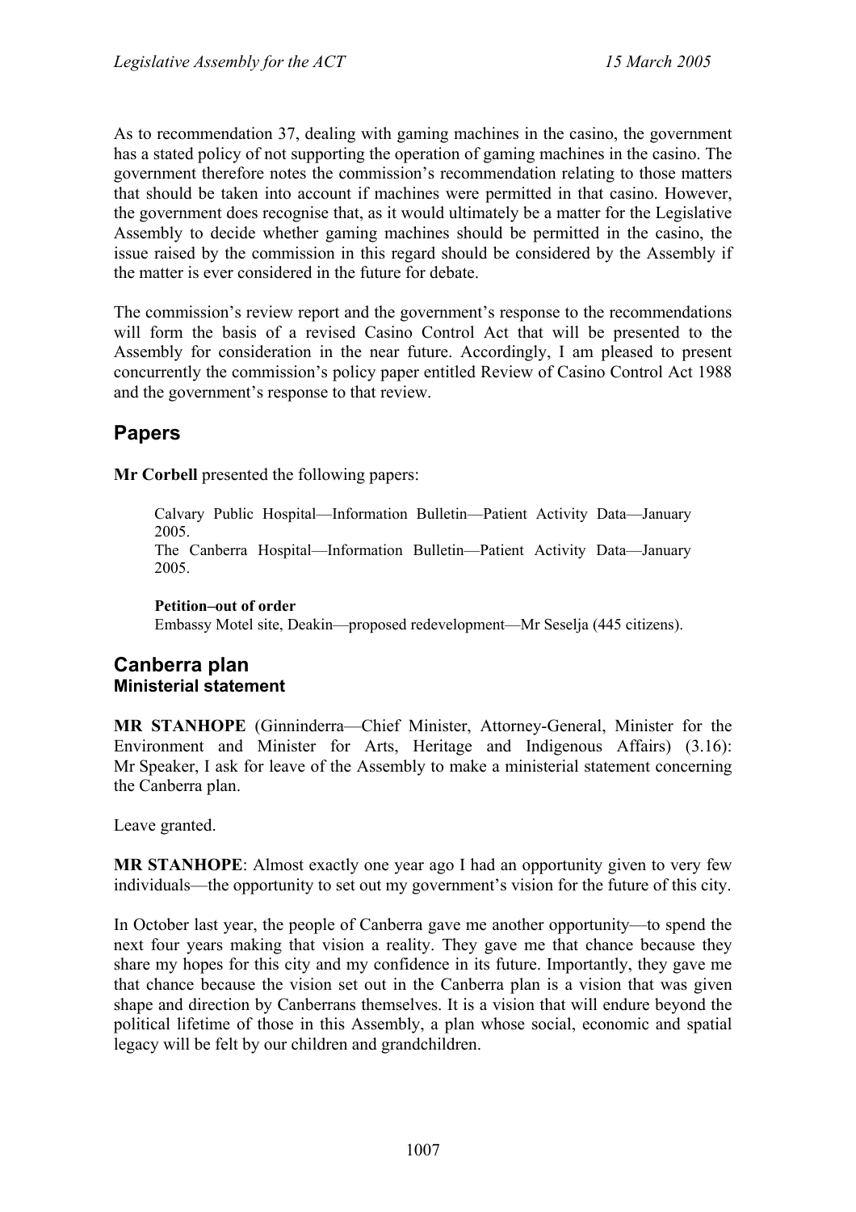As to recommendation 37, dealing with gaming machines in the casino, the government has a stated policy of not supporting the operation of gaming machines in the casino. The government therefore notes the commission's recommendation relating to those matters that should be taken into account if machines were permitted in that casino. However, the government does recognise that, as it would ultimately be a matter for the Legislative Assembly to decide whether gaming machines should be permitted in the casino, the issue raised by the commission in this regard should be considered by the Assembly if the matter is ever considered in the future for debate.

The commission's review report and the government's response to the recommendations will form the basis of a revised Casino Control Act that will be presented to the Assembly for consideration in the near future. Accordingly, I am pleased to present concurrently the commission's policy paper entitled Review of Casino Control Act 1988 and the government's response to that review.

## Papers

**Mr Corbell** presented the following papers:

> Calvary Public Hospital—Information Bulletin—Patient Activity Data—January 2005.
> The Canberra Hospital—Information Bulletin—Patient Activity Data—January 2005.
>
> **Petition–out of order**
> Embassy Motel site, Deakin—proposed redevelopment—Mr Seselja (445 citizens).

## Canberra plan
### Ministerial statement

**MR STANHOPE** (Ginninderra—Chief Minister, Attorney-General, Minister for the Environment and Minister for Arts, Heritage and Indigenous Affairs) (3.16): Mr Speaker, I ask for leave of the Assembly to make a ministerial statement concerning the Canberra plan.

Leave granted.

**MR STANHOPE**: Almost exactly one year ago I had an opportunity given to very few individuals—the opportunity to set out my government's vision for the future of this city.

In October last year, the people of Canberra gave me another opportunity—to spend the next four years making that vision a reality. They gave me that chance because they share my hopes for this city and my confidence in its future. Importantly, they gave me that chance because the vision set out in the Canberra plan is a vision that was given shape and direction by Canberrans themselves. It is a vision that will endure beyond the political lifetime of those in this Assembly, a plan whose social, economic and spatial legacy will be felt by our children and grandchildren.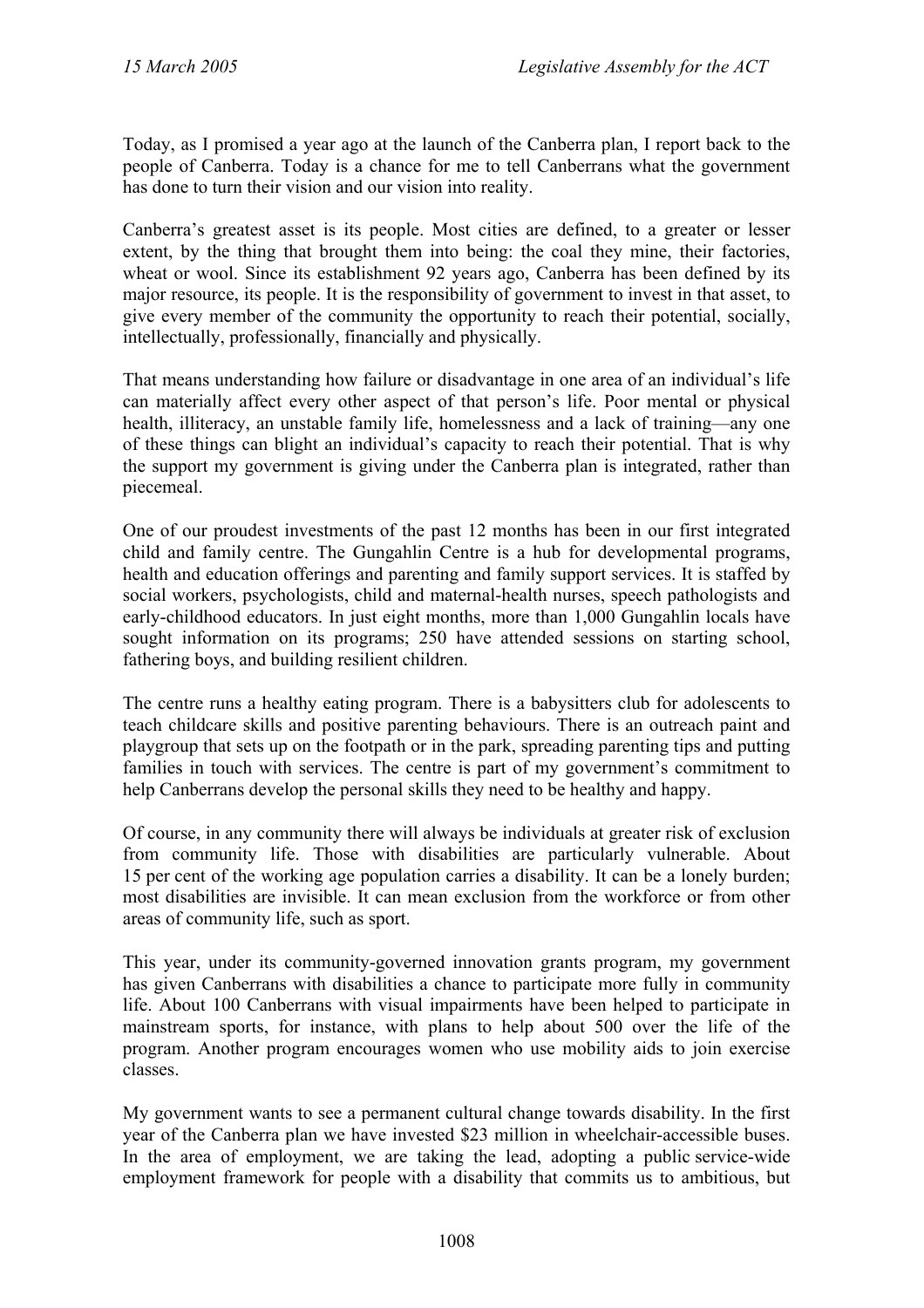Today, as I promised a year ago at the launch of the Canberra plan, I report back to the people of Canberra. Today is a chance for me to tell Canberrans what the government has done to turn their vision and our vision into reality.

Canberra's greatest asset is its people. Most cities are defined, to a greater or lesser extent, by the thing that brought them into being: the coal they mine, their factories, wheat or wool. Since its establishment 92 years ago, Canberra has been defined by its major resource, its people. It is the responsibility of government to invest in that asset, to give every member of the community the opportunity to reach their potential, socially, intellectually, professionally, financially and physically.

That means understanding how failure or disadvantage in one area of an individual's life can materially affect every other aspect of that person's life. Poor mental or physical health, illiteracy, an unstable family life, homelessness and a lack of training—any one of these things can blight an individual's capacity to reach their potential. That is why the support my government is giving under the Canberra plan is integrated, rather than piecemeal.

One of our proudest investments of the past 12 months has been in our first integrated child and family centre. The Gungahlin Centre is a hub for developmental programs, health and education offerings and parenting and family support services. It is staffed by social workers, psychologists, child and maternal-health nurses, speech pathologists and early-childhood educators. In just eight months, more than 1,000 Gungahlin locals have sought information on its programs; 250 have attended sessions on starting school, fathering boys, and building resilient children.

The centre runs a healthy eating program. There is a babysitters club for adolescents to teach childcare skills and positive parenting behaviours. There is an outreach paint and playgroup that sets up on the footpath or in the park, spreading parenting tips and putting families in touch with services. The centre is part of my government's commitment to help Canberrans develop the personal skills they need to be healthy and happy.

Of course, in any community there will always be individuals at greater risk of exclusion from community life. Those with disabilities are particularly vulnerable. About 15 per cent of the working age population carries a disability. It can be a lonely burden; most disabilities are invisible. It can mean exclusion from the workforce or from other areas of community life, such as sport.

This year, under its community-governed innovation grants program, my government has given Canberrans with disabilities a chance to participate more fully in community life. About 100 Canberrans with visual impairments have been helped to participate in mainstream sports, for instance, with plans to help about 500 over the life of the program. Another program encourages women who use mobility aids to join exercise classes.

My government wants to see a permanent cultural change towards disability. In the first year of the Canberra plan we have invested $23 million in wheelchair-accessible buses. In the area of employment, we are taking the lead, adopting a public service-wide employment framework for people with a disability that commits us to ambitious, but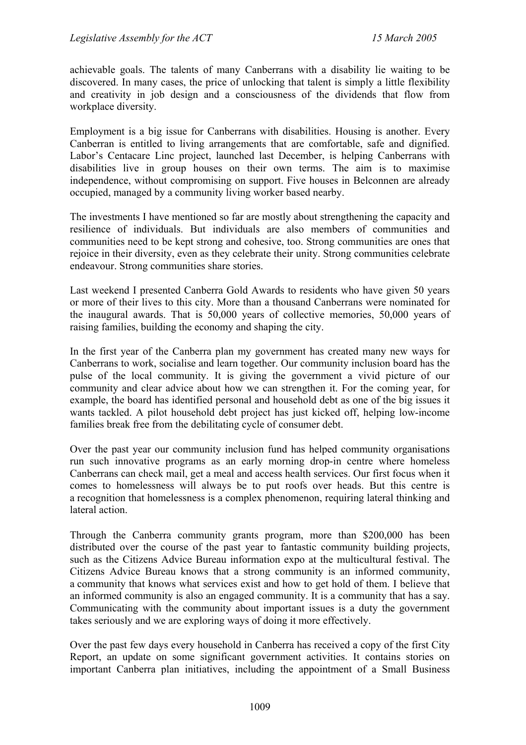achievable goals. The talents of many Canberrans with a disability lie waiting to be discovered. In many cases, the price of unlocking that talent is simply a little flexibility and creativity in job design and a consciousness of the dividends that flow from workplace diversity.

Employment is a big issue for Canberrans with disabilities. Housing is another. Every Canberran is entitled to living arrangements that are comfortable, safe and dignified. Labor's Centacare Linc project, launched last December, is helping Canberrans with disabilities live in group houses on their own terms. The aim is to maximise independence, without compromising on support. Five houses in Belconnen are already occupied, managed by a community living worker based nearby.

The investments I have mentioned so far are mostly about strengthening the capacity and resilience of individuals. But individuals are also members of communities and communities need to be kept strong and cohesive, too. Strong communities are ones that rejoice in their diversity, even as they celebrate their unity. Strong communities celebrate endeavour. Strong communities share stories.

Last weekend I presented Canberra Gold Awards to residents who have given 50 years or more of their lives to this city. More than a thousand Canberrans were nominated for the inaugural awards. That is 50,000 years of collective memories, 50,000 years of raising families, building the economy and shaping the city.

In the first year of the Canberra plan my government has created many new ways for Canberrans to work, socialise and learn together. Our community inclusion board has the pulse of the local community. It is giving the government a vivid picture of our community and clear advice about how we can strengthen it. For the coming year, for example, the board has identified personal and household debt as one of the big issues it wants tackled. A pilot household debt project has just kicked off, helping low-income families break free from the debilitating cycle of consumer debt.

Over the past year our community inclusion fund has helped community organisations run such innovative programs as an early morning drop-in centre where homeless Canberrans can check mail, get a meal and access health services. Our first focus when it comes to homelessness will always be to put roofs over heads. But this centre is a recognition that homelessness is a complex phenomenon, requiring lateral thinking and lateral action.

Through the Canberra community grants program, more than $200,000 has been distributed over the course of the past year to fantastic community building projects, such as the Citizens Advice Bureau information expo at the multicultural festival. The Citizens Advice Bureau knows that a strong community is an informed community, a community that knows what services exist and how to get hold of them. I believe that an informed community is also an engaged community. It is a community that has a say. Communicating with the community about important issues is a duty the government takes seriously and we are exploring ways of doing it more effectively.

Over the past few days every household in Canberra has received a copy of the first City Report, an update on some significant government activities. It contains stories on important Canberra plan initiatives, including the appointment of a Small Business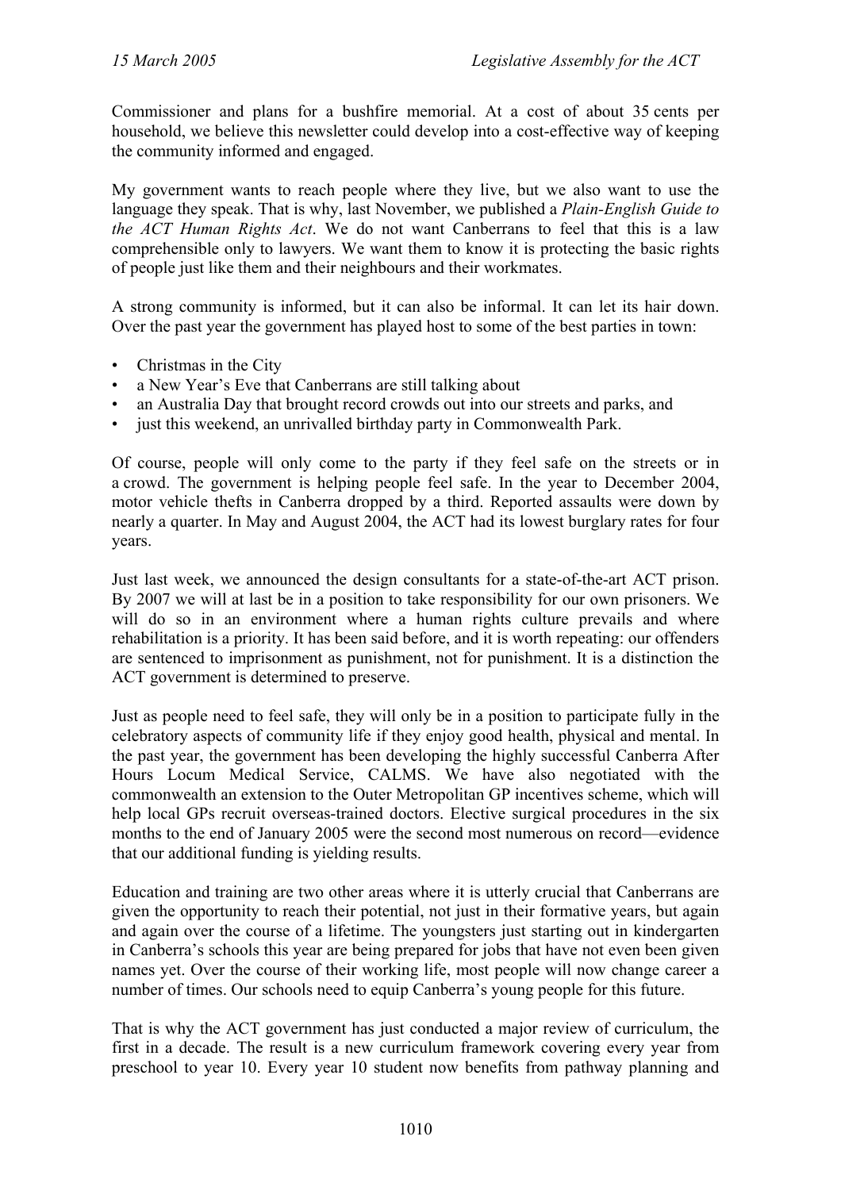Commissioner and plans for a bushfire memorial. At a cost of about 35 cents per household, we believe this newsletter could develop into a cost-effective way of keeping the community informed and engaged.

My government wants to reach people where they live, but we also want to use the language they speak. That is why, last November, we published a *Plain-English Guide to the ACT Human Rights Act*. We do not want Canberrans to feel that this is a law comprehensible only to lawyers. We want them to know it is protecting the basic rights of people just like them and their neighbours and their workmates.

A strong community is informed, but it can also be informal. It can let its hair down. Over the past year the government has played host to some of the best parties in town:

- Christmas in the City
- a New Year's Eve that Canberrans are still talking about
- an Australia Day that brought record crowds out into our streets and parks, and
- just this weekend, an unrivalled birthday party in Commonwealth Park.

Of course, people will only come to the party if they feel safe on the streets or in a crowd. The government is helping people feel safe. In the year to December 2004, motor vehicle thefts in Canberra dropped by a third. Reported assaults were down by nearly a quarter. In May and August 2004, the ACT had its lowest burglary rates for four years.

Just last week, we announced the design consultants for a state-of-the-art ACT prison. By 2007 we will at last be in a position to take responsibility for our own prisoners. We will do so in an environment where a human rights culture prevails and where rehabilitation is a priority. It has been said before, and it is worth repeating: our offenders are sentenced to imprisonment as punishment, not for punishment. It is a distinction the ACT government is determined to preserve.

Just as people need to feel safe, they will only be in a position to participate fully in the celebratory aspects of community life if they enjoy good health, physical and mental. In the past year, the government has been developing the highly successful Canberra After Hours Locum Medical Service, CALMS. We have also negotiated with the commonwealth an extension to the Outer Metropolitan GP incentives scheme, which will help local GPs recruit overseas-trained doctors. Elective surgical procedures in the six months to the end of January 2005 were the second most numerous on record—evidence that our additional funding is yielding results.

Education and training are two other areas where it is utterly crucial that Canberrans are given the opportunity to reach their potential, not just in their formative years, but again and again over the course of a lifetime. The youngsters just starting out in kindergarten in Canberra's schools this year are being prepared for jobs that have not even been given names yet. Over the course of their working life, most people will now change career a number of times. Our schools need to equip Canberra's young people for this future.

That is why the ACT government has just conducted a major review of curriculum, the first in a decade. The result is a new curriculum framework covering every year from preschool to year 10. Every year 10 student now benefits from pathway planning and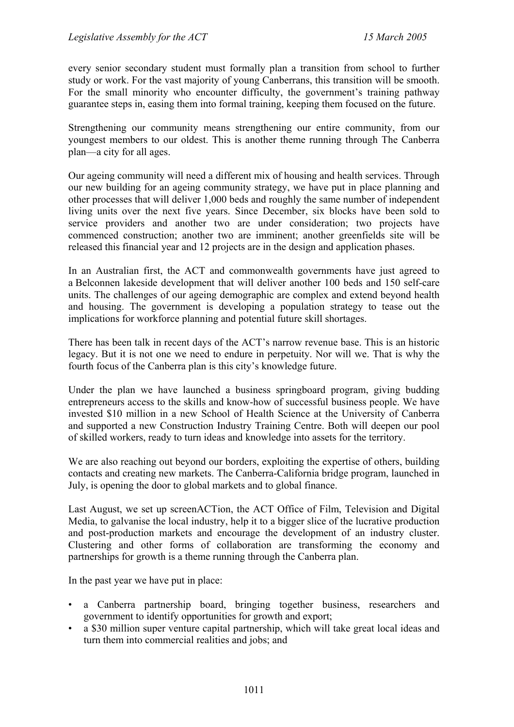every senior secondary student must formally plan a transition from school to further study or work. For the vast majority of young Canberrans, this transition will be smooth. For the small minority who encounter difficulty, the government's training pathway guarantee steps in, easing them into formal training, keeping them focused on the future.

Strengthening our community means strengthening our entire community, from our youngest members to our oldest. This is another theme running through The Canberra plan—a city for all ages.

Our ageing community will need a different mix of housing and health services. Through our new building for an ageing community strategy, we have put in place planning and other processes that will deliver 1,000 beds and roughly the same number of independent living units over the next five years. Since December, six blocks have been sold to service providers and another two are under consideration; two projects have commenced construction; another two are imminent; another greenfields site will be released this financial year and 12 projects are in the design and application phases.

In an Australian first, the ACT and commonwealth governments have just agreed to a Belconnen lakeside development that will deliver another 100 beds and 150 self-care units. The challenges of our ageing demographic are complex and extend beyond health and housing. The government is developing a population strategy to tease out the implications for workforce planning and potential future skill shortages.

There has been talk in recent days of the ACT's narrow revenue base. This is an historic legacy. But it is not one we need to endure in perpetuity. Nor will we. That is why the fourth focus of the Canberra plan is this city's knowledge future.

Under the plan we have launched a business springboard program, giving budding entrepreneurs access to the skills and know-how of successful business people. We have invested $10 million in a new School of Health Science at the University of Canberra and supported a new Construction Industry Training Centre. Both will deepen our pool of skilled workers, ready to turn ideas and knowledge into assets for the territory.

We are also reaching out beyond our borders, exploiting the expertise of others, building contacts and creating new markets. The Canberra-California bridge program, launched in July, is opening the door to global markets and to global finance.

Last August, we set up screenACTion, the ACT Office of Film, Television and Digital Media, to galvanise the local industry, help it to a bigger slice of the lucrative production and post-production markets and encourage the development of an industry cluster. Clustering and other forms of collaboration are transforming the economy and partnerships for growth is a theme running through the Canberra plan.

In the past year we have put in place:

- a Canberra partnership board, bringing together business, researchers and government to identify opportunities for growth and export;
- a $30 million super venture capital partnership, which will take great local ideas and turn them into commercial realities and jobs; and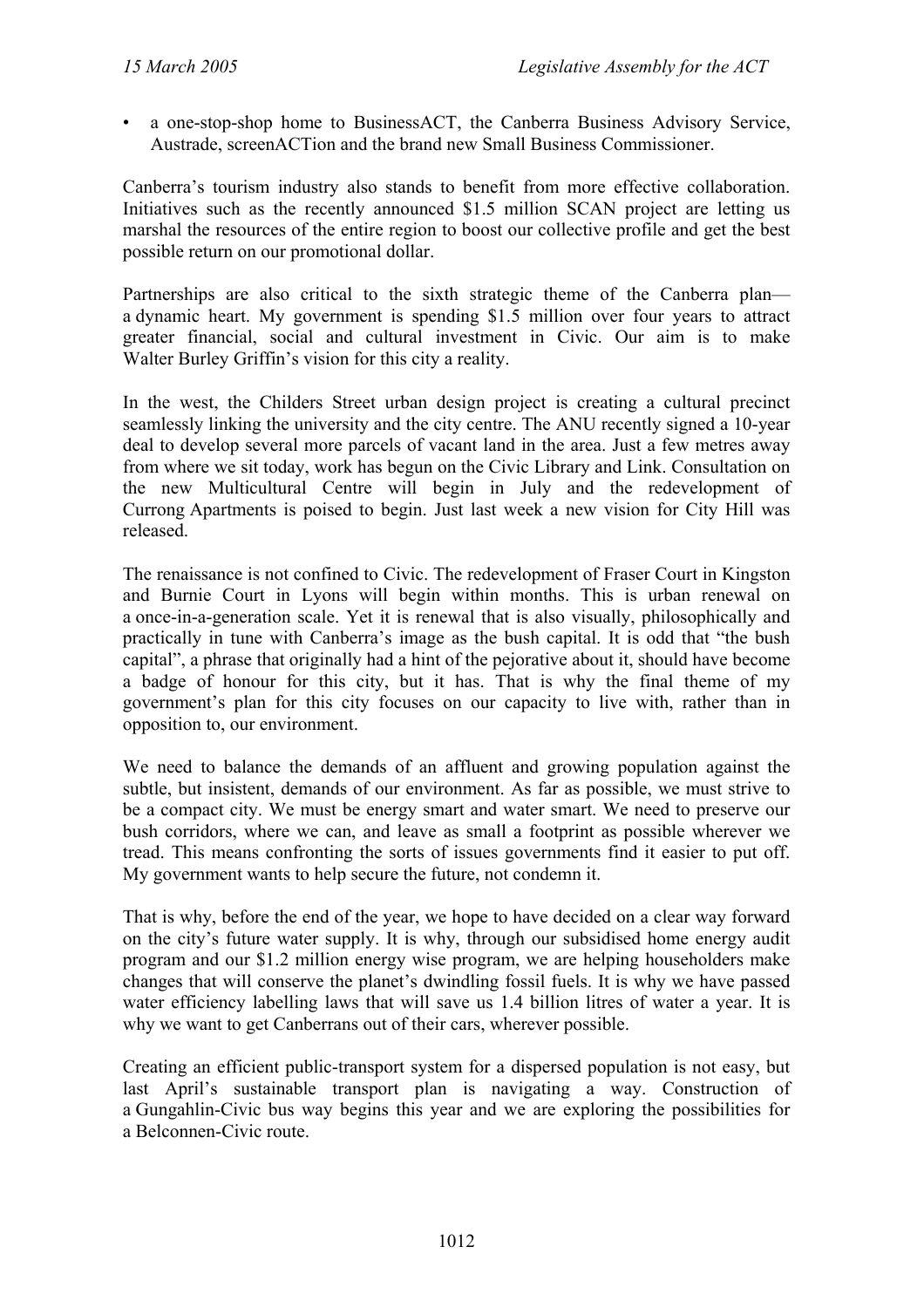- a one-stop-shop home to BusinessACT, the Canberra Business Advisory Service, Austrade, screenACTion and the brand new Small Business Commissioner.

Canberra's tourism industry also stands to benefit from more effective collaboration. Initiatives such as the recently announced $1.5 million SCAN project are letting us marshal the resources of the entire region to boost our collective profile and get the best possible return on our promotional dollar.

Partnerships are also critical to the sixth strategic theme of the Canberra plan—a dynamic heart. My government is spending $1.5 million over four years to attract greater financial, social and cultural investment in Civic. Our aim is to make Walter Burley Griffin's vision for this city a reality.

In the west, the Childers Street urban design project is creating a cultural precinct seamlessly linking the university and the city centre. The ANU recently signed a 10-year deal to develop several more parcels of vacant land in the area. Just a few metres away from where we sit today, work has begun on the Civic Library and Link. Consultation on the new Multicultural Centre will begin in July and the redevelopment of Currong Apartments is poised to begin. Just last week a new vision for City Hill was released.

The renaissance is not confined to Civic. The redevelopment of Fraser Court in Kingston and Burnie Court in Lyons will begin within months. This is urban renewal on a once-in-a-generation scale. Yet it is renewal that is also visually, philosophically and practically in tune with Canberra's image as the bush capital. It is odd that "the bush capital", a phrase that originally had a hint of the pejorative about it, should have become a badge of honour for this city, but it has. That is why the final theme of my government's plan for this city focuses on our capacity to live with, rather than in opposition to, our environment.

We need to balance the demands of an affluent and growing population against the subtle, but insistent, demands of our environment. As far as possible, we must strive to be a compact city. We must be energy smart and water smart. We need to preserve our bush corridors, where we can, and leave as small a footprint as possible wherever we tread. This means confronting the sorts of issues governments find it easier to put off. My government wants to help secure the future, not condemn it.

That is why, before the end of the year, we hope to have decided on a clear way forward on the city's future water supply. It is why, through our subsidised home energy audit program and our $1.2 million energy wise program, we are helping householders make changes that will conserve the planet's dwindling fossil fuels. It is why we have passed water efficiency labelling laws that will save us 1.4 billion litres of water a year. It is why we want to get Canberrans out of their cars, wherever possible.

Creating an efficient public-transport system for a dispersed population is not easy, but last April's sustainable transport plan is navigating a way. Construction of a Gungahlin-Civic bus way begins this year and we are exploring the possibilities for a Belconnen-Civic route.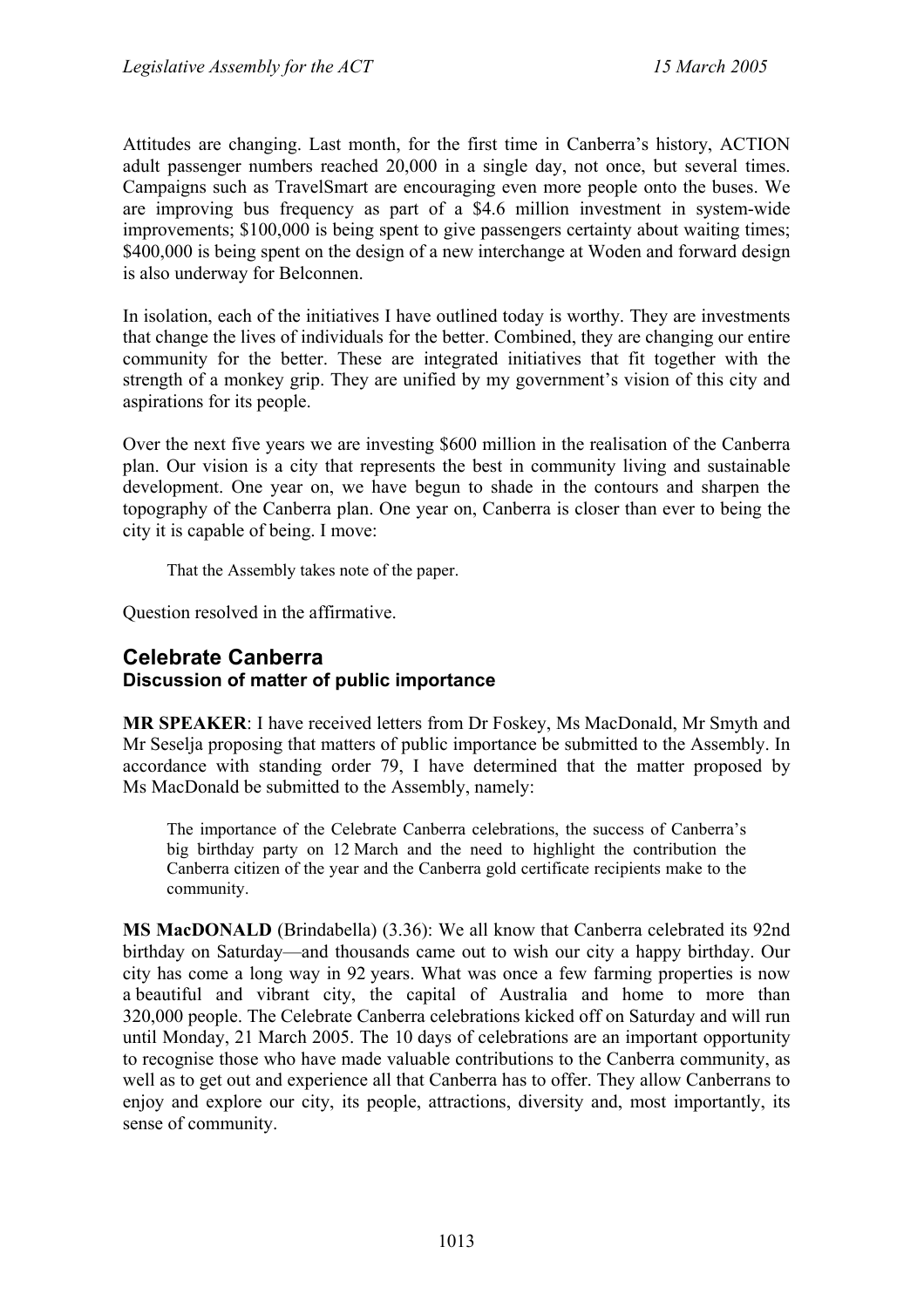Attitudes are changing. Last month, for the first time in Canberra's history, ACTION adult passenger numbers reached 20,000 in a single day, not once, but several times. Campaigns such as TravelSmart are encouraging even more people onto the buses. We are improving bus frequency as part of a $4.6 million investment in system-wide improvements; $100,000 is being spent to give passengers certainty about waiting times; $400,000 is being spent on the design of a new interchange at Woden and forward design is also underway for Belconnen.

In isolation, each of the initiatives I have outlined today is worthy. They are investments that change the lives of individuals for the better. Combined, they are changing our entire community for the better. These are integrated initiatives that fit together with the strength of a monkey grip. They are unified by my government's vision of this city and aspirations for its people.

Over the next five years we are investing $600 million in the realisation of the Canberra plan. Our vision is a city that represents the best in community living and sustainable development. One year on, we have begun to shade in the contours and sharpen the topography of the Canberra plan. One year on, Canberra is closer than ever to being the city it is capable of being. I move:

> That the Assembly takes note of the paper.

Question resolved in the affirmative.

## Celebrate Canberra
### Discussion of matter of public importance

**MR SPEAKER**: I have received letters from Dr Foskey, Ms MacDonald, Mr Smyth and Mr Seselja proposing that matters of public importance be submitted to the Assembly. In accordance with standing order 79, I have determined that the matter proposed by Ms MacDonald be submitted to the Assembly, namely:

> The importance of the Celebrate Canberra celebrations, the success of Canberra's big birthday party on 12 March and the need to highlight the contribution the Canberra citizen of the year and the Canberra gold certificate recipients make to the community.

**MS MacDONALD** (Brindabella) (3.36): We all know that Canberra celebrated its 92nd birthday on Saturday—and thousands came out to wish our city a happy birthday. Our city has come a long way in 92 years. What was once a few farming properties is now a beautiful and vibrant city, the capital of Australia and home to more than 320,000 people. The Celebrate Canberra celebrations kicked off on Saturday and will run until Monday, 21 March 2005. The 10 days of celebrations are an important opportunity to recognise those who have made valuable contributions to the Canberra community, as well as to get out and experience all that Canberra has to offer. They allow Canberrans to enjoy and explore our city, its people, attractions, diversity and, most importantly, its sense of community.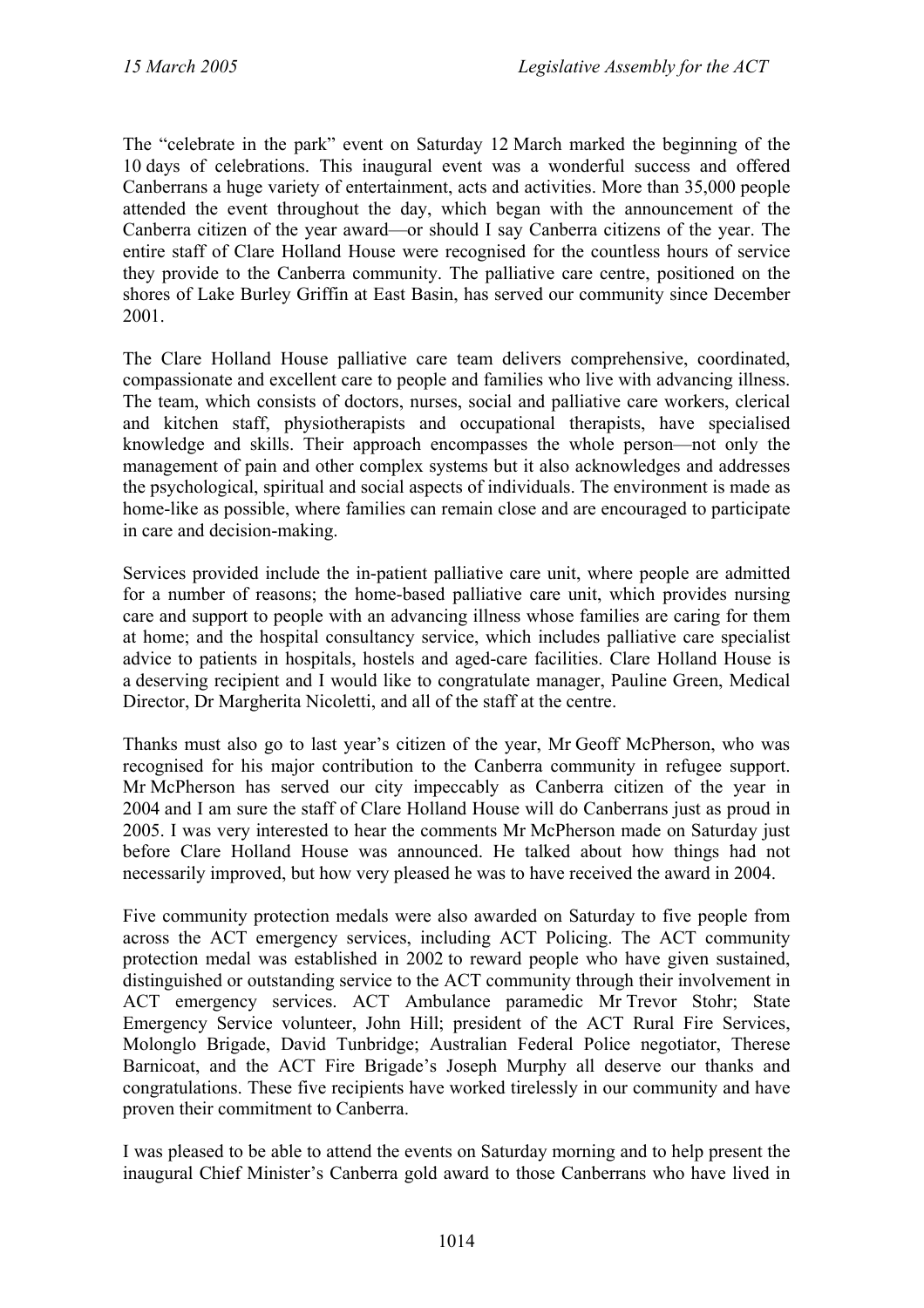The "celebrate in the park" event on Saturday 12 March marked the beginning of the 10 days of celebrations. This inaugural event was a wonderful success and offered Canberrans a huge variety of entertainment, acts and activities. More than 35,000 people attended the event throughout the day, which began with the announcement of the Canberra citizen of the year award—or should I say Canberra citizens of the year. The entire staff of Clare Holland House were recognised for the countless hours of service they provide to the Canberra community. The palliative care centre, positioned on the shores of Lake Burley Griffin at East Basin, has served our community since December 2001.

The Clare Holland House palliative care team delivers comprehensive, coordinated, compassionate and excellent care to people and families who live with advancing illness. The team, which consists of doctors, nurses, social and palliative care workers, clerical and kitchen staff, physiotherapists and occupational therapists, have specialised knowledge and skills. Their approach encompasses the whole person—not only the management of pain and other complex systems but it also acknowledges and addresses the psychological, spiritual and social aspects of individuals. The environment is made as home-like as possible, where families can remain close and are encouraged to participate in care and decision-making.

Services provided include the in-patient palliative care unit, where people are admitted for a number of reasons; the home-based palliative care unit, which provides nursing care and support to people with an advancing illness whose families are caring for them at home; and the hospital consultancy service, which includes palliative care specialist advice to patients in hospitals, hostels and aged-care facilities. Clare Holland House is a deserving recipient and I would like to congratulate manager, Pauline Green, Medical Director, Dr Margherita Nicoletti, and all of the staff at the centre.

Thanks must also go to last year's citizen of the year, Mr Geoff McPherson, who was recognised for his major contribution to the Canberra community in refugee support. Mr McPherson has served our city impeccably as Canberra citizen of the year in 2004 and I am sure the staff of Clare Holland House will do Canberrans just as proud in 2005. I was very interested to hear the comments Mr McPherson made on Saturday just before Clare Holland House was announced. He talked about how things had not necessarily improved, but how very pleased he was to have received the award in 2004.

Five community protection medals were also awarded on Saturday to five people from across the ACT emergency services, including ACT Policing. The ACT community protection medal was established in 2002 to reward people who have given sustained, distinguished or outstanding service to the ACT community through their involvement in ACT emergency services. ACT Ambulance paramedic Mr Trevor Stohr; State Emergency Service volunteer, John Hill; president of the ACT Rural Fire Services, Molonglo Brigade, David Tunbridge; Australian Federal Police negotiator, Therese Barnicoat, and the ACT Fire Brigade's Joseph Murphy all deserve our thanks and congratulations. These five recipients have worked tirelessly in our community and have proven their commitment to Canberra.

I was pleased to be able to attend the events on Saturday morning and to help present the inaugural Chief Minister's Canberra gold award to those Canberrans who have lived in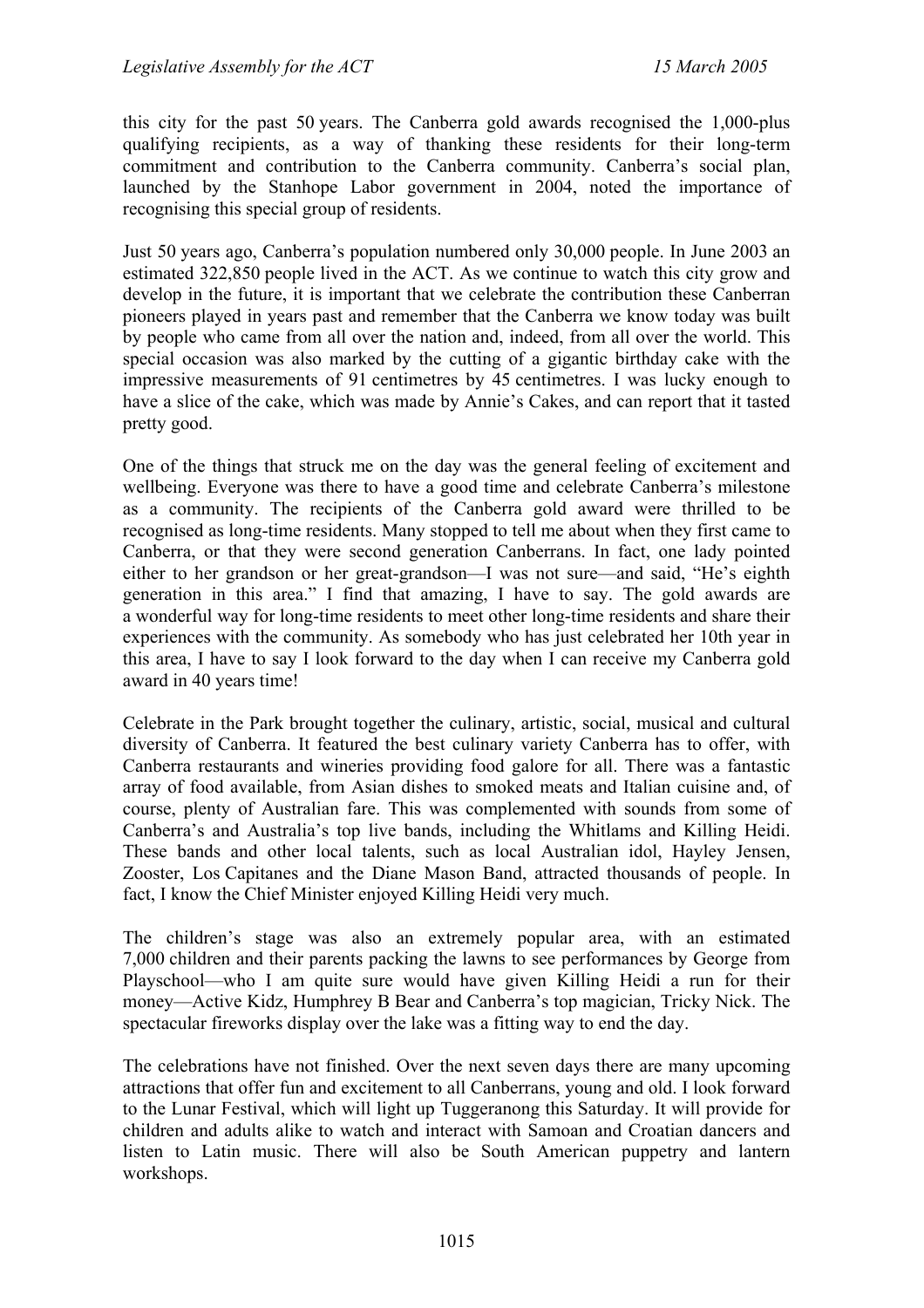this city for the past 50 years. The Canberra gold awards recognised the 1,000-plus qualifying recipients, as a way of thanking these residents for their long-term commitment and contribution to the Canberra community. Canberra's social plan, launched by the Stanhope Labor government in 2004, noted the importance of recognising this special group of residents.

Just 50 years ago, Canberra's population numbered only 30,000 people. In June 2003 an estimated 322,850 people lived in the ACT. As we continue to watch this city grow and develop in the future, it is important that we celebrate the contribution these Canberran pioneers played in years past and remember that the Canberra we know today was built by people who came from all over the nation and, indeed, from all over the world. This special occasion was also marked by the cutting of a gigantic birthday cake with the impressive measurements of 91 centimetres by 45 centimetres. I was lucky enough to have a slice of the cake, which was made by Annie's Cakes, and can report that it tasted pretty good.

One of the things that struck me on the day was the general feeling of excitement and wellbeing. Everyone was there to have a good time and celebrate Canberra's milestone as a community. The recipients of the Canberra gold award were thrilled to be recognised as long-time residents. Many stopped to tell me about when they first came to Canberra, or that they were second generation Canberrans. In fact, one lady pointed either to her grandson or her great-grandson—I was not sure—and said, "He's eighth generation in this area." I find that amazing, I have to say. The gold awards are a wonderful way for long-time residents to meet other long-time residents and share their experiences with the community. As somebody who has just celebrated her 10th year in this area, I have to say I look forward to the day when I can receive my Canberra gold award in 40 years time!

Celebrate in the Park brought together the culinary, artistic, social, musical and cultural diversity of Canberra. It featured the best culinary variety Canberra has to offer, with Canberra restaurants and wineries providing food galore for all. There was a fantastic array of food available, from Asian dishes to smoked meats and Italian cuisine and, of course, plenty of Australian fare. This was complemented with sounds from some of Canberra's and Australia's top live bands, including the Whitlams and Killing Heidi. These bands and other local talents, such as local Australian idol, Hayley Jensen, Zooster, Los Capitanes and the Diane Mason Band, attracted thousands of people. In fact, I know the Chief Minister enjoyed Killing Heidi very much.

The children's stage was also an extremely popular area, with an estimated 7,000 children and their parents packing the lawns to see performances by George from Playschool—who I am quite sure would have given Killing Heidi a run for their money—Active Kidz, Humphrey B Bear and Canberra's top magician, Tricky Nick. The spectacular fireworks display over the lake was a fitting way to end the day.

The celebrations have not finished. Over the next seven days there are many upcoming attractions that offer fun and excitement to all Canberrans, young and old. I look forward to the Lunar Festival, which will light up Tuggeranong this Saturday. It will provide for children and adults alike to watch and interact with Samoan and Croatian dancers and listen to Latin music. There will also be South American puppetry and lantern workshops.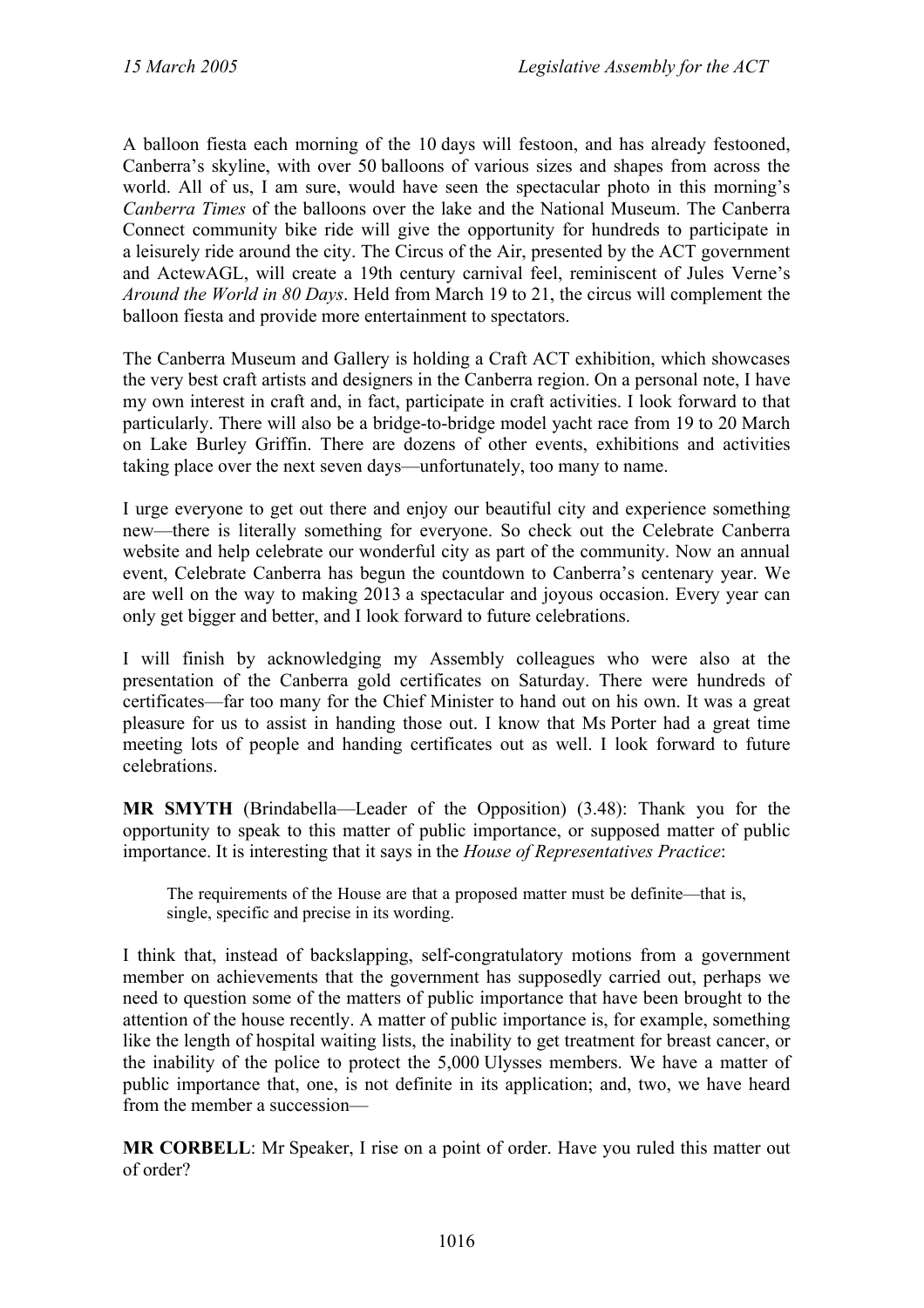A balloon fiesta each morning of the 10 days will festoon, and has already festooned, Canberra's skyline, with over 50 balloons of various sizes and shapes from across the world. All of us, I am sure, would have seen the spectacular photo in this morning's *Canberra Times* of the balloons over the lake and the National Museum. The Canberra Connect community bike ride will give the opportunity for hundreds to participate in a leisurely ride around the city. The Circus of the Air, presented by the ACT government and ActewAGL, will create a 19th century carnival feel, reminiscent of Jules Verne's *Around the World in 80 Days*. Held from March 19 to 21, the circus will complement the balloon fiesta and provide more entertainment to spectators.

The Canberra Museum and Gallery is holding a Craft ACT exhibition, which showcases the very best craft artists and designers in the Canberra region. On a personal note, I have my own interest in craft and, in fact, participate in craft activities. I look forward to that particularly. There will also be a bridge-to-bridge model yacht race from 19 to 20 March on Lake Burley Griffin. There are dozens of other events, exhibitions and activities taking place over the next seven days—unfortunately, too many to name.

I urge everyone to get out there and enjoy our beautiful city and experience something new—there is literally something for everyone. So check out the Celebrate Canberra website and help celebrate our wonderful city as part of the community. Now an annual event, Celebrate Canberra has begun the countdown to Canberra's centenary year. We are well on the way to making 2013 a spectacular and joyous occasion. Every year can only get bigger and better, and I look forward to future celebrations.

I will finish by acknowledging my Assembly colleagues who were also at the presentation of the Canberra gold certificates on Saturday. There were hundreds of certificates—far too many for the Chief Minister to hand out on his own. It was a great pleasure for us to assist in handing those out. I know that Ms Porter had a great time meeting lots of people and handing certificates out as well. I look forward to future celebrations.

**MR SMYTH** (Brindabella—Leader of the Opposition) (3.48): Thank you for the opportunity to speak to this matter of public importance, or supposed matter of public importance. It is interesting that it says in the *House of Representatives Practice*:

> The requirements of the House are that a proposed matter must be definite—that is, single, specific and precise in its wording.

I think that, instead of backslapping, self-congratulatory motions from a government member on achievements that the government has supposedly carried out, perhaps we need to question some of the matters of public importance that have been brought to the attention of the house recently. A matter of public importance is, for example, something like the length of hospital waiting lists, the inability to get treatment for breast cancer, or the inability of the police to protect the 5,000 Ulysses members. We have a matter of public importance that, one, is not definite in its application; and, two, we have heard from the member a succession—

**MR CORBELL**: Mr Speaker, I rise on a point of order. Have you ruled this matter out of order?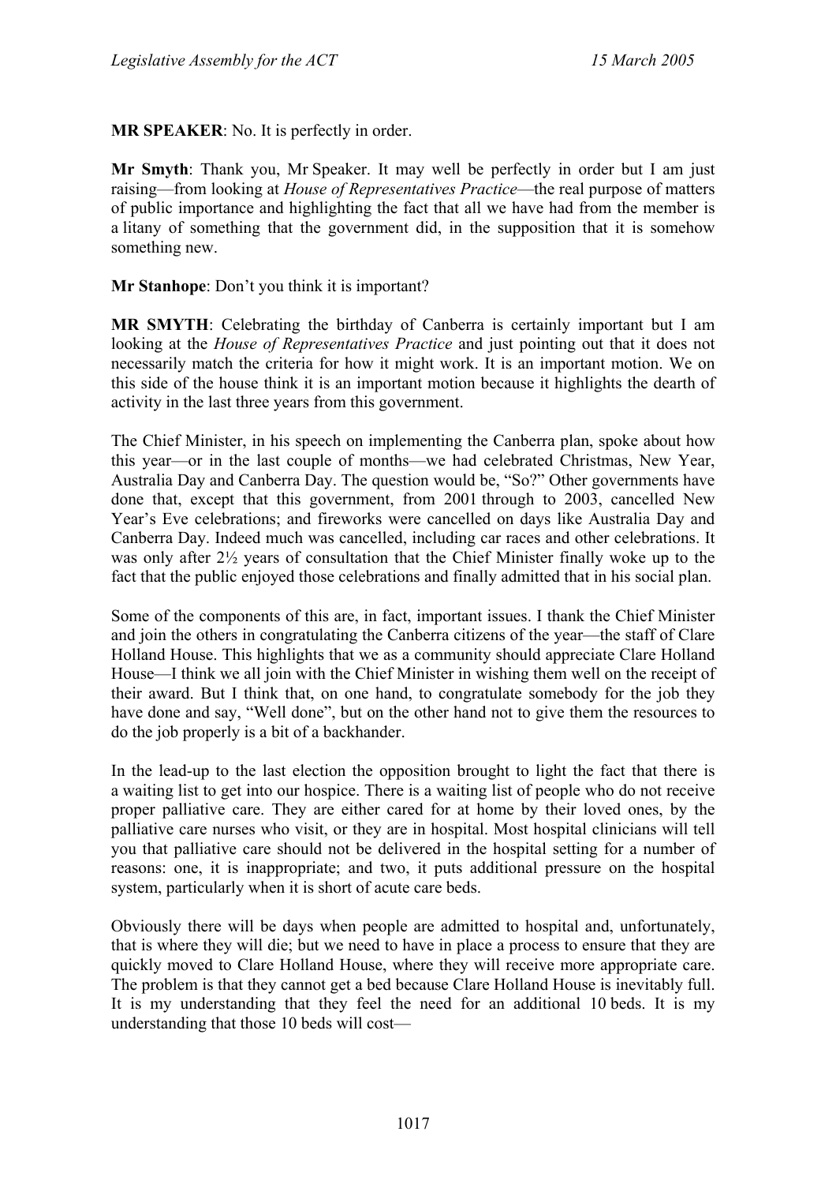**MR SPEAKER**: No. It is perfectly in order.

**Mr Smyth**: Thank you, Mr Speaker. It may well be perfectly in order but I am just raising—from looking at *House of Representatives Practice*—the real purpose of matters of public importance and highlighting the fact that all we have had from the member is a litany of something that the government did, in the supposition that it is somehow something new.

**Mr Stanhope**: Don't you think it is important?

**MR SMYTH**: Celebrating the birthday of Canberra is certainly important but I am looking at the *House of Representatives Practice* and just pointing out that it does not necessarily match the criteria for how it might work. It is an important motion. We on this side of the house think it is an important motion because it highlights the dearth of activity in the last three years from this government.

The Chief Minister, in his speech on implementing the Canberra plan, spoke about how this year—or in the last couple of months—we had celebrated Christmas, New Year, Australia Day and Canberra Day. The question would be, "So?" Other governments have done that, except that this government, from 2001 through to 2003, cancelled New Year's Eve celebrations; and fireworks were cancelled on days like Australia Day and Canberra Day. Indeed much was cancelled, including car races and other celebrations. It was only after 2½ years of consultation that the Chief Minister finally woke up to the fact that the public enjoyed those celebrations and finally admitted that in his social plan.

Some of the components of this are, in fact, important issues. I thank the Chief Minister and join the others in congratulating the Canberra citizens of the year—the staff of Clare Holland House. This highlights that we as a community should appreciate Clare Holland House—I think we all join with the Chief Minister in wishing them well on the receipt of their award. But I think that, on one hand, to congratulate somebody for the job they have done and say, "Well done", but on the other hand not to give them the resources to do the job properly is a bit of a backhander.

In the lead-up to the last election the opposition brought to light the fact that there is a waiting list to get into our hospice. There is a waiting list of people who do not receive proper palliative care. They are either cared for at home by their loved ones, by the palliative care nurses who visit, or they are in hospital. Most hospital clinicians will tell you that palliative care should not be delivered in the hospital setting for a number of reasons: one, it is inappropriate; and two, it puts additional pressure on the hospital system, particularly when it is short of acute care beds.

Obviously there will be days when people are admitted to hospital and, unfortunately, that is where they will die; but we need to have in place a process to ensure that they are quickly moved to Clare Holland House, where they will receive more appropriate care. The problem is that they cannot get a bed because Clare Holland House is inevitably full. It is my understanding that they feel the need for an additional 10 beds. It is my understanding that those 10 beds will cost—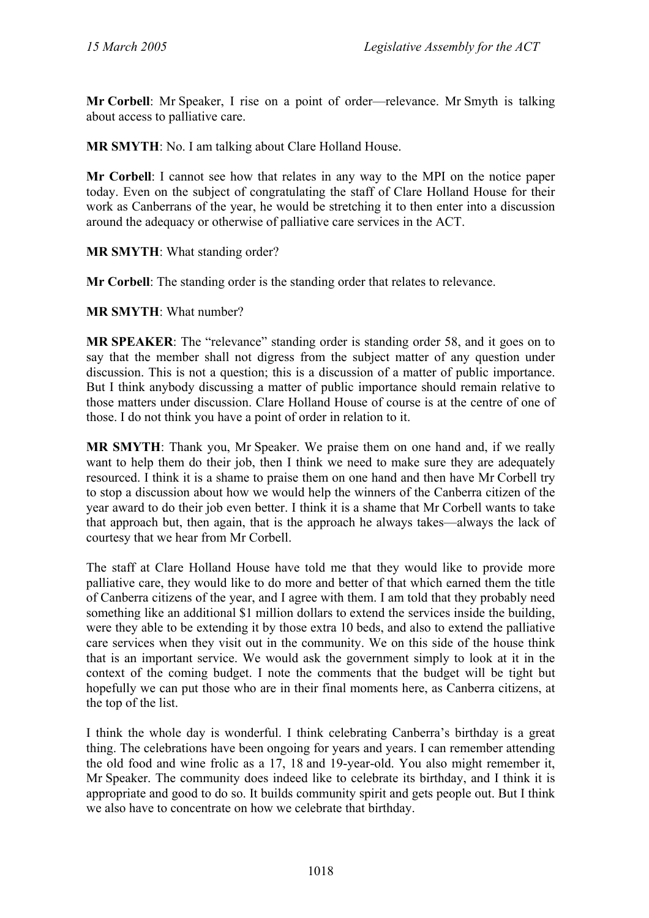**Mr Corbell**: Mr Speaker, I rise on a point of order—relevance. Mr Smyth is talking about access to palliative care.

**MR SMYTH**: No. I am talking about Clare Holland House.

**Mr Corbell**: I cannot see how that relates in any way to the MPI on the notice paper today. Even on the subject of congratulating the staff of Clare Holland House for their work as Canberrans of the year, he would be stretching it to then enter into a discussion around the adequacy or otherwise of palliative care services in the ACT.

**MR SMYTH**: What standing order?

**Mr Corbell**: The standing order is the standing order that relates to relevance.

**MR SMYTH**: What number?

**MR SPEAKER**: The "relevance" standing order is standing order 58, and it goes on to say that the member shall not digress from the subject matter of any question under discussion. This is not a question; this is a discussion of a matter of public importance. But I think anybody discussing a matter of public importance should remain relative to those matters under discussion. Clare Holland House of course is at the centre of one of those. I do not think you have a point of order in relation to it.

**MR SMYTH**: Thank you, Mr Speaker. We praise them on one hand and, if we really want to help them do their job, then I think we need to make sure they are adequately resourced. I think it is a shame to praise them on one hand and then have Mr Corbell try to stop a discussion about how we would help the winners of the Canberra citizen of the year award to do their job even better. I think it is a shame that Mr Corbell wants to take that approach but, then again, that is the approach he always takes—always the lack of courtesy that we hear from Mr Corbell.

The staff at Clare Holland House have told me that they would like to provide more palliative care, they would like to do more and better of that which earned them the title of Canberra citizens of the year, and I agree with them. I am told that they probably need something like an additional $1 million dollars to extend the services inside the building, were they able to be extending it by those extra 10 beds, and also to extend the palliative care services when they visit out in the community. We on this side of the house think that is an important service. We would ask the government simply to look at it in the context of the coming budget. I note the comments that the budget will be tight but hopefully we can put those who are in their final moments here, as Canberra citizens, at the top of the list.

I think the whole day is wonderful. I think celebrating Canberra's birthday is a great thing. The celebrations have been ongoing for years and years. I can remember attending the old food and wine frolic as a 17, 18 and 19-year-old. You also might remember it, Mr Speaker. The community does indeed like to celebrate its birthday, and I think it is appropriate and good to do so. It builds community spirit and gets people out. But I think we also have to concentrate on how we celebrate that birthday.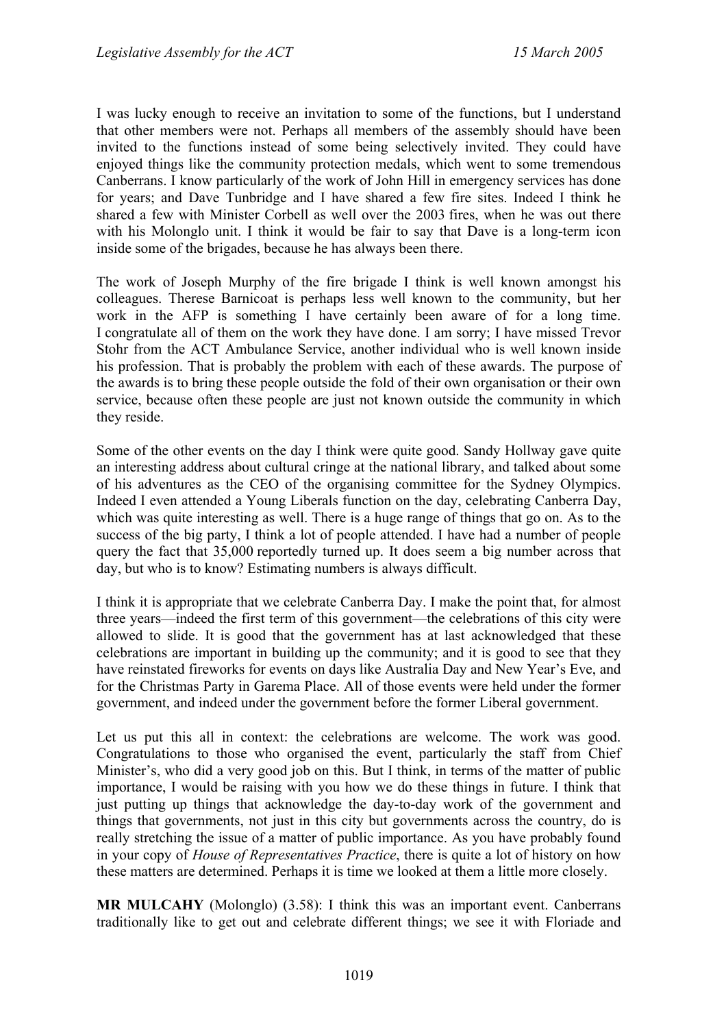I was lucky enough to receive an invitation to some of the functions, but I understand that other members were not. Perhaps all members of the assembly should have been invited to the functions instead of some being selectively invited. They could have enjoyed things like the community protection medals, which went to some tremendous Canberrans. I know particularly of the work of John Hill in emergency services has done for years; and Dave Tunbridge and I have shared a few fire sites. Indeed I think he shared a few with Minister Corbell as well over the 2003 fires, when he was out there with his Molonglo unit. I think it would be fair to say that Dave is a long-term icon inside some of the brigades, because he has always been there.

The work of Joseph Murphy of the fire brigade I think is well known amongst his colleagues. Therese Barnicoat is perhaps less well known to the community, but her work in the AFP is something I have certainly been aware of for a long time. I congratulate all of them on the work they have done. I am sorry; I have missed Trevor Stohr from the ACT Ambulance Service, another individual who is well known inside his profession. That is probably the problem with each of these awards. The purpose of the awards is to bring these people outside the fold of their own organisation or their own service, because often these people are just not known outside the community in which they reside.

Some of the other events on the day I think were quite good. Sandy Hollway gave quite an interesting address about cultural cringe at the national library, and talked about some of his adventures as the CEO of the organising committee for the Sydney Olympics. Indeed I even attended a Young Liberals function on the day, celebrating Canberra Day, which was quite interesting as well. There is a huge range of things that go on. As to the success of the big party, I think a lot of people attended. I have had a number of people query the fact that 35,000 reportedly turned up. It does seem a big number across that day, but who is to know? Estimating numbers is always difficult.

I think it is appropriate that we celebrate Canberra Day. I make the point that, for almost three years—indeed the first term of this government—the celebrations of this city were allowed to slide. It is good that the government has at last acknowledged that these celebrations are important in building up the community; and it is good to see that they have reinstated fireworks for events on days like Australia Day and New Year's Eve, and for the Christmas Party in Garema Place. All of those events were held under the former government, and indeed under the government before the former Liberal government.

Let us put this all in context: the celebrations are welcome. The work was good. Congratulations to those who organised the event, particularly the staff from Chief Minister's, who did a very good job on this. But I think, in terms of the matter of public importance, I would be raising with you how we do these things in future. I think that just putting up things that acknowledge the day-to-day work of the government and things that governments, not just in this city but governments across the country, do is really stretching the issue of a matter of public importance. As you have probably found in your copy of *House of Representatives Practice*, there is quite a lot of history on how these matters are determined. Perhaps it is time we looked at them a little more closely.

**MR MULCAHY** (Molonglo) (3.58): I think this was an important event. Canberrans traditionally like to get out and celebrate different things; we see it with Floriade and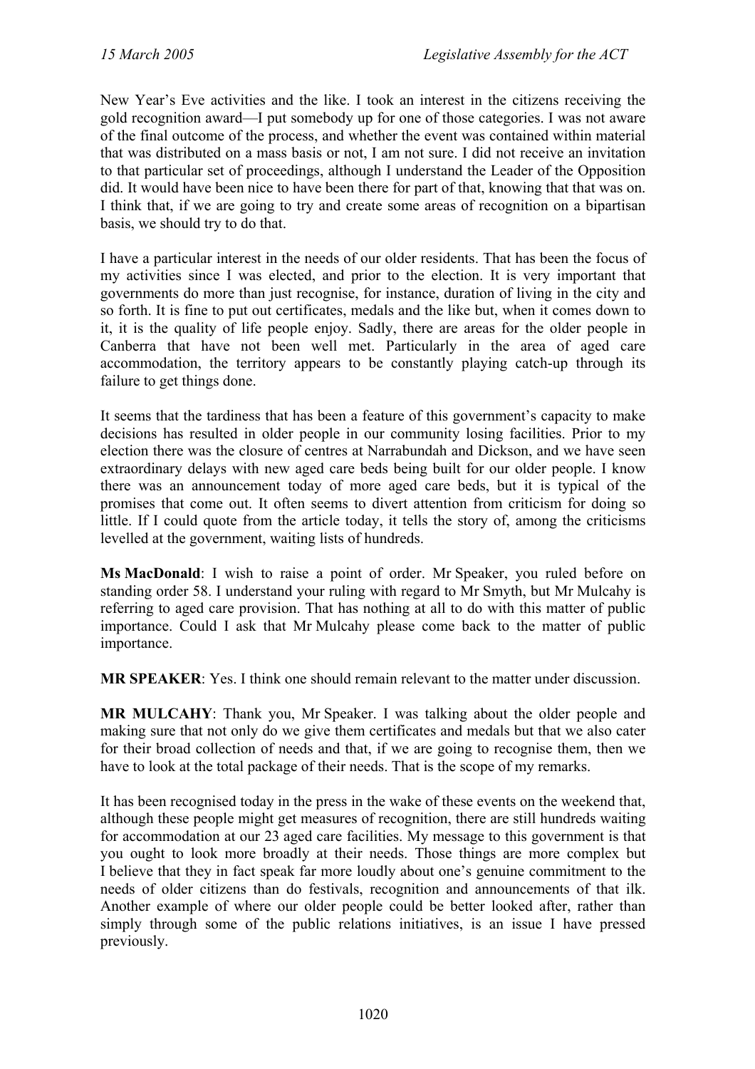New Year's Eve activities and the like. I took an interest in the citizens receiving the gold recognition award—I put somebody up for one of those categories. I was not aware of the final outcome of the process, and whether the event was contained within material that was distributed on a mass basis or not, I am not sure. I did not receive an invitation to that particular set of proceedings, although I understand the Leader of the Opposition did. It would have been nice to have been there for part of that, knowing that that was on. I think that, if we are going to try and create some areas of recognition on a bipartisan basis, we should try to do that.

I have a particular interest in the needs of our older residents. That has been the focus of my activities since I was elected, and prior to the election. It is very important that governments do more than just recognise, for instance, duration of living in the city and so forth. It is fine to put out certificates, medals and the like but, when it comes down to it, it is the quality of life people enjoy. Sadly, there are areas for the older people in Canberra that have not been well met. Particularly in the area of aged care accommodation, the territory appears to be constantly playing catch-up through its failure to get things done.

It seems that the tardiness that has been a feature of this government's capacity to make decisions has resulted in older people in our community losing facilities. Prior to my election there was the closure of centres at Narrabundah and Dickson, and we have seen extraordinary delays with new aged care beds being built for our older people. I know there was an announcement today of more aged care beds, but it is typical of the promises that come out. It often seems to divert attention from criticism for doing so little. If I could quote from the article today, it tells the story of, among the criticisms levelled at the government, waiting lists of hundreds.

**Ms MacDonald**: I wish to raise a point of order. Mr Speaker, you ruled before on standing order 58. I understand your ruling with regard to Mr Smyth, but Mr Mulcahy is referring to aged care provision. That has nothing at all to do with this matter of public importance. Could I ask that Mr Mulcahy please come back to the matter of public importance.

**MR SPEAKER**: Yes. I think one should remain relevant to the matter under discussion.

**MR MULCAHY**: Thank you, Mr Speaker. I was talking about the older people and making sure that not only do we give them certificates and medals but that we also cater for their broad collection of needs and that, if we are going to recognise them, then we have to look at the total package of their needs. That is the scope of my remarks.

It has been recognised today in the press in the wake of these events on the weekend that, although these people might get measures of recognition, there are still hundreds waiting for accommodation at our 23 aged care facilities. My message to this government is that you ought to look more broadly at their needs. Those things are more complex but I believe that they in fact speak far more loudly about one's genuine commitment to the needs of older citizens than do festivals, recognition and announcements of that ilk. Another example of where our older people could be better looked after, rather than simply through some of the public relations initiatives, is an issue I have pressed previously.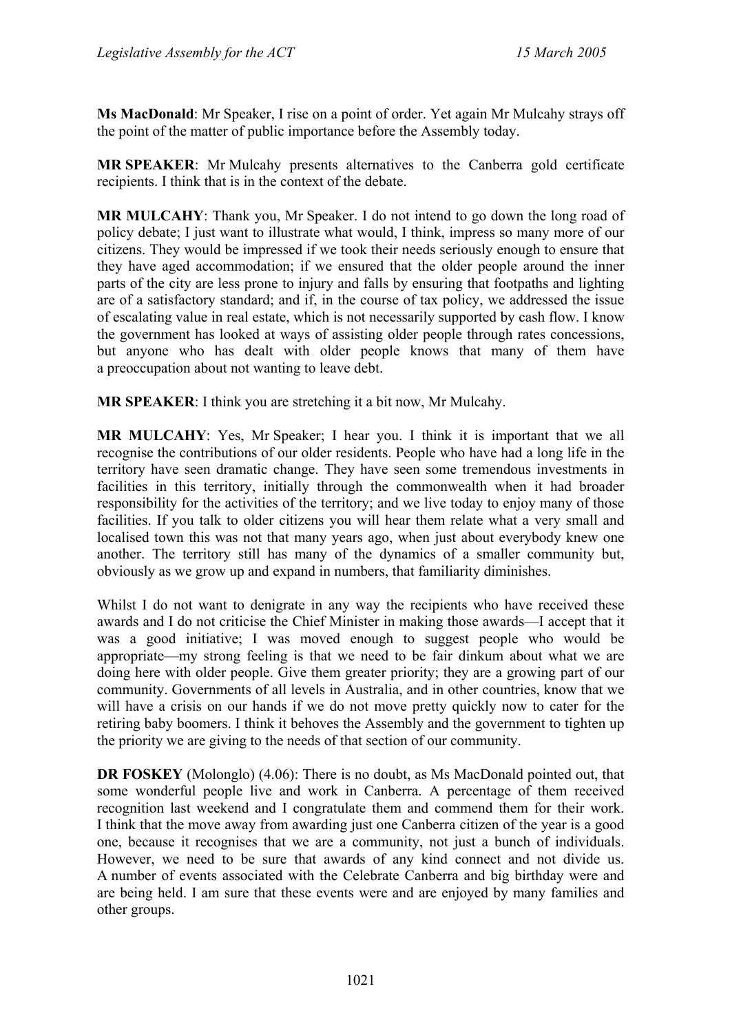**Ms MacDonald**: Mr Speaker, I rise on a point of order. Yet again Mr Mulcahy strays off the point of the matter of public importance before the Assembly today.

**MR SPEAKER**: Mr Mulcahy presents alternatives to the Canberra gold certificate recipients. I think that is in the context of the debate.

**MR MULCAHY**: Thank you, Mr Speaker. I do not intend to go down the long road of policy debate; I just want to illustrate what would, I think, impress so many more of our citizens. They would be impressed if we took their needs seriously enough to ensure that they have aged accommodation; if we ensured that the older people around the inner parts of the city are less prone to injury and falls by ensuring that footpaths and lighting are of a satisfactory standard; and if, in the course of tax policy, we addressed the issue of escalating value in real estate, which is not necessarily supported by cash flow. I know the government has looked at ways of assisting older people through rates concessions, but anyone who has dealt with older people knows that many of them have a preoccupation about not wanting to leave debt.

**MR SPEAKER**: I think you are stretching it a bit now, Mr Mulcahy.

**MR MULCAHY**: Yes, Mr Speaker; I hear you. I think it is important that we all recognise the contributions of our older residents. People who have had a long life in the territory have seen dramatic change. They have seen some tremendous investments in facilities in this territory, initially through the commonwealth when it had broader responsibility for the activities of the territory; and we live today to enjoy many of those facilities. If you talk to older citizens you will hear them relate what a very small and localised town this was not that many years ago, when just about everybody knew one another. The territory still has many of the dynamics of a smaller community but, obviously as we grow up and expand in numbers, that familiarity diminishes.

Whilst I do not want to denigrate in any way the recipients who have received these awards and I do not criticise the Chief Minister in making those awards—I accept that it was a good initiative; I was moved enough to suggest people who would be appropriate—my strong feeling is that we need to be fair dinkum about what we are doing here with older people. Give them greater priority; they are a growing part of our community. Governments of all levels in Australia, and in other countries, know that we will have a crisis on our hands if we do not move pretty quickly now to cater for the retiring baby boomers. I think it behoves the Assembly and the government to tighten up the priority we are giving to the needs of that section of our community.

**DR FOSKEY** (Molonglo) (4.06): There is no doubt, as Ms MacDonald pointed out, that some wonderful people live and work in Canberra. A percentage of them received recognition last weekend and I congratulate them and commend them for their work. I think that the move away from awarding just one Canberra citizen of the year is a good one, because it recognises that we are a community, not just a bunch of individuals. However, we need to be sure that awards of any kind connect and not divide us. A number of events associated with the Celebrate Canberra and big birthday were and are being held. I am sure that these events were and are enjoyed by many families and other groups.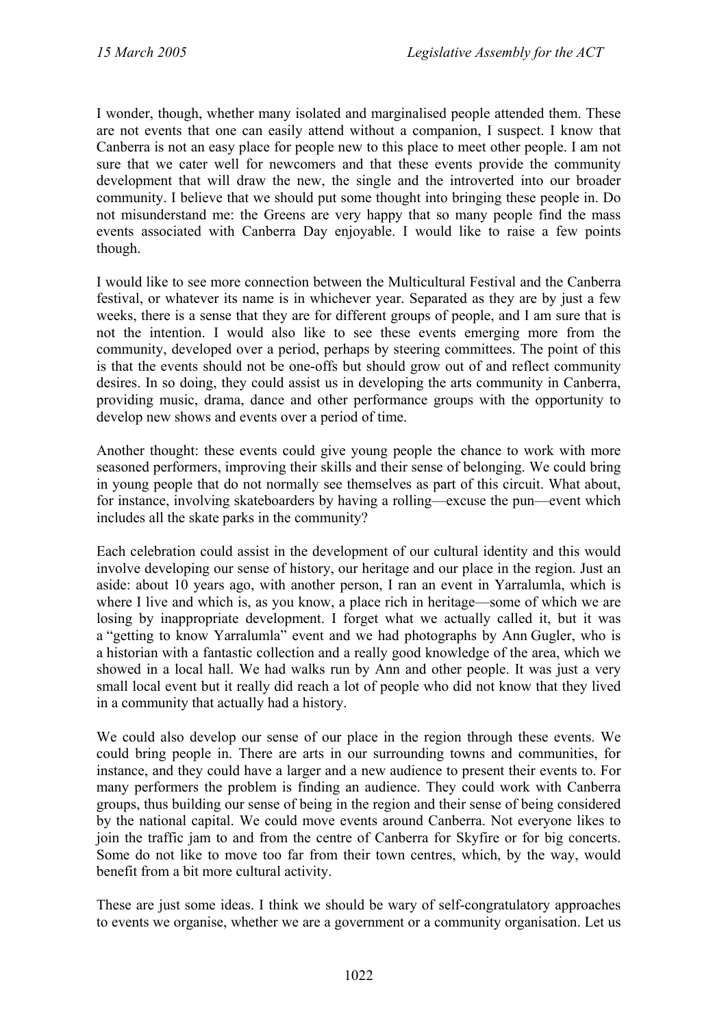I wonder, though, whether many isolated and marginalised people attended them. These are not events that one can easily attend without a companion, I suspect. I know that Canberra is not an easy place for people new to this place to meet other people. I am not sure that we cater well for newcomers and that these events provide the community development that will draw the new, the single and the introverted into our broader community. I believe that we should put some thought into bringing these people in. Do not misunderstand me: the Greens are very happy that so many people find the mass events associated with Canberra Day enjoyable. I would like to raise a few points though.

I would like to see more connection between the Multicultural Festival and the Canberra festival, or whatever its name is in whichever year. Separated as they are by just a few weeks, there is a sense that they are for different groups of people, and I am sure that is not the intention. I would also like to see these events emerging more from the community, developed over a period, perhaps by steering committees. The point of this is that the events should not be one-offs but should grow out of and reflect community desires. In so doing, they could assist us in developing the arts community in Canberra, providing music, drama, dance and other performance groups with the opportunity to develop new shows and events over a period of time.

Another thought: these events could give young people the chance to work with more seasoned performers, improving their skills and their sense of belonging. We could bring in young people that do not normally see themselves as part of this circuit. What about, for instance, involving skateboarders by having a rolling—excuse the pun—event which includes all the skate parks in the community?

Each celebration could assist in the development of our cultural identity and this would involve developing our sense of history, our heritage and our place in the region. Just an aside: about 10 years ago, with another person, I ran an event in Yarralumla, which is where I live and which is, as you know, a place rich in heritage—some of which we are losing by inappropriate development. I forget what we actually called it, but it was a "getting to know Yarralumla" event and we had photographs by Ann Gugler, who is a historian with a fantastic collection and a really good knowledge of the area, which we showed in a local hall. We had walks run by Ann and other people. It was just a very small local event but it really did reach a lot of people who did not know that they lived in a community that actually had a history.

We could also develop our sense of our place in the region through these events. We could bring people in. There are arts in our surrounding towns and communities, for instance, and they could have a larger and a new audience to present their events to. For many performers the problem is finding an audience. They could work with Canberra groups, thus building our sense of being in the region and their sense of being considered by the national capital. We could move events around Canberra. Not everyone likes to join the traffic jam to and from the centre of Canberra for Skyfire or for big concerts. Some do not like to move too far from their town centres, which, by the way, would benefit from a bit more cultural activity.

These are just some ideas. I think we should be wary of self-congratulatory approaches to events we organise, whether we are a government or a community organisation. Let us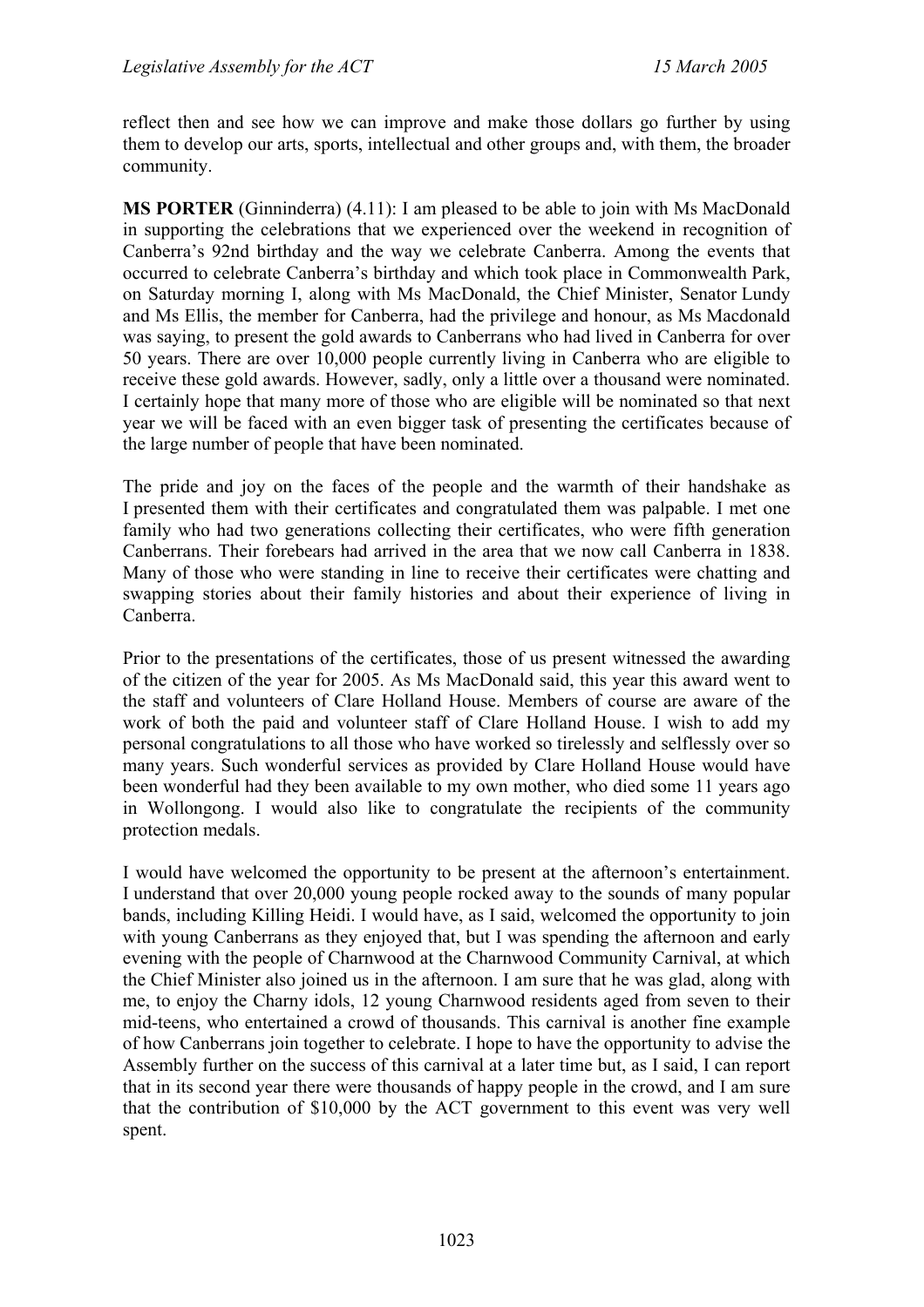reflect then and see how we can improve and make those dollars go further by using them to develop our arts, sports, intellectual and other groups and, with them, the broader community.

**MS PORTER** (Ginninderra) (4.11): I am pleased to be able to join with Ms MacDonald in supporting the celebrations that we experienced over the weekend in recognition of Canberra's 92nd birthday and the way we celebrate Canberra. Among the events that occurred to celebrate Canberra's birthday and which took place in Commonwealth Park, on Saturday morning I, along with Ms MacDonald, the Chief Minister, Senator Lundy and Ms Ellis, the member for Canberra, had the privilege and honour, as Ms Macdonald was saying, to present the gold awards to Canberrans who had lived in Canberra for over 50 years. There are over 10,000 people currently living in Canberra who are eligible to receive these gold awards. However, sadly, only a little over a thousand were nominated. I certainly hope that many more of those who are eligible will be nominated so that next year we will be faced with an even bigger task of presenting the certificates because of the large number of people that have been nominated.

The pride and joy on the faces of the people and the warmth of their handshake as I presented them with their certificates and congratulated them was palpable. I met one family who had two generations collecting their certificates, who were fifth generation Canberrans. Their forebears had arrived in the area that we now call Canberra in 1838. Many of those who were standing in line to receive their certificates were chatting and swapping stories about their family histories and about their experience of living in Canberra.

Prior to the presentations of the certificates, those of us present witnessed the awarding of the citizen of the year for 2005. As Ms MacDonald said, this year this award went to the staff and volunteers of Clare Holland House. Members of course are aware of the work of both the paid and volunteer staff of Clare Holland House. I wish to add my personal congratulations to all those who have worked so tirelessly and selflessly over so many years. Such wonderful services as provided by Clare Holland House would have been wonderful had they been available to my own mother, who died some 11 years ago in Wollongong. I would also like to congratulate the recipients of the community protection medals.

I would have welcomed the opportunity to be present at the afternoon's entertainment. I understand that over 20,000 young people rocked away to the sounds of many popular bands, including Killing Heidi. I would have, as I said, welcomed the opportunity to join with young Canberrans as they enjoyed that, but I was spending the afternoon and early evening with the people of Charnwood at the Charnwood Community Carnival, at which the Chief Minister also joined us in the afternoon. I am sure that he was glad, along with me, to enjoy the Charny idols, 12 young Charnwood residents aged from seven to their mid-teens, who entertained a crowd of thousands. This carnival is another fine example of how Canberrans join together to celebrate. I hope to have the opportunity to advise the Assembly further on the success of this carnival at a later time but, as I said, I can report that in its second year there were thousands of happy people in the crowd, and I am sure that the contribution of $10,000 by the ACT government to this event was very well spent.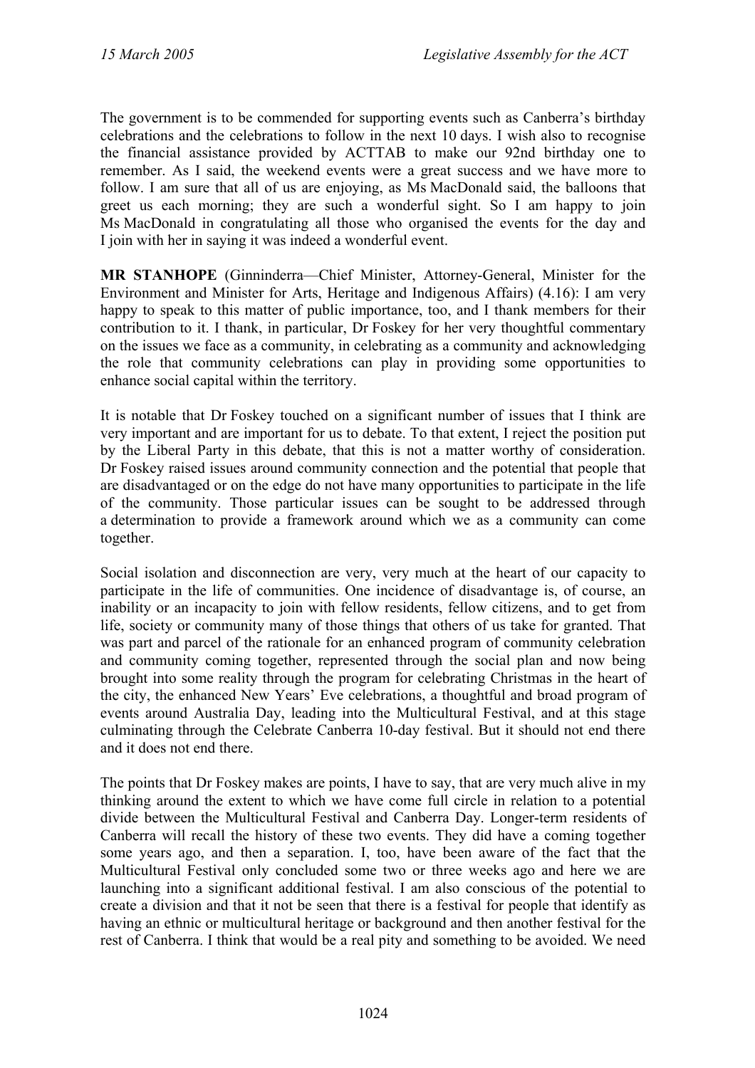The government is to be commended for supporting events such as Canberra's birthday celebrations and the celebrations to follow in the next 10 days. I wish also to recognise the financial assistance provided by ACTTAB to make our 92nd birthday one to remember. As I said, the weekend events were a great success and we have more to follow. I am sure that all of us are enjoying, as Ms MacDonald said, the balloons that greet us each morning; they are such a wonderful sight. So I am happy to join Ms MacDonald in congratulating all those who organised the events for the day and I join with her in saying it was indeed a wonderful event.

**MR STANHOPE** (Ginninderra—Chief Minister, Attorney-General, Minister for the Environment and Minister for Arts, Heritage and Indigenous Affairs) (4.16): I am very happy to speak to this matter of public importance, too, and I thank members for their contribution to it. I thank, in particular, Dr Foskey for her very thoughtful commentary on the issues we face as a community, in celebrating as a community and acknowledging the role that community celebrations can play in providing some opportunities to enhance social capital within the territory.

It is notable that Dr Foskey touched on a significant number of issues that I think are very important and are important for us to debate. To that extent, I reject the position put by the Liberal Party in this debate, that this is not a matter worthy of consideration. Dr Foskey raised issues around community connection and the potential that people that are disadvantaged or on the edge do not have many opportunities to participate in the life of the community. Those particular issues can be sought to be addressed through a determination to provide a framework around which we as a community can come together.

Social isolation and disconnection are very, very much at the heart of our capacity to participate in the life of communities. One incidence of disadvantage is, of course, an inability or an incapacity to join with fellow residents, fellow citizens, and to get from life, society or community many of those things that others of us take for granted. That was part and parcel of the rationale for an enhanced program of community celebration and community coming together, represented through the social plan and now being brought into some reality through the program for celebrating Christmas in the heart of the city, the enhanced New Years' Eve celebrations, a thoughtful and broad program of events around Australia Day, leading into the Multicultural Festival, and at this stage culminating through the Celebrate Canberra 10-day festival. But it should not end there and it does not end there.

The points that Dr Foskey makes are points, I have to say, that are very much alive in my thinking around the extent to which we have come full circle in relation to a potential divide between the Multicultural Festival and Canberra Day. Longer-term residents of Canberra will recall the history of these two events. They did have a coming together some years ago, and then a separation. I, too, have been aware of the fact that the Multicultural Festival only concluded some two or three weeks ago and here we are launching into a significant additional festival. I am also conscious of the potential to create a division and that it not be seen that there is a festival for people that identify as having an ethnic or multicultural heritage or background and then another festival for the rest of Canberra. I think that would be a real pity and something to be avoided. We need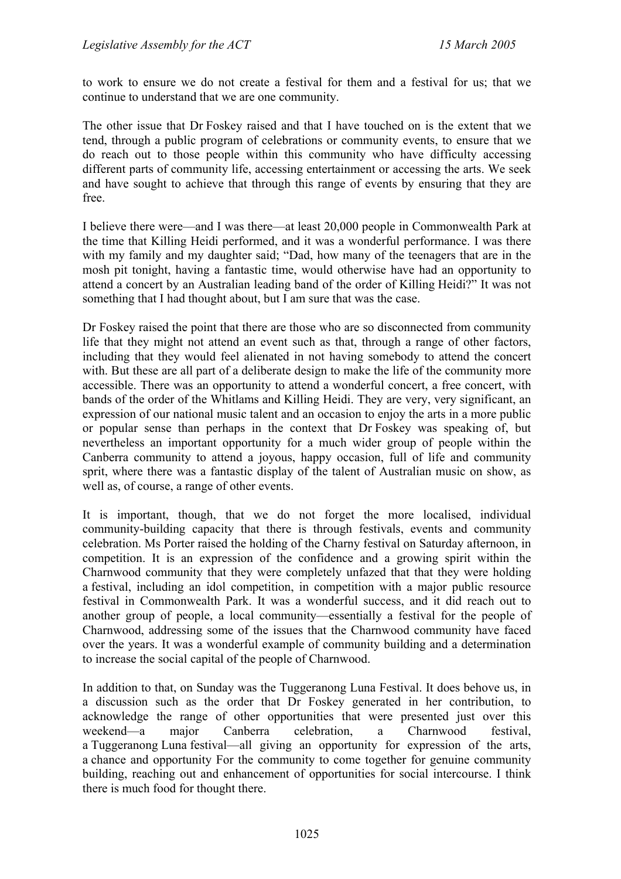to work to ensure we do not create a festival for them and a festival for us; that we continue to understand that we are one community.

The other issue that Dr Foskey raised and that I have touched on is the extent that we tend, through a public program of celebrations or community events, to ensure that we do reach out to those people within this community who have difficulty accessing different parts of community life, accessing entertainment or accessing the arts. We seek and have sought to achieve that through this range of events by ensuring that they are free.

I believe there were—and I was there—at least 20,000 people in Commonwealth Park at the time that Killing Heidi performed, and it was a wonderful performance. I was there with my family and my daughter said; "Dad, how many of the teenagers that are in the mosh pit tonight, having a fantastic time, would otherwise have had an opportunity to attend a concert by an Australian leading band of the order of Killing Heidi?" It was not something that I had thought about, but I am sure that was the case.

Dr Foskey raised the point that there are those who are so disconnected from community life that they might not attend an event such as that, through a range of other factors, including that they would feel alienated in not having somebody to attend the concert with. But these are all part of a deliberate design to make the life of the community more accessible. There was an opportunity to attend a wonderful concert, a free concert, with bands of the order of the Whitlams and Killing Heidi. They are very, very significant, an expression of our national music talent and an occasion to enjoy the arts in a more public or popular sense than perhaps in the context that Dr Foskey was speaking of, but nevertheless an important opportunity for a much wider group of people within the Canberra community to attend a joyous, happy occasion, full of life and community sprit, where there was a fantastic display of the talent of Australian music on show, as well as, of course, a range of other events.

It is important, though, that we do not forget the more localised, individual community-building capacity that there is through festivals, events and community celebration. Ms Porter raised the holding of the Charny festival on Saturday afternoon, in competition. It is an expression of the confidence and a growing spirit within the Charnwood community that they were completely unfazed that that they were holding a festival, including an idol competition, in competition with a major public resource festival in Commonwealth Park. It was a wonderful success, and it did reach out to another group of people, a local community—essentially a festival for the people of Charnwood, addressing some of the issues that the Charnwood community have faced over the years. It was a wonderful example of community building and a determination to increase the social capital of the people of Charnwood.

In addition to that, on Sunday was the Tuggeranong Luna Festival. It does behove us, in a discussion such as the order that Dr Foskey generated in her contribution, to acknowledge the range of other opportunities that were presented just over this weekend—a major Canberra celebration, a Charnwood festival, a Tuggeranong Luna festival—all giving an opportunity for expression of the arts, a chance and opportunity For the community to come together for genuine community building, reaching out and enhancement of opportunities for social intercourse. I think there is much food for thought there.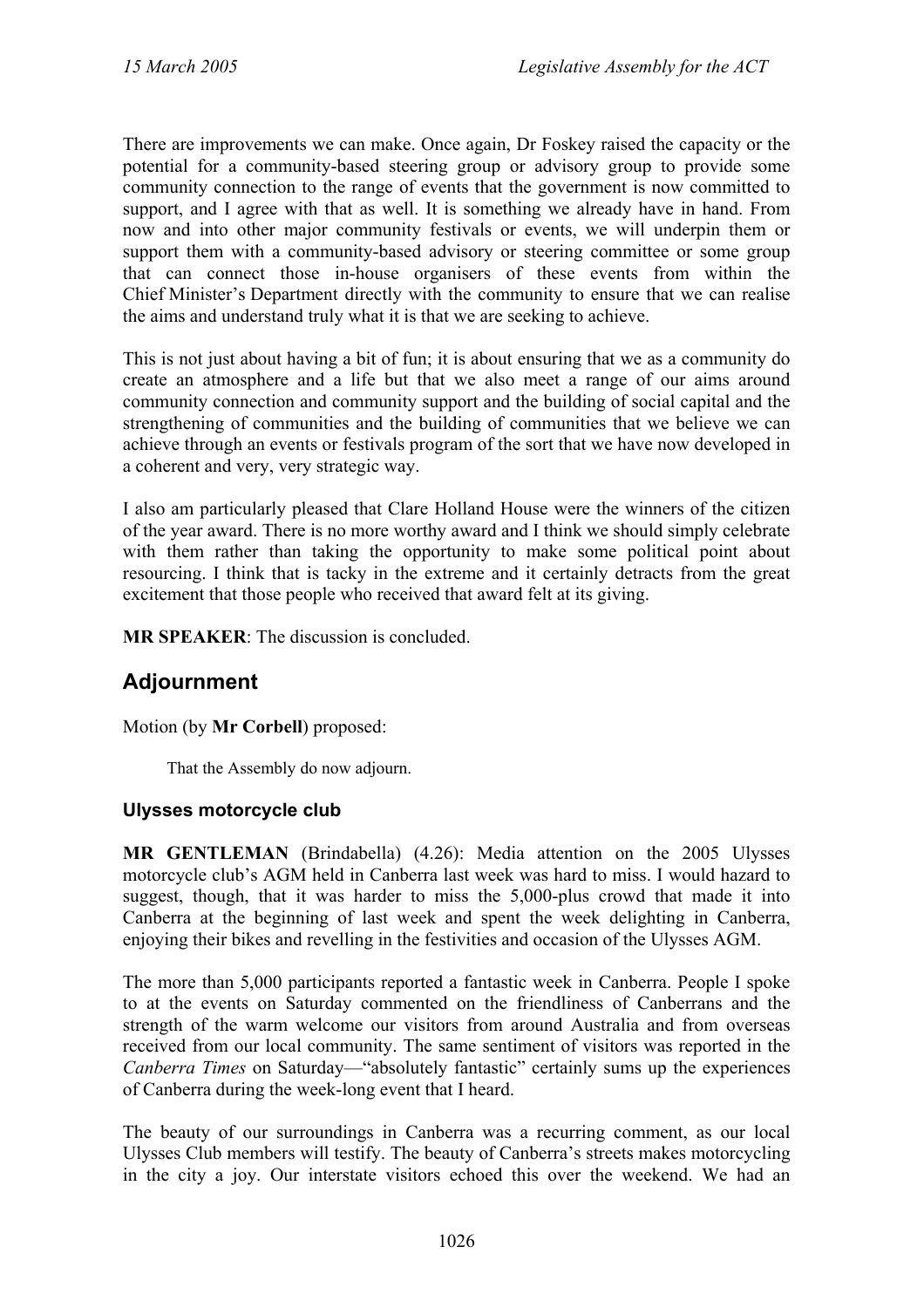There are improvements we can make. Once again, Dr Foskey raised the capacity or the potential for a community-based steering group or advisory group to provide some community connection to the range of events that the government is now committed to support, and I agree with that as well. It is something we already have in hand. From now and into other major community festivals or events, we will underpin them or support them with a community-based advisory or steering committee or some group that can connect those in-house organisers of these events from within the Chief Minister's Department directly with the community to ensure that we can realise the aims and understand truly what it is that we are seeking to achieve.

This is not just about having a bit of fun; it is about ensuring that we as a community do create an atmosphere and a life but that we also meet a range of our aims around community connection and community support and the building of social capital and the strengthening of communities and the building of communities that we believe we can achieve through an events or festivals program of the sort that we have now developed in a coherent and very, very strategic way.

I also am particularly pleased that Clare Holland House were the winners of the citizen of the year award. There is no more worthy award and I think we should simply celebrate with them rather than taking the opportunity to make some political point about resourcing. I think that is tacky in the extreme and it certainly detracts from the great excitement that those people who received that award felt at its giving.

**MR SPEAKER**: The discussion is concluded.

## Adjournment

Motion (by **Mr Corbell**) proposed:

> That the Assembly do now adjourn.

### Ulysses motorcycle club

**MR GENTLEMAN** (Brindabella) (4.26): Media attention on the 2005 Ulysses motorcycle club's AGM held in Canberra last week was hard to miss. I would hazard to suggest, though, that it was harder to miss the 5,000-plus crowd that made it into Canberra at the beginning of last week and spent the week delighting in Canberra, enjoying their bikes and revelling in the festivities and occasion of the Ulysses AGM.

The more than 5,000 participants reported a fantastic week in Canberra. People I spoke to at the events on Saturday commented on the friendliness of Canberrans and the strength of the warm welcome our visitors from around Australia and from overseas received from our local community. The same sentiment of visitors was reported in the *Canberra Times* on Saturday—"absolutely fantastic" certainly sums up the experiences of Canberra during the week-long event that I heard.

The beauty of our surroundings in Canberra was a recurring comment, as our local Ulysses Club members will testify. The beauty of Canberra's streets makes motorcycling in the city a joy. Our interstate visitors echoed this over the weekend. We had an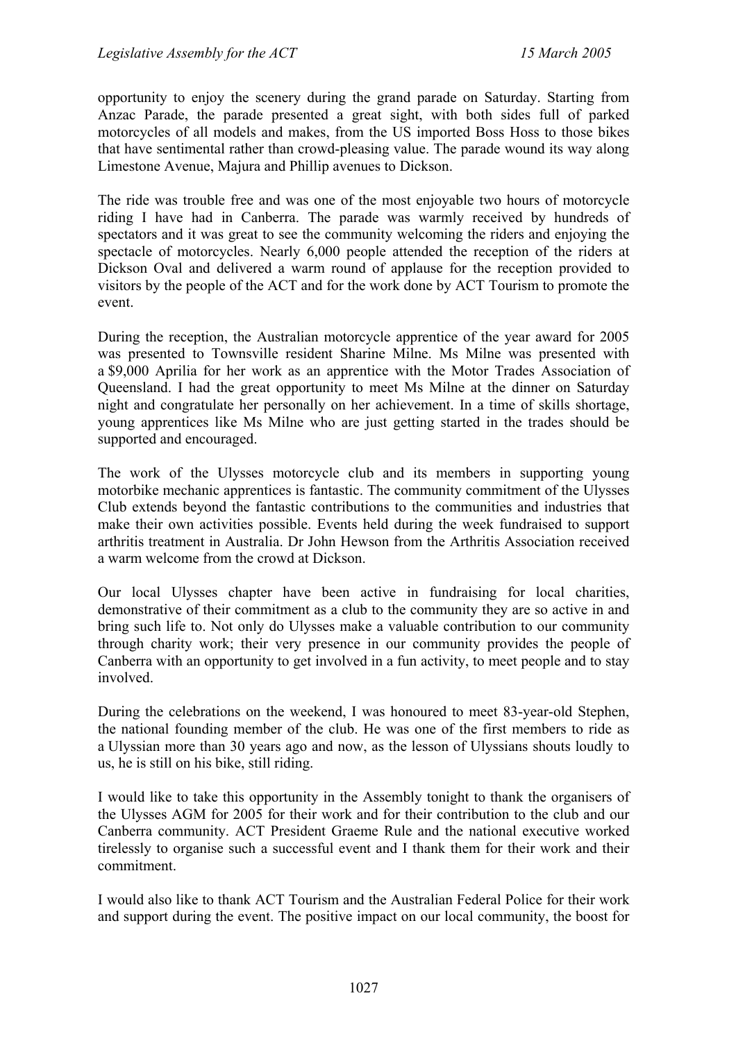opportunity to enjoy the scenery during the grand parade on Saturday. Starting from Anzac Parade, the parade presented a great sight, with both sides full of parked motorcycles of all models and makes, from the US imported Boss Hoss to those bikes that have sentimental rather than crowd-pleasing value. The parade wound its way along Limestone Avenue, Majura and Phillip avenues to Dickson.

The ride was trouble free and was one of the most enjoyable two hours of motorcycle riding I have had in Canberra. The parade was warmly received by hundreds of spectators and it was great to see the community welcoming the riders and enjoying the spectacle of motorcycles. Nearly 6,000 people attended the reception of the riders at Dickson Oval and delivered a warm round of applause for the reception provided to visitors by the people of the ACT and for the work done by ACT Tourism to promote the event.

During the reception, the Australian motorcycle apprentice of the year award for 2005 was presented to Townsville resident Sharine Milne. Ms Milne was presented with a $9,000 Aprilia for her work as an apprentice with the Motor Trades Association of Queensland. I had the great opportunity to meet Ms Milne at the dinner on Saturday night and congratulate her personally on her achievement. In a time of skills shortage, young apprentices like Ms Milne who are just getting started in the trades should be supported and encouraged.

The work of the Ulysses motorcycle club and its members in supporting young motorbike mechanic apprentices is fantastic. The community commitment of the Ulysses Club extends beyond the fantastic contributions to the communities and industries that make their own activities possible. Events held during the week fundraised to support arthritis treatment in Australia. Dr John Hewson from the Arthritis Association received a warm welcome from the crowd at Dickson.

Our local Ulysses chapter have been active in fundraising for local charities, demonstrative of their commitment as a club to the community they are so active in and bring such life to. Not only do Ulysses make a valuable contribution to our community through charity work; their very presence in our community provides the people of Canberra with an opportunity to get involved in a fun activity, to meet people and to stay involved.

During the celebrations on the weekend, I was honoured to meet 83-year-old Stephen, the national founding member of the club. He was one of the first members to ride as a Ulyssian more than 30 years ago and now, as the lesson of Ulyssians shouts loudly to us, he is still on his bike, still riding.

I would like to take this opportunity in the Assembly tonight to thank the organisers of the Ulysses AGM for 2005 for their work and for their contribution to the club and our Canberra community. ACT President Graeme Rule and the national executive worked tirelessly to organise such a successful event and I thank them for their work and their commitment.

I would also like to thank ACT Tourism and the Australian Federal Police for their work and support during the event. The positive impact on our local community, the boost for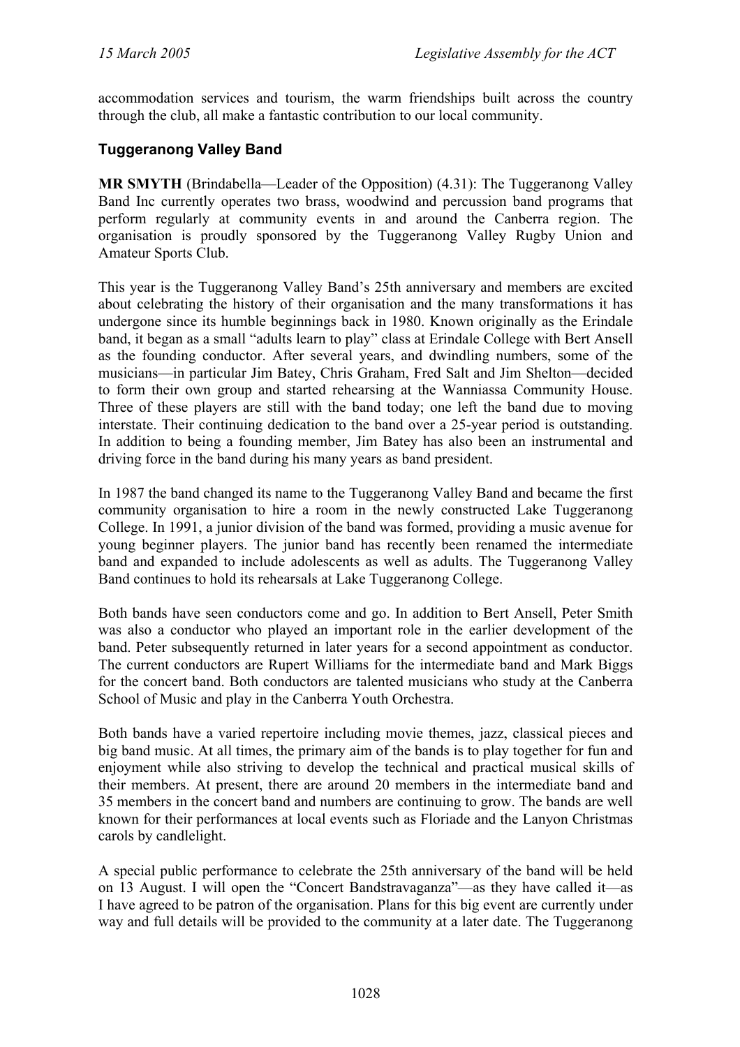accommodation services and tourism, the warm friendships built across the country through the club, all make a fantastic contribution to our local community.

### Tuggeranong Valley Band

**MR SMYTH** (Brindabella—Leader of the Opposition) (4.31): The Tuggeranong Valley Band Inc currently operates two brass, woodwind and percussion band programs that perform regularly at community events in and around the Canberra region. The organisation is proudly sponsored by the Tuggeranong Valley Rugby Union and Amateur Sports Club.

This year is the Tuggeranong Valley Band's 25th anniversary and members are excited about celebrating the history of their organisation and the many transformations it has undergone since its humble beginnings back in 1980. Known originally as the Erindale band, it began as a small "adults learn to play" class at Erindale College with Bert Ansell as the founding conductor. After several years, and dwindling numbers, some of the musicians—in particular Jim Batey, Chris Graham, Fred Salt and Jim Shelton—decided to form their own group and started rehearsing at the Wanniassa Community House. Three of these players are still with the band today; one left the band due to moving interstate. Their continuing dedication to the band over a 25-year period is outstanding. In addition to being a founding member, Jim Batey has also been an instrumental and driving force in the band during his many years as band president.

In 1987 the band changed its name to the Tuggeranong Valley Band and became the first community organisation to hire a room in the newly constructed Lake Tuggeranong College. In 1991, a junior division of the band was formed, providing a music avenue for young beginner players. The junior band has recently been renamed the intermediate band and expanded to include adolescents as well as adults. The Tuggeranong Valley Band continues to hold its rehearsals at Lake Tuggeranong College.

Both bands have seen conductors come and go. In addition to Bert Ansell, Peter Smith was also a conductor who played an important role in the earlier development of the band. Peter subsequently returned in later years for a second appointment as conductor. The current conductors are Rupert Williams for the intermediate band and Mark Biggs for the concert band. Both conductors are talented musicians who study at the Canberra School of Music and play in the Canberra Youth Orchestra.

Both bands have a varied repertoire including movie themes, jazz, classical pieces and big band music. At all times, the primary aim of the bands is to play together for fun and enjoyment while also striving to develop the technical and practical musical skills of their members. At present, there are around 20 members in the intermediate band and 35 members in the concert band and numbers are continuing to grow. The bands are well known for their performances at local events such as Floriade and the Lanyon Christmas carols by candlelight.

A special public performance to celebrate the 25th anniversary of the band will be held on 13 August. I will open the "Concert Bandstravaganza"—as they have called it—as I have agreed to be patron of the organisation. Plans for this big event are currently under way and full details will be provided to the community at a later date. The Tuggeranong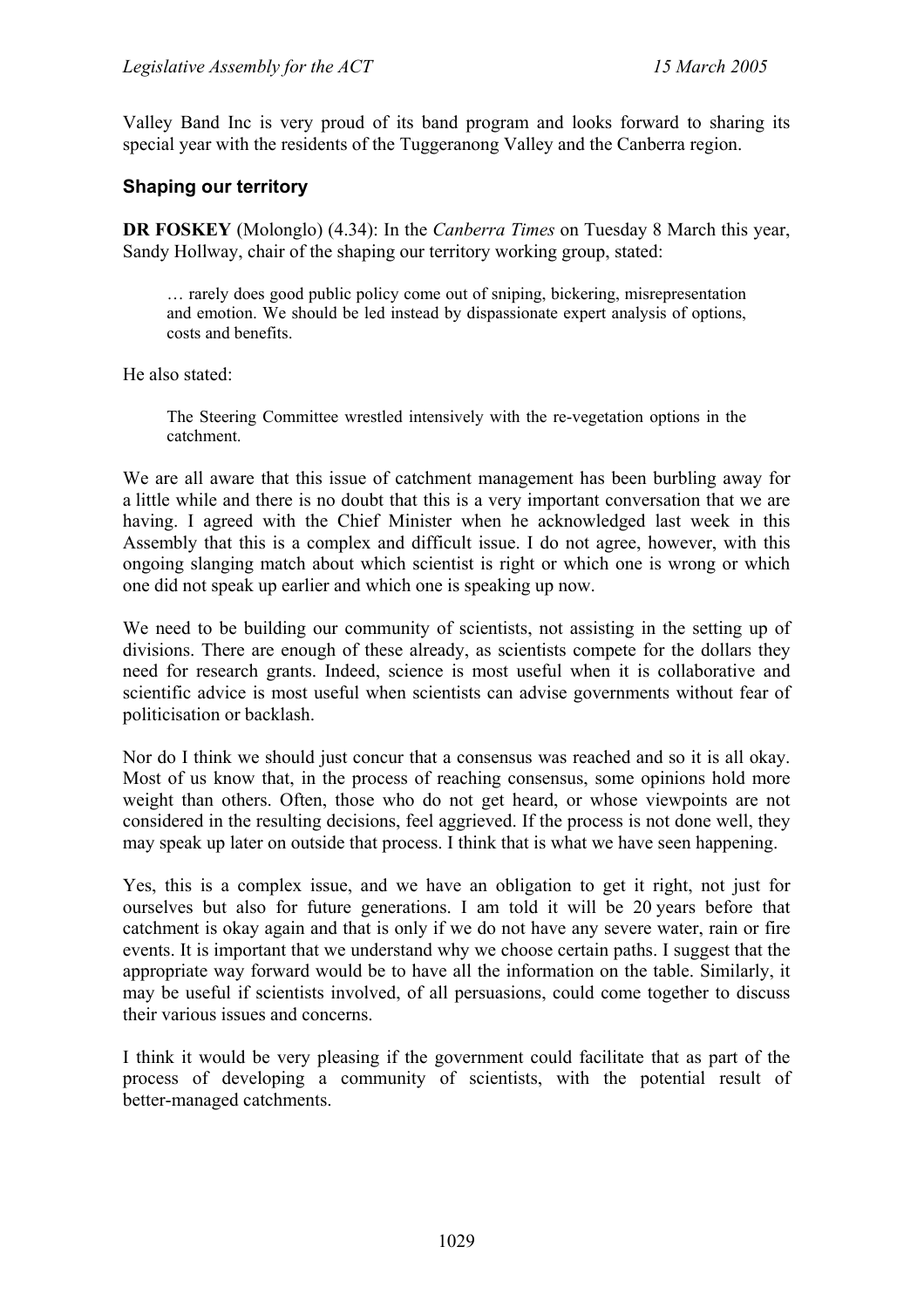Valley Band Inc is very proud of its band program and looks forward to sharing its special year with the residents of the Tuggeranong Valley and the Canberra region.

### Shaping our territory

**DR FOSKEY** (Molonglo) (4.34): In the *Canberra Times* on Tuesday 8 March this year, Sandy Hollway, chair of the shaping our territory working group, stated:

> … rarely does good public policy come out of sniping, bickering, misrepresentation and emotion. We should be led instead by dispassionate expert analysis of options, costs and benefits.

He also stated:

> The Steering Committee wrestled intensively with the re-vegetation options in the catchment.

We are all aware that this issue of catchment management has been burbling away for a little while and there is no doubt that this is a very important conversation that we are having. I agreed with the Chief Minister when he acknowledged last week in this Assembly that this is a complex and difficult issue. I do not agree, however, with this ongoing slanging match about which scientist is right or which one is wrong or which one did not speak up earlier and which one is speaking up now.

We need to be building our community of scientists, not assisting in the setting up of divisions. There are enough of these already, as scientists compete for the dollars they need for research grants. Indeed, science is most useful when it is collaborative and scientific advice is most useful when scientists can advise governments without fear of politicisation or backlash.

Nor do I think we should just concur that a consensus was reached and so it is all okay. Most of us know that, in the process of reaching consensus, some opinions hold more weight than others. Often, those who do not get heard, or whose viewpoints are not considered in the resulting decisions, feel aggrieved. If the process is not done well, they may speak up later on outside that process. I think that is what we have seen happening.

Yes, this is a complex issue, and we have an obligation to get it right, not just for ourselves but also for future generations. I am told it will be 20 years before that catchment is okay again and that is only if we do not have any severe water, rain or fire events. It is important that we understand why we choose certain paths. I suggest that the appropriate way forward would be to have all the information on the table. Similarly, it may be useful if scientists involved, of all persuasions, could come together to discuss their various issues and concerns.

I think it would be very pleasing if the government could facilitate that as part of the process of developing a community of scientists, with the potential result of better-managed catchments.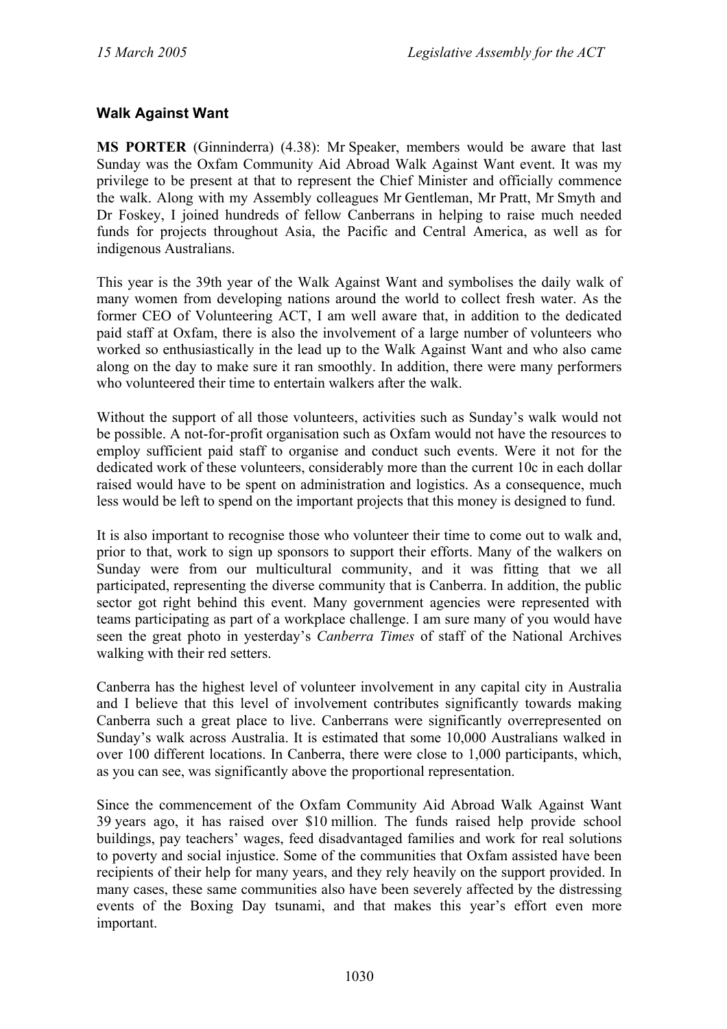### Walk Against Want

**MS PORTER** (Ginninderra) (4.38): Mr Speaker, members would be aware that last Sunday was the Oxfam Community Aid Abroad Walk Against Want event. It was my privilege to be present at that to represent the Chief Minister and officially commence the walk. Along with my Assembly colleagues Mr Gentleman, Mr Pratt, Mr Smyth and Dr Foskey, I joined hundreds of fellow Canberrans in helping to raise much needed funds for projects throughout Asia, the Pacific and Central America, as well as for indigenous Australians.

This year is the 39th year of the Walk Against Want and symbolises the daily walk of many women from developing nations around the world to collect fresh water. As the former CEO of Volunteering ACT, I am well aware that, in addition to the dedicated paid staff at Oxfam, there is also the involvement of a large number of volunteers who worked so enthusiastically in the lead up to the Walk Against Want and who also came along on the day to make sure it ran smoothly. In addition, there were many performers who volunteered their time to entertain walkers after the walk.

Without the support of all those volunteers, activities such as Sunday's walk would not be possible. A not-for-profit organisation such as Oxfam would not have the resources to employ sufficient paid staff to organise and conduct such events. Were it not for the dedicated work of these volunteers, considerably more than the current 10c in each dollar raised would have to be spent on administration and logistics. As a consequence, much less would be left to spend on the important projects that this money is designed to fund.

It is also important to recognise those who volunteer their time to come out to walk and, prior to that, work to sign up sponsors to support their efforts. Many of the walkers on Sunday were from our multicultural community, and it was fitting that we all participated, representing the diverse community that is Canberra. In addition, the public sector got right behind this event. Many government agencies were represented with teams participating as part of a workplace challenge. I am sure many of you would have seen the great photo in yesterday's *Canberra Times* of staff of the National Archives walking with their red setters.

Canberra has the highest level of volunteer involvement in any capital city in Australia and I believe that this level of involvement contributes significantly towards making Canberra such a great place to live. Canberrans were significantly overrepresented on Sunday's walk across Australia. It is estimated that some 10,000 Australians walked in over 100 different locations. In Canberra, there were close to 1,000 participants, which, as you can see, was significantly above the proportional representation.

Since the commencement of the Oxfam Community Aid Abroad Walk Against Want 39 years ago, it has raised over $10 million. The funds raised help provide school buildings, pay teachers' wages, feed disadvantaged families and work for real solutions to poverty and social injustice. Some of the communities that Oxfam assisted have been recipients of their help for many years, and they rely heavily on the support provided. In many cases, these same communities also have been severely affected by the distressing events of the Boxing Day tsunami, and that makes this year's effort even more important.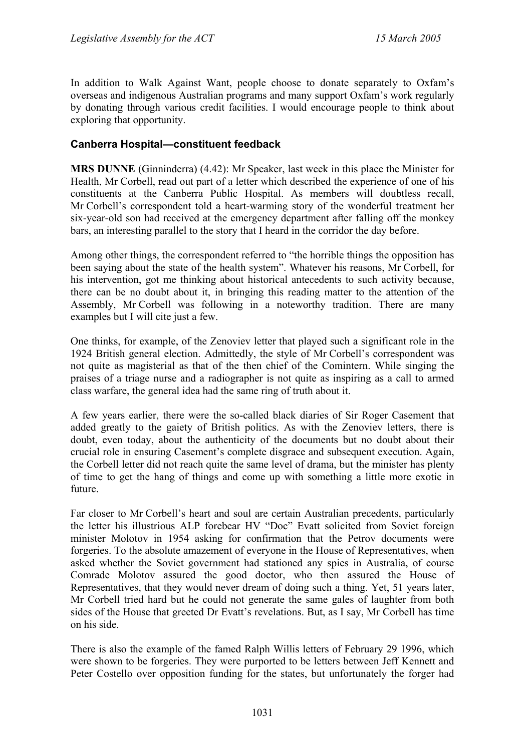In addition to Walk Against Want, people choose to donate separately to Oxfam's overseas and indigenous Australian programs and many support Oxfam's work regularly by donating through various credit facilities. I would encourage people to think about exploring that opportunity.

### Canberra Hospital—constituent feedback

**MRS DUNNE** (Ginninderra) (4.42): Mr Speaker, last week in this place the Minister for Health, Mr Corbell, read out part of a letter which described the experience of one of his constituents at the Canberra Public Hospital. As members will doubtless recall, Mr Corbell's correspondent told a heart-warming story of the wonderful treatment her six-year-old son had received at the emergency department after falling off the monkey bars, an interesting parallel to the story that I heard in the corridor the day before.

Among other things, the correspondent referred to "the horrible things the opposition has been saying about the state of the health system". Whatever his reasons, Mr Corbell, for his intervention, got me thinking about historical antecedents to such activity because, there can be no doubt about it, in bringing this reading matter to the attention of the Assembly, Mr Corbell was following in a noteworthy tradition. There are many examples but I will cite just a few.

One thinks, for example, of the Zenoviev letter that played such a significant role in the 1924 British general election. Admittedly, the style of Mr Corbell's correspondent was not quite as magisterial as that of the then chief of the Comintern. While singing the praises of a triage nurse and a radiographer is not quite as inspiring as a call to armed class warfare, the general idea had the same ring of truth about it.

A few years earlier, there were the so-called black diaries of Sir Roger Casement that added greatly to the gaiety of British politics. As with the Zenoviev letters, there is doubt, even today, about the authenticity of the documents but no doubt about their crucial role in ensuring Casement's complete disgrace and subsequent execution. Again, the Corbell letter did not reach quite the same level of drama, but the minister has plenty of time to get the hang of things and come up with something a little more exotic in future.

Far closer to Mr Corbell's heart and soul are certain Australian precedents, particularly the letter his illustrious ALP forebear HV "Doc" Evatt solicited from Soviet foreign minister Molotov in 1954 asking for confirmation that the Petrov documents were forgeries. To the absolute amazement of everyone in the House of Representatives, when asked whether the Soviet government had stationed any spies in Australia, of course Comrade Molotov assured the good doctor, who then assured the House of Representatives, that they would never dream of doing such a thing. Yet, 51 years later, Mr Corbell tried hard but he could not generate the same gales of laughter from both sides of the House that greeted Dr Evatt's revelations. But, as I say, Mr Corbell has time on his side.

There is also the example of the famed Ralph Willis letters of February 29 1996, which were shown to be forgeries. They were purported to be letters between Jeff Kennett and Peter Costello over opposition funding for the states, but unfortunately the forger had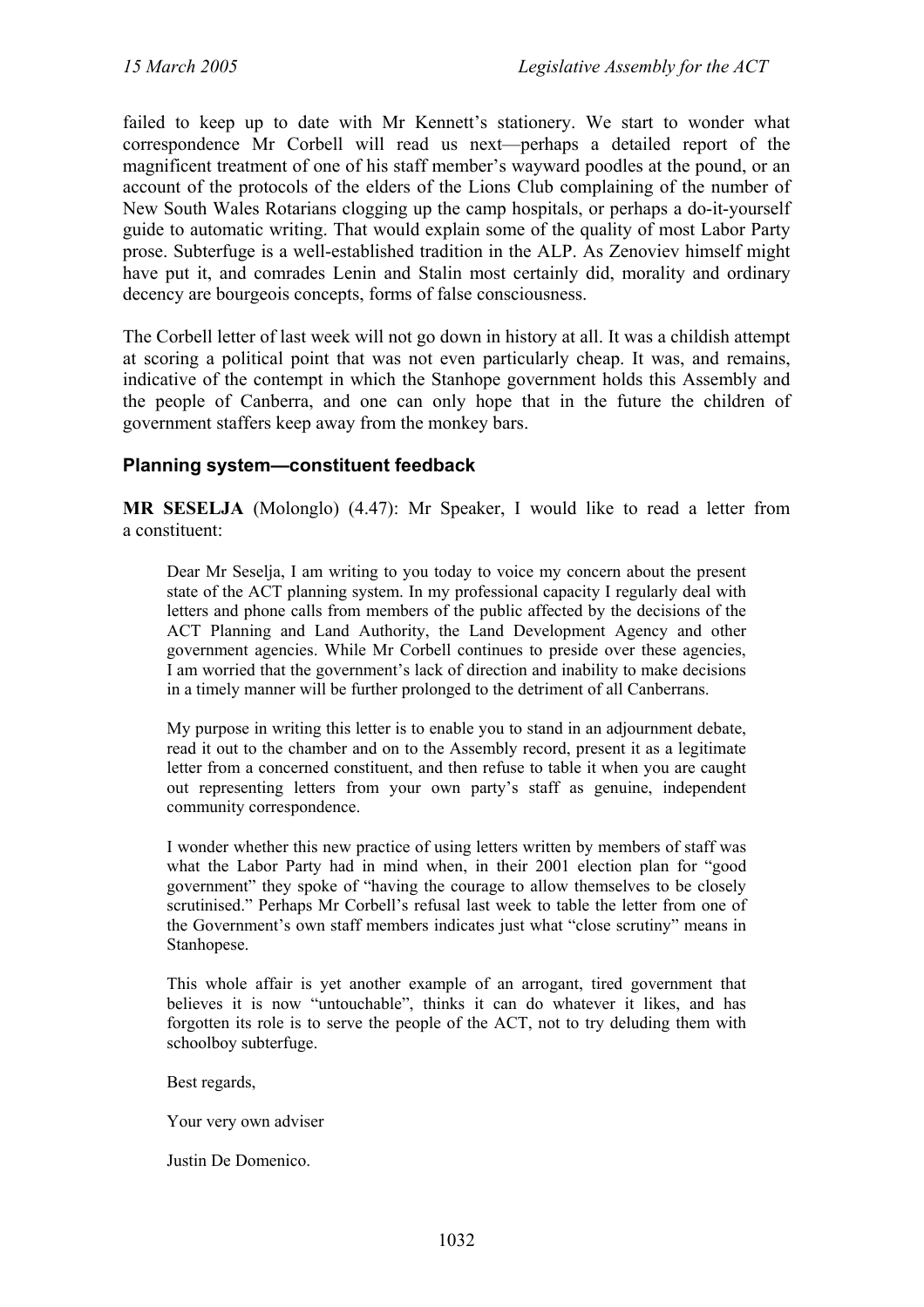failed to keep up to date with Mr Kennett's stationery. We start to wonder what correspondence Mr Corbell will read us next—perhaps a detailed report of the magnificent treatment of one of his staff member's wayward poodles at the pound, or an account of the protocols of the elders of the Lions Club complaining of the number of New South Wales Rotarians clogging up the camp hospitals, or perhaps a do-it-yourself guide to automatic writing. That would explain some of the quality of most Labor Party prose. Subterfuge is a well-established tradition in the ALP. As Zenoviev himself might have put it, and comrades Lenin and Stalin most certainly did, morality and ordinary decency are bourgeois concepts, forms of false consciousness.

The Corbell letter of last week will not go down in history at all. It was a childish attempt at scoring a political point that was not even particularly cheap. It was, and remains, indicative of the contempt in which the Stanhope government holds this Assembly and the people of Canberra, and one can only hope that in the future the children of government staffers keep away from the monkey bars.

### Planning system—constituent feedback

**MR SESELJA** (Molonglo) (4.47): Mr Speaker, I would like to read a letter from a constituent:

> Dear Mr Seselja, I am writing to you today to voice my concern about the present state of the ACT planning system. In my professional capacity I regularly deal with letters and phone calls from members of the public affected by the decisions of the ACT Planning and Land Authority, the Land Development Agency and other government agencies. While Mr Corbell continues to preside over these agencies, I am worried that the government's lack of direction and inability to make decisions in a timely manner will be further prolonged to the detriment of all Canberrans.
>
> My purpose in writing this letter is to enable you to stand in an adjournment debate, read it out to the chamber and on to the Assembly record, present it as a legitimate letter from a concerned constituent, and then refuse to table it when you are caught out representing letters from your own party's staff as genuine, independent community correspondence.
>
> I wonder whether this new practice of using letters written by members of staff was what the Labor Party had in mind when, in their 2001 election plan for "good government" they spoke of "having the courage to allow themselves to be closely scrutinised." Perhaps Mr Corbell's refusal last week to table the letter from one of the Government's own staff members indicates just what "close scrutiny" means in Stanhopese.
>
> This whole affair is yet another example of an arrogant, tired government that believes it is now "untouchable", thinks it can do whatever it likes, and has forgotten its role is to serve the people of the ACT, not to try deluding them with schoolboy subterfuge.
>
> Best regards,
>
> Your very own adviser
>
> Justin De Domenico.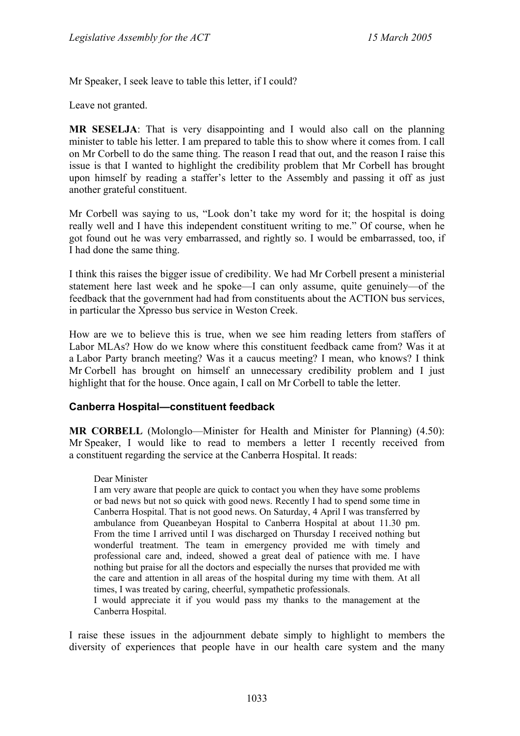Mr Speaker, I seek leave to table this letter, if I could?

Leave not granted.

**MR SESELJA**: That is very disappointing and I would also call on the planning minister to table his letter. I am prepared to table this to show where it comes from. I call on Mr Corbell to do the same thing. The reason I read that out, and the reason I raise this issue is that I wanted to highlight the credibility problem that Mr Corbell has brought upon himself by reading a staffer's letter to the Assembly and passing it off as just another grateful constituent.

Mr Corbell was saying to us, "Look don't take my word for it; the hospital is doing really well and I have this independent constituent writing to me." Of course, when he got found out he was very embarrassed, and rightly so. I would be embarrassed, too, if I had done the same thing.

I think this raises the bigger issue of credibility. We had Mr Corbell present a ministerial statement here last week and he spoke—I can only assume, quite genuinely—of the feedback that the government had had from constituents about the ACTION bus services, in particular the Xpresso bus service in Weston Creek.

How are we to believe this is true, when we see him reading letters from staffers of Labor MLAs? How do we know where this constituent feedback came from? Was it at a Labor Party branch meeting? Was it a caucus meeting? I mean, who knows? I think Mr Corbell has brought on himself an unnecessary credibility problem and I just highlight that for the house. Once again, I call on Mr Corbell to table the letter.

### Canberra Hospital—constituent feedback

**MR CORBELL** (Molonglo—Minister for Health and Minister for Planning) (4.50): Mr Speaker, I would like to read to members a letter I recently received from a constituent regarding the service at the Canberra Hospital. It reads:

> Dear Minister
>
> I am very aware that people are quick to contact you when they have some problems or bad news but not so quick with good news. Recently I had to spend some time in Canberra Hospital. That is not good news. On Saturday, 4 April I was transferred by ambulance from Queanbeyan Hospital to Canberra Hospital at about 11.30 pm. From the time I arrived until I was discharged on Thursday I received nothing but wonderful treatment. The team in emergency provided me with timely and professional care and, indeed, showed a great deal of patience with me. I have nothing but praise for all the doctors and especially the nurses that provided me with the care and attention in all areas of the hospital during my time with them. At all times, I was treated by caring, cheerful, sympathetic professionals.
>
> I would appreciate it if you would pass my thanks to the management at the Canberra Hospital.

I raise these issues in the adjournment debate simply to highlight to members the diversity of experiences that people have in our health care system and the many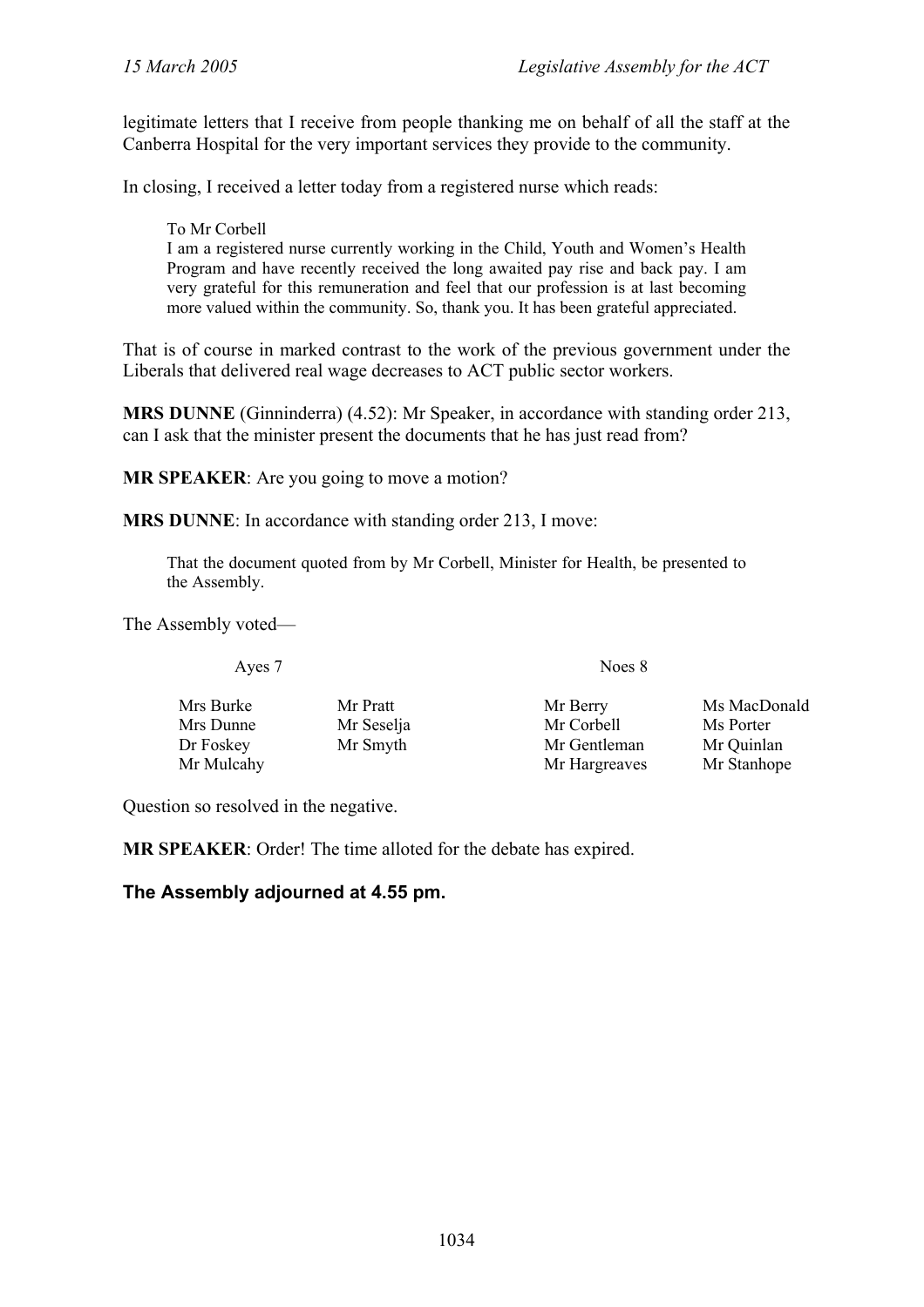legitimate letters that I receive from people thanking me on behalf of all the staff at the Canberra Hospital for the very important services they provide to the community.

In closing, I received a letter today from a registered nurse which reads:

> To Mr Corbell
> I am a registered nurse currently working in the Child, Youth and Women's Health Program and have recently received the long awaited pay rise and back pay. I am very grateful for this remuneration and feel that our profession is at last becoming more valued within the community. So, thank you. It has been grateful appreciated.

That is of course in marked contrast to the work of the previous government under the Liberals that delivered real wage decreases to ACT public sector workers.

**MRS DUNNE** (Ginninderra) (4.52): Mr Speaker, in accordance with standing order 213, can I ask that the minister present the documents that he has just read from?

**MR SPEAKER**: Are you going to move a motion?

**MRS DUNNE**: In accordance with standing order 213, I move:

> That the document quoted from by Mr Corbell, Minister for Health, be presented to the Assembly.

The Assembly voted—

| Ayes 7 | | Noes 8 | |
|---|---|---|---|
| Mrs Burke | Mr Pratt | Mr Berry | Ms MacDonald |
| Mrs Dunne | Mr Seselja | Mr Corbell | Ms Porter |
| Dr Foskey | Mr Smyth | Mr Gentleman | Mr Quinlan |
| Mr Mulcahy | | Mr Hargreaves | Mr Stanhope |

Question so resolved in the negative.

**MR SPEAKER**: Order! The time alloted for the debate has expired.

**The Assembly adjourned at 4.55 pm.**